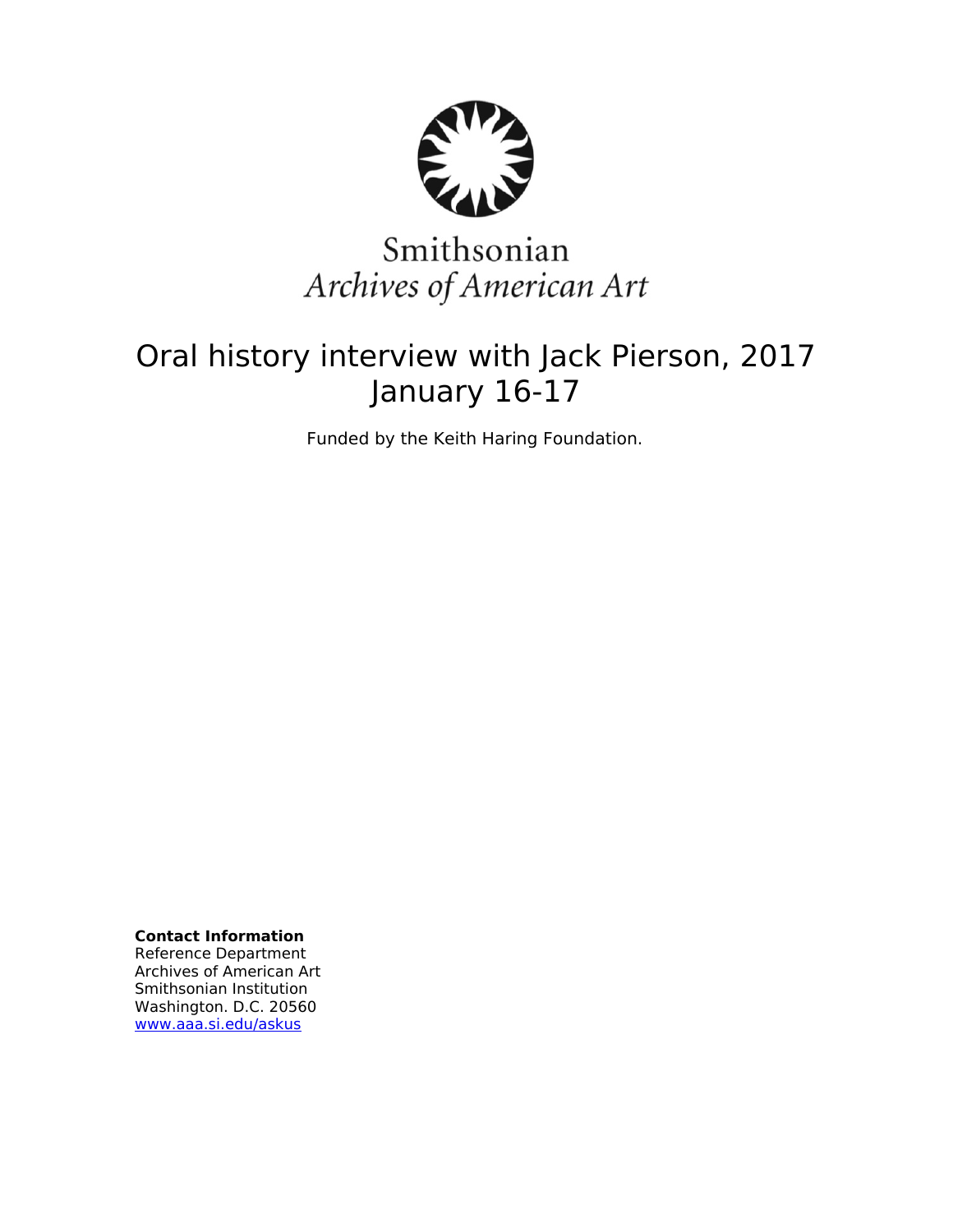Smithsonian
*Archives of American Art*

# Oral history interview with Jack Pierson, 2017 January 16-17

Funded by the Keith Haring Foundation.

**Contact Information**
Reference Department
Archives of American Art
Smithsonian Institution
Washington. D.C. 20560
www.aaa.si.edu/askus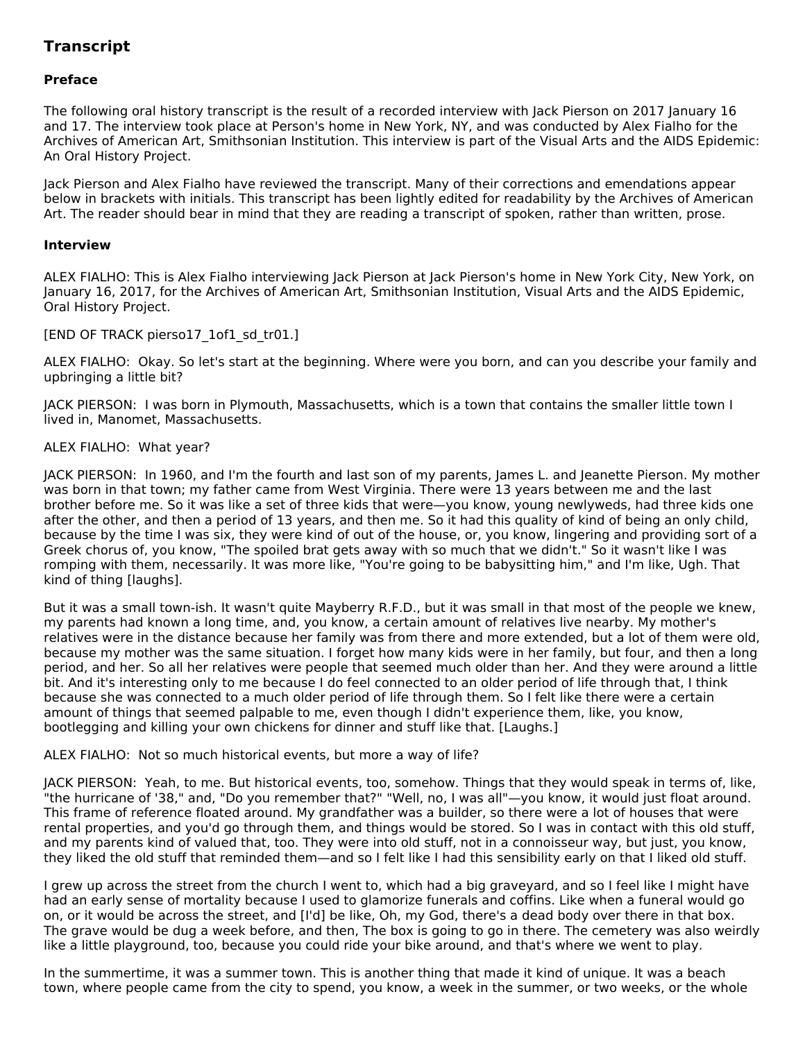## Transcript

### Preface

The following oral history transcript is the result of a recorded interview with Jack Pierson on 2017 January 16 and 17. The interview took place at Person's home in New York, NY, and was conducted by Alex Fialho for the Archives of American Art, Smithsonian Institution. This interview is part of the Visual Arts and the AIDS Epidemic: An Oral History Project.

Jack Pierson and Alex Fialho have reviewed the transcript. Many of their corrections and emendations appear below in brackets with initials. This transcript has been lightly edited for readability by the Archives of American Art. The reader should bear in mind that they are reading a transcript of spoken, rather than written, prose.

### Interview

ALEX FIALHO: This is Alex Fialho interviewing Jack Pierson at Jack Pierson's home in New York City, New York, on January 16, 2017, for the Archives of American Art, Smithsonian Institution, Visual Arts and the AIDS Epidemic, Oral History Project.

[END OF TRACK pierso17_1of1_sd_tr01.]

ALEX FIALHO: Okay. So let's start at the beginning. Where were you born, and can you describe your family and upbringing a little bit?

JACK PIERSON: I was born in Plymouth, Massachusetts, which is a town that contains the smaller little town I lived in, Manomet, Massachusetts.

ALEX FIALHO: What year?

JACK PIERSON: In 1960, and I'm the fourth and last son of my parents, James L. and Jeanette Pierson. My mother was born in that town; my father came from West Virginia. There were 13 years between me and the last brother before me. So it was like a set of three kids that were—you know, young newlyweds, had three kids one after the other, and then a period of 13 years, and then me. So it had this quality of kind of being an only child, because by the time I was six, they were kind of out of the house, or, you know, lingering and providing sort of a Greek chorus of, you know, "The spoiled brat gets away with so much that we didn't." So it wasn't like I was romping with them, necessarily. It was more like, "You're going to be babysitting him," and I'm like, Ugh. That kind of thing [laughs].

But it was a small town-ish. It wasn't quite Mayberry R.F.D., but it was small in that most of the people we knew, my parents had known a long time, and, you know, a certain amount of relatives live nearby. My mother's relatives were in the distance because her family was from there and more extended, but a lot of them were old, because my mother was the same situation. I forget how many kids were in her family, but four, and then a long period, and her. So all her relatives were people that seemed much older than her. And they were around a little bit. And it's interesting only to me because I do feel connected to an older period of life through that, I think because she was connected to a much older period of life through them. So I felt like there were a certain amount of things that seemed palpable to me, even though I didn't experience them, like, you know, bootlegging and killing your own chickens for dinner and stuff like that. [Laughs.]

ALEX FIALHO: Not so much historical events, but more a way of life?

JACK PIERSON: Yeah, to me. But historical events, too, somehow. Things that they would speak in terms of, like, "the hurricane of '38," and, "Do you remember that?" "Well, no, I was all"—you know, it would just float around. This frame of reference floated around. My grandfather was a builder, so there were a lot of houses that were rental properties, and you'd go through them, and things would be stored. So I was in contact with this old stuff, and my parents kind of valued that, too. They were into old stuff, not in a connoisseur way, but just, you know, they liked the old stuff that reminded them—and so I felt like I had this sensibility early on that I liked old stuff.

I grew up across the street from the church I went to, which had a big graveyard, and so I feel like I might have had an early sense of mortality because I used to glamorize funerals and coffins. Like when a funeral would go on, or it would be across the street, and [I'd] be like, Oh, my God, there's a dead body over there in that box. The grave would be dug a week before, and then, The box is going to go in there. The cemetery was also weirdly like a little playground, too, because you could ride your bike around, and that's where we went to play.

In the summertime, it was a summer town. This is another thing that made it kind of unique. It was a beach town, where people came from the city to spend, you know, a week in the summer, or two weeks, or the whole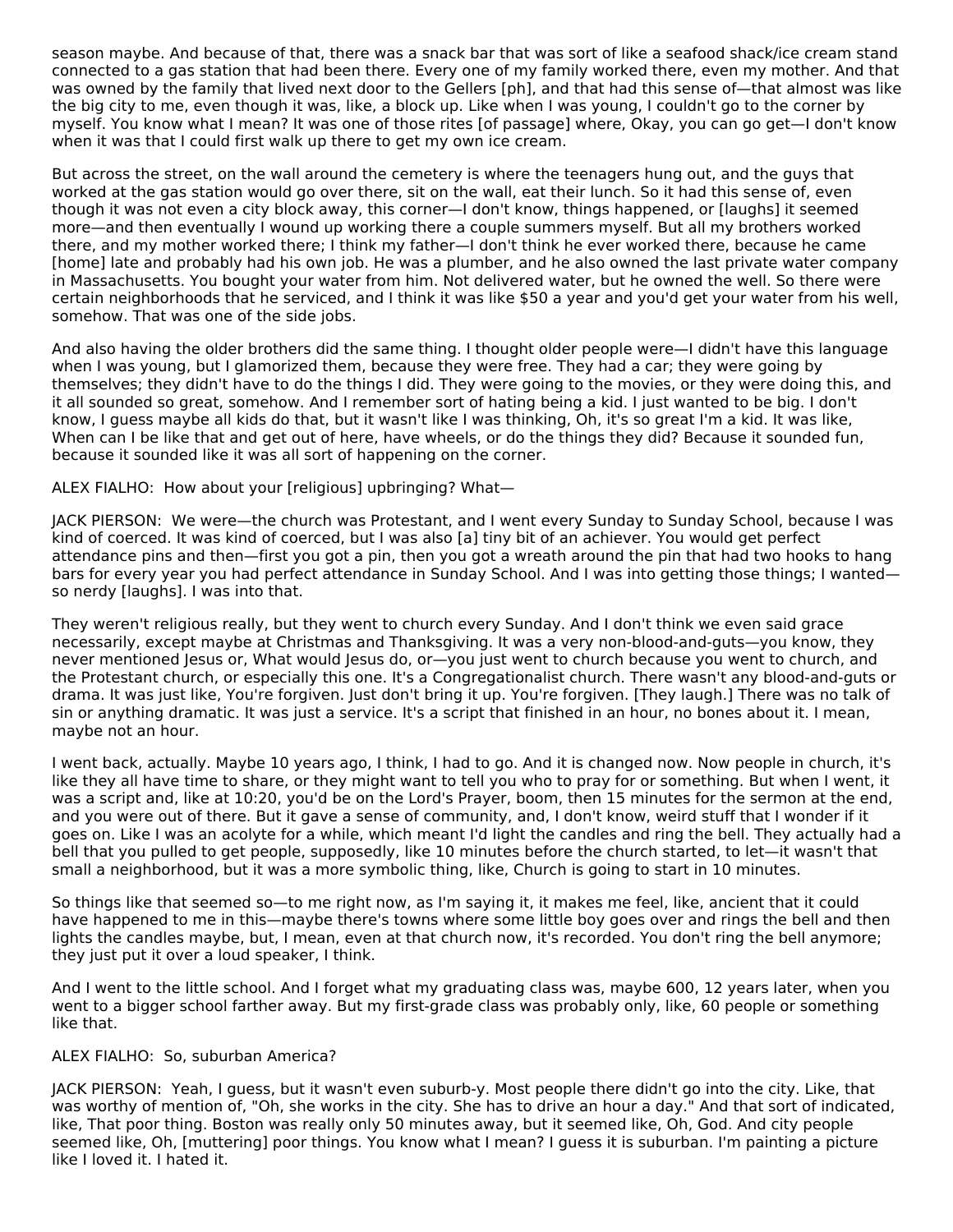season maybe. And because of that, there was a snack bar that was sort of like a seafood shack/ice cream stand connected to a gas station that had been there. Every one of my family worked there, even my mother. And that was owned by the family that lived next door to the Gellers [ph], and that had this sense of—that almost was like the big city to me, even though it was, like, a block up. Like when I was young, I couldn't go to the corner by myself. You know what I mean? It was one of those rites [of passage] where, Okay, you can go get—I don't know when it was that I could first walk up there to get my own ice cream.

But across the street, on the wall around the cemetery is where the teenagers hung out, and the guys that worked at the gas station would go over there, sit on the wall, eat their lunch. So it had this sense of, even though it was not even a city block away, this corner—I don't know, things happened, or [laughs] it seemed more—and then eventually I wound up working there a couple summers myself. But all my brothers worked there, and my mother worked there; I think my father—I don't think he ever worked there, because he came [home] late and probably had his own job. He was a plumber, and he also owned the last private water company in Massachusetts. You bought your water from him. Not delivered water, but he owned the well. So there were certain neighborhoods that he serviced, and I think it was like $50 a year and you'd get your water from his well, somehow. That was one of the side jobs.

And also having the older brothers did the same thing. I thought older people were—I didn't have this language when I was young, but I glamorized them, because they were free. They had a car; they were going by themselves; they didn't have to do the things I did. They were going to the movies, or they were doing this, and it all sounded so great, somehow. And I remember sort of hating being a kid. I just wanted to be big. I don't know, I guess maybe all kids do that, but it wasn't like I was thinking, Oh, it's so great I'm a kid. It was like, When can I be like that and get out of here, have wheels, or do the things they did? Because it sounded fun, because it sounded like it was all sort of happening on the corner.

ALEX FIALHO: How about your [religious] upbringing? What—

JACK PIERSON: We were—the church was Protestant, and I went every Sunday to Sunday School, because I was kind of coerced. It was kind of coerced, but I was also [a] tiny bit of an achiever. You would get perfect attendance pins and then—first you got a pin, then you got a wreath around the pin that had two hooks to hang bars for every year you had perfect attendance in Sunday School. And I was into getting those things; I wanted—so nerdy [laughs]. I was into that.

They weren't religious really, but they went to church every Sunday. And I don't think we even said grace necessarily, except maybe at Christmas and Thanksgiving. It was a very non-blood-and-guts—you know, they never mentioned Jesus or, What would Jesus do, or—you just went to church because you went to church, and the Protestant church, or especially this one. It's a Congregationalist church. There wasn't any blood-and-guts or drama. It was just like, You're forgiven. Just don't bring it up. You're forgiven. [They laugh.] There was no talk of sin or anything dramatic. It was just a service. It's a script that finished in an hour, no bones about it. I mean, maybe not an hour.

I went back, actually. Maybe 10 years ago, I think, I had to go. And it is changed now. Now people in church, it's like they all have time to share, or they might want to tell you who to pray for or something. But when I went, it was a script and, like at 10:20, you'd be on the Lord's Prayer, boom, then 15 minutes for the sermon at the end, and you were out of there. But it gave a sense of community, and, I don't know, weird stuff that I wonder if it goes on. Like I was an acolyte for a while, which meant I'd light the candles and ring the bell. They actually had a bell that you pulled to get people, supposedly, like 10 minutes before the church started, to let—it wasn't that small a neighborhood, but it was a more symbolic thing, like, Church is going to start in 10 minutes.

So things like that seemed so—to me right now, as I'm saying it, it makes me feel, like, ancient that it could have happened to me in this—maybe there's towns where some little boy goes over and rings the bell and then lights the candles maybe, but, I mean, even at that church now, it's recorded. You don't ring the bell anymore; they just put it over a loud speaker, I think.

And I went to the little school. And I forget what my graduating class was, maybe 600, 12 years later, when you went to a bigger school farther away. But my first-grade class was probably only, like, 60 people or something like that.

ALEX FIALHO: So, suburban America?

JACK PIERSON: Yeah, I guess, but it wasn't even suburb-y. Most people there didn't go into the city. Like, that was worthy of mention of, "Oh, she works in the city. She has to drive an hour a day." And that sort of indicated, like, That poor thing. Boston was really only 50 minutes away, but it seemed like, Oh, God. And city people seemed like, Oh, [muttering] poor things. You know what I mean? I guess it is suburban. I'm painting a picture like I loved it. I hated it.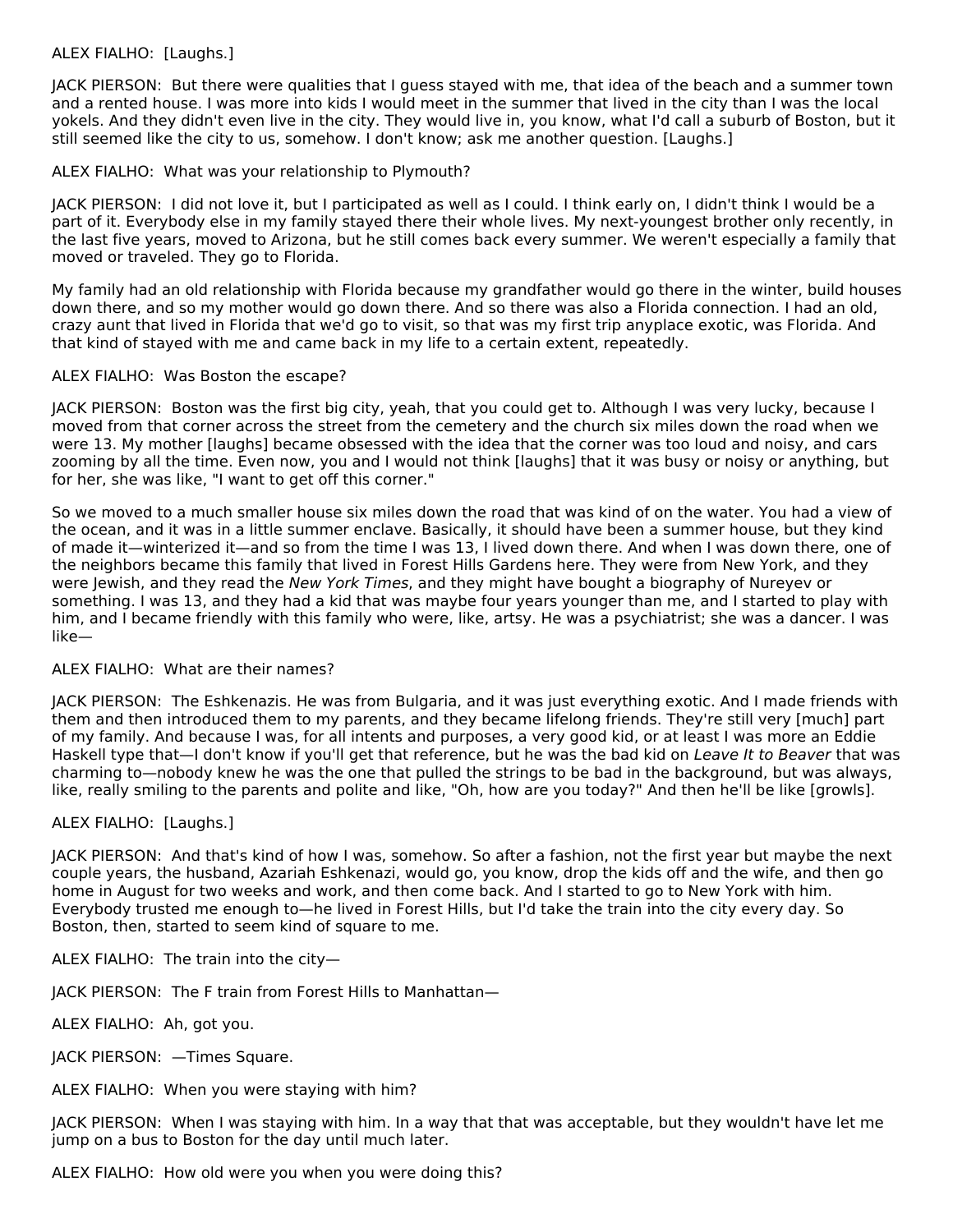ALEX FIALHO:  [Laughs.]

JACK PIERSON:  But there were qualities that I guess stayed with me, that idea of the beach and a summer town and a rented house. I was more into kids I would meet in the summer that lived in the city than I was the local yokels. And they didn't even live in the city. They would live in, you know, what I'd call a suburb of Boston, but it still seemed like the city to us, somehow. I don't know; ask me another question. [Laughs.]

ALEX FIALHO:  What was your relationship to Plymouth?

JACK PIERSON:  I did not love it, but I participated as well as I could. I think early on, I didn't think I would be a part of it. Everybody else in my family stayed there their whole lives. My next-youngest brother only recently, in the last five years, moved to Arizona, but he still comes back every summer. We weren't especially a family that moved or traveled. They go to Florida.

My family had an old relationship with Florida because my grandfather would go there in the winter, build houses down there, and so my mother would go down there. And so there was also a Florida connection. I had an old, crazy aunt that lived in Florida that we'd go to visit, so that was my first trip anyplace exotic, was Florida. And that kind of stayed with me and came back in my life to a certain extent, repeatedly.

ALEX FIALHO:  Was Boston the escape?

JACK PIERSON:  Boston was the first big city, yeah, that you could get to. Although I was very lucky, because I moved from that corner across the street from the cemetery and the church six miles down the road when we were 13. My mother [laughs] became obsessed with the idea that the corner was too loud and noisy, and cars zooming by all the time. Even now, you and I would not think [laughs] that it was busy or noisy or anything, but for her, she was like, "I want to get off this corner."

So we moved to a much smaller house six miles down the road that was kind of on the water. You had a view of the ocean, and it was in a little summer enclave. Basically, it should have been a summer house, but they kind of made it—winterized it—and so from the time I was 13, I lived down there. And when I was down there, one of the neighbors became this family that lived in Forest Hills Gardens here. They were from New York, and they were Jewish, and they read the *New York Times*, and they might have bought a biography of Nureyev or something. I was 13, and they had a kid that was maybe four years younger than me, and I started to play with him, and I became friendly with this family who were, like, artsy. He was a psychiatrist; she was a dancer. I was like—

ALEX FIALHO:  What are their names?

JACK PIERSON:  The Eshkenazis. He was from Bulgaria, and it was just everything exotic. And I made friends with them and then introduced them to my parents, and they became lifelong friends. They're still very [much] part of my family. And because I was, for all intents and purposes, a very good kid, or at least I was more an Eddie Haskell type that—I don't know if you'll get that reference, but he was the bad kid on *Leave It to Beaver* that was charming to—nobody knew he was the one that pulled the strings to be bad in the background, but was always, like, really smiling to the parents and polite and like, "Oh, how are you today?" And then he'll be like [growls].

ALEX FIALHO:  [Laughs.]

JACK PIERSON:  And that's kind of how I was, somehow. So after a fashion, not the first year but maybe the next couple years, the husband, Azariah Eshkenazi, would go, you know, drop the kids off and the wife, and then go home in August for two weeks and work, and then come back. And I started to go to New York with him. Everybody trusted me enough to—he lived in Forest Hills, but I'd take the train into the city every day. So Boston, then, started to seem kind of square to me.

ALEX FIALHO:  The train into the city—

JACK PIERSON:  The F train from Forest Hills to Manhattan—

ALEX FIALHO:  Ah, got you.

JACK PIERSON:  —Times Square.

ALEX FIALHO:  When you were staying with him?

JACK PIERSON:  When I was staying with him. In a way that that was acceptable, but they wouldn't have let me jump on a bus to Boston for the day until much later.

ALEX FIALHO:  How old were you when you were doing this?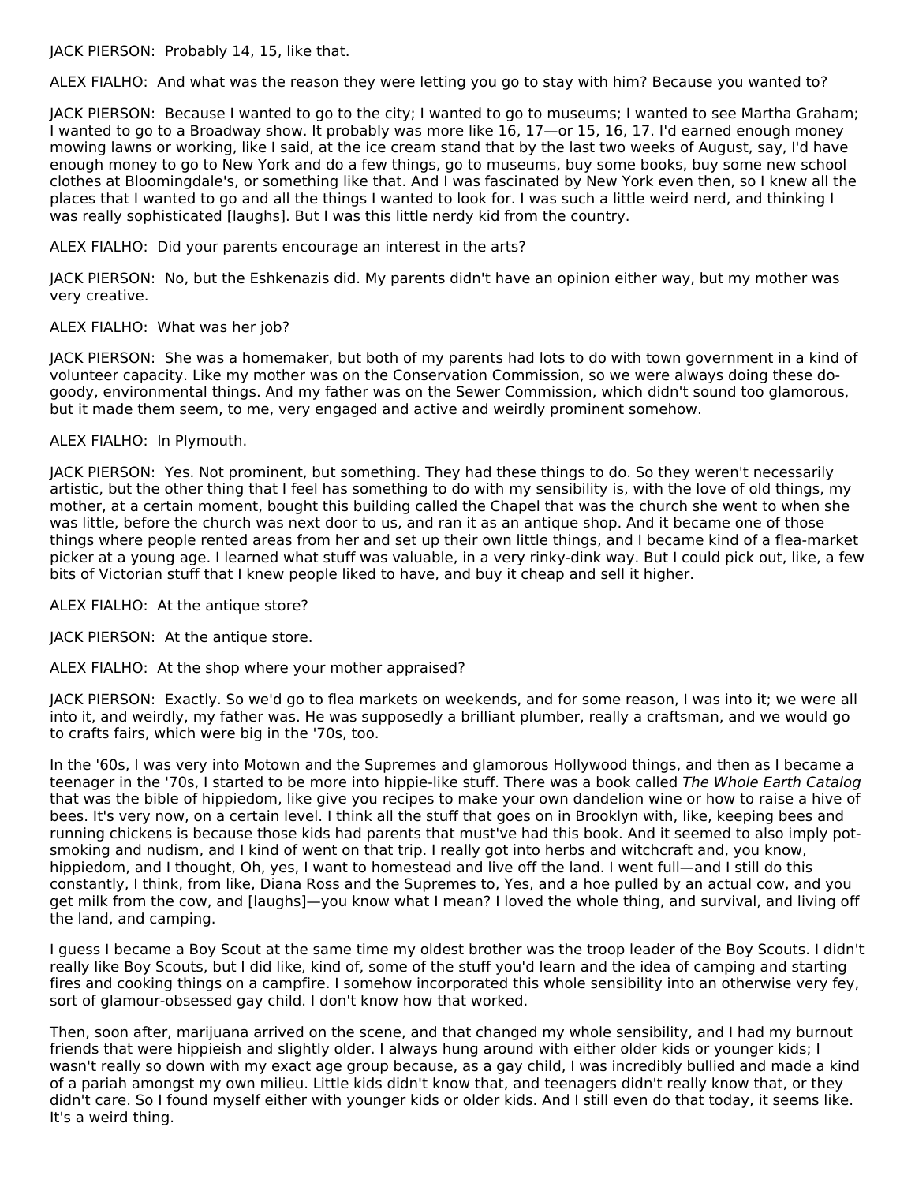JACK PIERSON: Probably 14, 15, like that.

ALEX FIALHO: And what was the reason they were letting you go to stay with him? Because you wanted to?

JACK PIERSON: Because I wanted to go to the city; I wanted to go to museums; I wanted to see Martha Graham; I wanted to go to a Broadway show. It probably was more like 16, 17—or 15, 16, 17. I'd earned enough money mowing lawns or working, like I said, at the ice cream stand that by the last two weeks of August, say, I'd have enough money to go to New York and do a few things, go to museums, buy some books, buy some new school clothes at Bloomingdale's, or something like that. And I was fascinated by New York even then, so I knew all the places that I wanted to go and all the things I wanted to look for. I was such a little weird nerd, and thinking I was really sophisticated [laughs]. But I was this little nerdy kid from the country.

ALEX FIALHO: Did your parents encourage an interest in the arts?

JACK PIERSON: No, but the Eshkenazis did. My parents didn't have an opinion either way, but my mother was very creative.

ALEX FIALHO: What was her job?

JACK PIERSON: She was a homemaker, but both of my parents had lots to do with town government in a kind of volunteer capacity. Like my mother was on the Conservation Commission, so we were always doing these do-goody, environmental things. And my father was on the Sewer Commission, which didn't sound too glamorous, but it made them seem, to me, very engaged and active and weirdly prominent somehow.

ALEX FIALHO: In Plymouth.

JACK PIERSON: Yes. Not prominent, but something. They had these things to do. So they weren't necessarily artistic, but the other thing that I feel has something to do with my sensibility is, with the love of old things, my mother, at a certain moment, bought this building called the Chapel that was the church she went to when she was little, before the church was next door to us, and ran it as an antique shop. And it became one of those things where people rented areas from her and set up their own little things, and I became kind of a flea-market picker at a young age. I learned what stuff was valuable, in a very rinky-dink way. But I could pick out, like, a few bits of Victorian stuff that I knew people liked to have, and buy it cheap and sell it higher.

ALEX FIALHO: At the antique store?

JACK PIERSON: At the antique store.

ALEX FIALHO: At the shop where your mother appraised?

JACK PIERSON: Exactly. So we'd go to flea markets on weekends, and for some reason, I was into it; we were all into it, and weirdly, my father was. He was supposedly a brilliant plumber, really a craftsman, and we would go to crafts fairs, which were big in the '70s, too.

In the '60s, I was very into Motown and the Supremes and glamorous Hollywood things, and then as I became a teenager in the '70s, I started to be more into hippie-like stuff. There was a book called *The Whole Earth Catalog* that was the bible of hippiedom, like give you recipes to make your own dandelion wine or how to raise a hive of bees. It's very now, on a certain level. I think all the stuff that goes on in Brooklyn with, like, keeping bees and running chickens is because those kids had parents that must've had this book. And it seemed to also imply pot-smoking and nudism, and I kind of went on that trip. I really got into herbs and witchcraft and, you know, hippiedom, and I thought, Oh, yes, I want to homestead and live off the land. I went full—and I still do this constantly, I think, from like, Diana Ross and the Supremes to, Yes, and a hoe pulled by an actual cow, and you get milk from the cow, and [laughs]—you know what I mean? I loved the whole thing, and survival, and living off the land, and camping.

I guess I became a Boy Scout at the same time my oldest brother was the troop leader of the Boy Scouts. I didn't really like Boy Scouts, but I did like, kind of, some of the stuff you'd learn and the idea of camping and starting fires and cooking things on a campfire. I somehow incorporated this whole sensibility into an otherwise very fey, sort of glamour-obsessed gay child. I don't know how that worked.

Then, soon after, marijuana arrived on the scene, and that changed my whole sensibility, and I had my burnout friends that were hippieish and slightly older. I always hung around with either older kids or younger kids; I wasn't really so down with my exact age group because, as a gay child, I was incredibly bullied and made a kind of a pariah amongst my own milieu. Little kids didn't know that, and teenagers didn't really know that, or they didn't care. So I found myself either with younger kids or older kids. And I still even do that today, it seems like. It's a weird thing.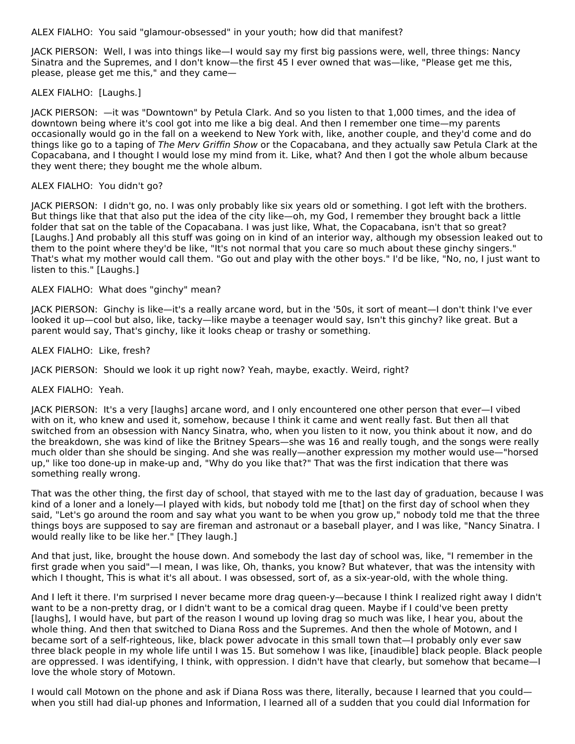ALEX FIALHO: You said "glamour-obsessed" in your youth; how did that manifest?

JACK PIERSON: Well, I was into things like—I would say my first big passions were, well, three things: Nancy Sinatra and the Supremes, and I don't know—the first 45 I ever owned that was—like, "Please get me this, please, please get me this," and they came—

ALEX FIALHO: [Laughs.]

JACK PIERSON: —it was "Downtown" by Petula Clark. And so you listen to that 1,000 times, and the idea of downtown being where it's cool got into me like a big deal. And then I remember one time—my parents occasionally would go in the fall on a weekend to New York with, like, another couple, and they'd come and do things like go to a taping of *The Merv Griffin Show* or the Copacabana, and they actually saw Petula Clark at the Copacabana, and I thought I would lose my mind from it. Like, what? And then I got the whole album because they went there; they bought me the whole album.

ALEX FIALHO: You didn't go?

JACK PIERSON: I didn't go, no. I was only probably like six years old or something. I got left with the brothers. But things like that that also put the idea of the city like—oh, my God, I remember they brought back a little folder that sat on the table of the Copacabana. I was just like, What, the Copacabana, isn't that so great? [Laughs.] And probably all this stuff was going on in kind of an interior way, although my obsession leaked out to them to the point where they'd be like, "It's not normal that you care so much about these ginchy singers." That's what my mother would call them. "Go out and play with the other boys." I'd be like, "No, no, I just want to listen to this." [Laughs.]

ALEX FIALHO: What does "ginchy" mean?

JACK PIERSON: Ginchy is like—it's a really arcane word, but in the '50s, it sort of meant—I don't think I've ever looked it up—cool but also, like, tacky—like maybe a teenager would say, Isn't this ginchy? like great. But a parent would say, That's ginchy, like it looks cheap or trashy or something.

ALEX FIALHO: Like, fresh?

JACK PIERSON: Should we look it up right now? Yeah, maybe, exactly. Weird, right?

ALEX FIALHO: Yeah.

JACK PIERSON: It's a very [laughs] arcane word, and I only encountered one other person that ever—I vibed with on it, who knew and used it, somehow, because I think it came and went really fast. But then all that switched from an obsession with Nancy Sinatra, who, when you listen to it now, you think about it now, and do the breakdown, she was kind of like the Britney Spears—she was 16 and really tough, and the songs were really much older than she should be singing. And she was really—another expression my mother would use—"horsed up," like too done-up in make-up and, "Why do you like that?" That was the first indication that there was something really wrong.

That was the other thing, the first day of school, that stayed with me to the last day of graduation, because I was kind of a loner and a lonely—I played with kids, but nobody told me [that] on the first day of school when they said, "Let's go around the room and say what you want to be when you grow up," nobody told me that the three things boys are supposed to say are fireman and astronaut or a baseball player, and I was like, "Nancy Sinatra. I would really like to be like her." [They laugh.]

And that just, like, brought the house down. And somebody the last day of school was, like, "I remember in the first grade when you said"—I mean, I was like, Oh, thanks, you know? But whatever, that was the intensity with which I thought, This is what it's all about. I was obsessed, sort of, as a six-year-old, with the whole thing.

And I left it there. I'm surprised I never became more drag queen-y—because I think I realized right away I didn't want to be a non-pretty drag, or I didn't want to be a comical drag queen. Maybe if I could've been pretty [laughs], I would have, but part of the reason I wound up loving drag so much was like, I hear you, about the whole thing. And then that switched to Diana Ross and the Supremes. And then the whole of Motown, and I became sort of a self-righteous, like, black power advocate in this small town that—I probably only ever saw three black people in my whole life until I was 15. But somehow I was like, [inaudible] black people. Black people are oppressed. I was identifying, I think, with oppression. I didn't have that clearly, but somehow that became—I love the whole story of Motown.

I would call Motown on the phone and ask if Diana Ross was there, literally, because I learned that you could—when you still had dial-up phones and Information, I learned all of a sudden that you could dial Information for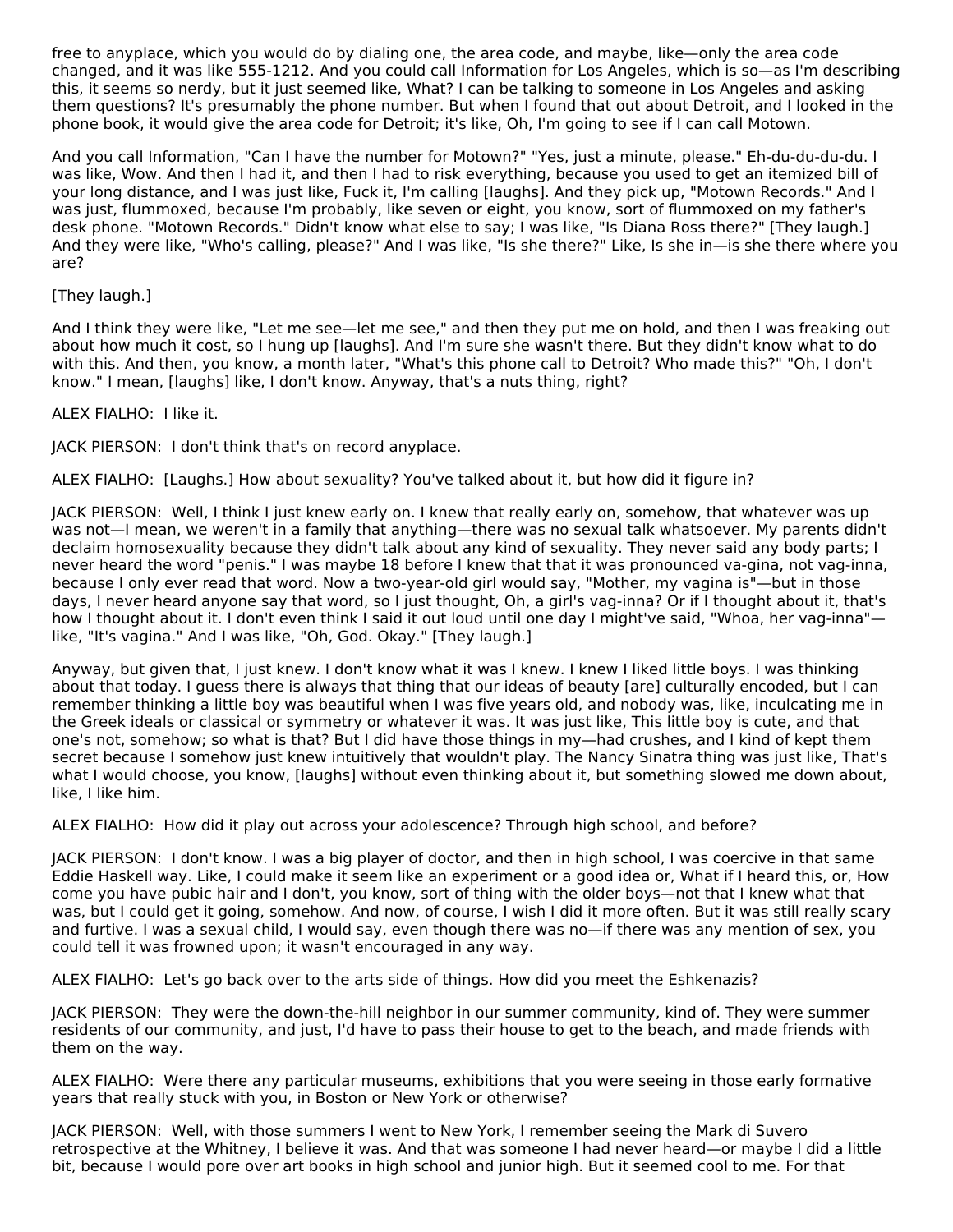free to anyplace, which you would do by dialing one, the area code, and maybe, like—only the area code changed, and it was like 555-1212. And you could call Information for Los Angeles, which is so—as I'm describing this, it seems so nerdy, but it just seemed like, What? I can be talking to someone in Los Angeles and asking them questions? It's presumably the phone number. But when I found that out about Detroit, and I looked in the phone book, it would give the area code for Detroit; it's like, Oh, I'm going to see if I can call Motown.

And you call Information, "Can I have the number for Motown?" "Yes, just a minute, please." Eh-du-du-du-du. I was like, Wow. And then I had it, and then I had to risk everything, because you used to get an itemized bill of your long distance, and I was just like, Fuck it, I'm calling [laughs]. And they pick up, "Motown Records." And I was just, flummoxed, because I'm probably, like seven or eight, you know, sort of flummoxed on my father's desk phone. "Motown Records." Didn't know what else to say; I was like, "Is Diana Ross there?" [They laugh.] And they were like, "Who's calling, please?" And I was like, "Is she there?" Like, Is she in—is she there where you are?

[They laugh.]

And I think they were like, "Let me see—let me see," and then they put me on hold, and then I was freaking out about how much it cost, so I hung up [laughs]. And I'm sure she wasn't there. But they didn't know what to do with this. And then, you know, a month later, "What's this phone call to Detroit? Who made this?" "Oh, I don't know." I mean, [laughs] like, I don't know. Anyway, that's a nuts thing, right?

ALEX FIALHO: I like it.

JACK PIERSON: I don't think that's on record anyplace.

ALEX FIALHO: [Laughs.] How about sexuality? You've talked about it, but how did it figure in?

JACK PIERSON: Well, I think I just knew early on. I knew that really early on, somehow, that whatever was up was not—I mean, we weren't in a family that anything—there was no sexual talk whatsoever. My parents didn't declaim homosexuality because they didn't talk about any kind of sexuality. They never said any body parts; I never heard the word "penis." I was maybe 18 before I knew that that it was pronounced va-gina, not vag-inna, because I only ever read that word. Now a two-year-old girl would say, "Mother, my vagina is"—but in those days, I never heard anyone say that word, so I just thought, Oh, a girl's vag-inna? Or if I thought about it, that's how I thought about it. I don't even think I said it out loud until one day I might've said, "Whoa, her vag-inna"—like, "It's vagina." And I was like, "Oh, God. Okay." [They laugh.]

Anyway, but given that, I just knew. I don't know what it was I knew. I knew I liked little boys. I was thinking about that today. I guess there is always that thing that our ideas of beauty [are] culturally encoded, but I can remember thinking a little boy was beautiful when I was five years old, and nobody was, like, inculcating me in the Greek ideals or classical or symmetry or whatever it was. It was just like, This little boy is cute, and that one's not, somehow; so what is that? But I did have those things in my—had crushes, and I kind of kept them secret because I somehow just knew intuitively that wouldn't play. The Nancy Sinatra thing was just like, That's what I would choose, you know, [laughs] without even thinking about it, but something slowed me down about, like, I like him.

ALEX FIALHO: How did it play out across your adolescence? Through high school, and before?

JACK PIERSON: I don't know. I was a big player of doctor, and then in high school, I was coercive in that same Eddie Haskell way. Like, I could make it seem like an experiment or a good idea or, What if I heard this, or, How come you have pubic hair and I don't, you know, sort of thing with the older boys—not that I knew what that was, but I could get it going, somehow. And now, of course, I wish I did it more often. But it was still really scary and furtive. I was a sexual child, I would say, even though there was no—if there was any mention of sex, you could tell it was frowned upon; it wasn't encouraged in any way.

ALEX FIALHO: Let's go back over to the arts side of things. How did you meet the Eshkenazis?

JACK PIERSON: They were the down-the-hill neighbor in our summer community, kind of. They were summer residents of our community, and just, I'd have to pass their house to get to the beach, and made friends with them on the way.

ALEX FIALHO: Were there any particular museums, exhibitions that you were seeing in those early formative years that really stuck with you, in Boston or New York or otherwise?

JACK PIERSON: Well, with those summers I went to New York, I remember seeing the Mark di Suvero retrospective at the Whitney, I believe it was. And that was someone I had never heard—or maybe I did a little bit, because I would pore over art books in high school and junior high. But it seemed cool to me. For that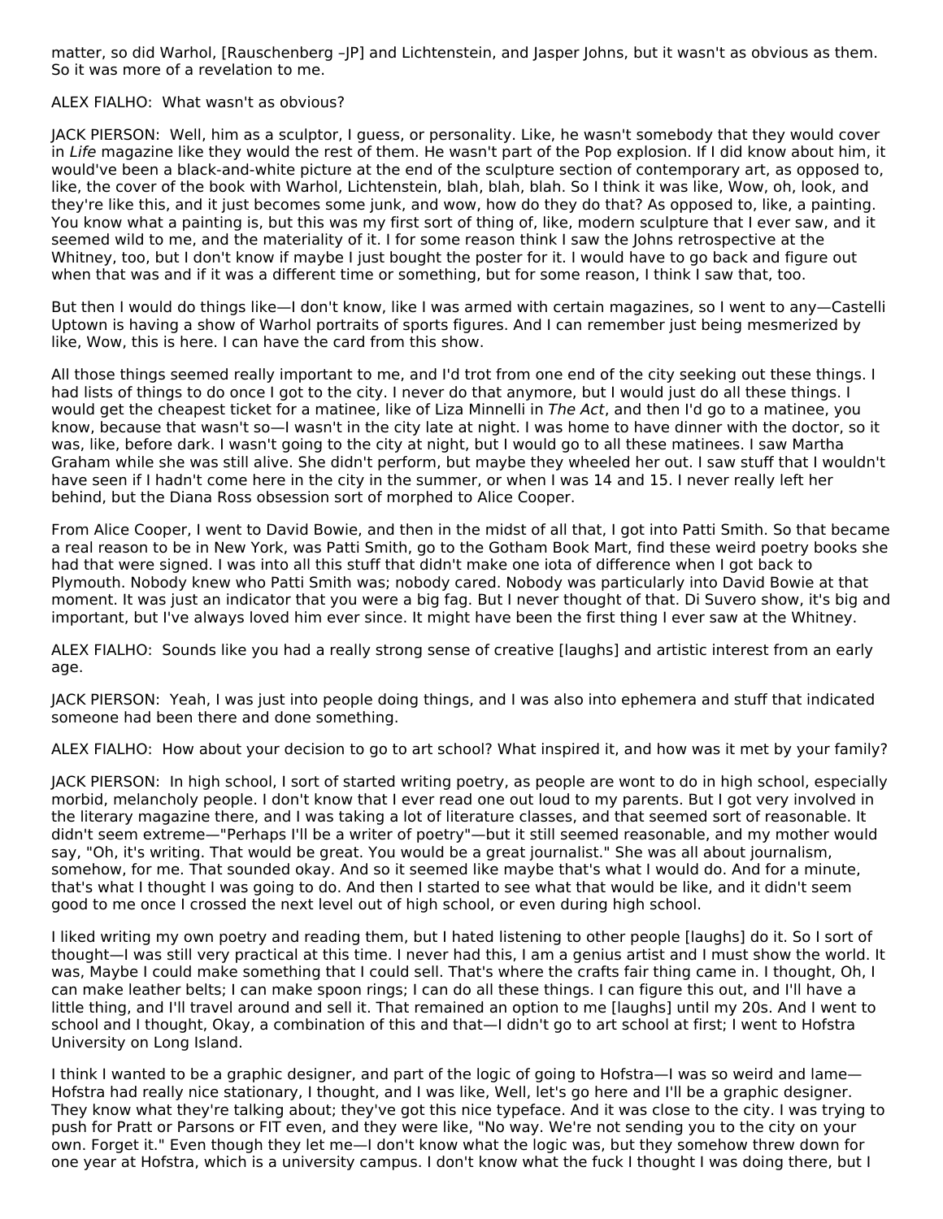matter, so did Warhol, [Rauschenberg –JP] and Lichtenstein, and Jasper Johns, but it wasn't as obvious as them. So it was more of a revelation to me.

ALEX FIALHO: What wasn't as obvious?

JACK PIERSON: Well, him as a sculptor, I guess, or personality. Like, he wasn't somebody that they would cover in *Life* magazine like they would the rest of them. He wasn't part of the Pop explosion. If I did know about him, it would've been a black-and-white picture at the end of the sculpture section of contemporary art, as opposed to, like, the cover of the book with Warhol, Lichtenstein, blah, blah, blah. So I think it was like, Wow, oh, look, and they're like this, and it just becomes some junk, and wow, how do they do that? As opposed to, like, a painting. You know what a painting is, but this was my first sort of thing of, like, modern sculpture that I ever saw, and it seemed wild to me, and the materiality of it. I for some reason think I saw the Johns retrospective at the Whitney, too, but I don't know if maybe I just bought the poster for it. I would have to go back and figure out when that was and if it was a different time or something, but for some reason, I think I saw that, too.

But then I would do things like—I don't know, like I was armed with certain magazines, so I went to any—Castelli Uptown is having a show of Warhol portraits of sports figures. And I can remember just being mesmerized by like, Wow, this is here. I can have the card from this show.

All those things seemed really important to me, and I'd trot from one end of the city seeking out these things. I had lists of things to do once I got to the city. I never do that anymore, but I would just do all these things. I would get the cheapest ticket for a matinee, like of Liza Minnelli in *The Act*, and then I'd go to a matinee, you know, because that wasn't so—I wasn't in the city late at night. I was home to have dinner with the doctor, so it was, like, before dark. I wasn't going to the city at night, but I would go to all these matinees. I saw Martha Graham while she was still alive. She didn't perform, but maybe they wheeled her out. I saw stuff that I wouldn't have seen if I hadn't come here in the city in the summer, or when I was 14 and 15. I never really left her behind, but the Diana Ross obsession sort of morphed to Alice Cooper.

From Alice Cooper, I went to David Bowie, and then in the midst of all that, I got into Patti Smith. So that became a real reason to be in New York, was Patti Smith, go to the Gotham Book Mart, find these weird poetry books she had that were signed. I was into all this stuff that didn't make one iota of difference when I got back to Plymouth. Nobody knew who Patti Smith was; nobody cared. Nobody was particularly into David Bowie at that moment. It was just an indicator that you were a big fag. But I never thought of that. Di Suvero show, it's big and important, but I've always loved him ever since. It might have been the first thing I ever saw at the Whitney.

ALEX FIALHO: Sounds like you had a really strong sense of creative [laughs] and artistic interest from an early age.

JACK PIERSON: Yeah, I was just into people doing things, and I was also into ephemera and stuff that indicated someone had been there and done something.

ALEX FIALHO: How about your decision to go to art school? What inspired it, and how was it met by your family?

JACK PIERSON: In high school, I sort of started writing poetry, as people are wont to do in high school, especially morbid, melancholy people. I don't know that I ever read one out loud to my parents. But I got very involved in the literary magazine there, and I was taking a lot of literature classes, and that seemed sort of reasonable. It didn't seem extreme—"Perhaps I'll be a writer of poetry"—but it still seemed reasonable, and my mother would say, "Oh, it's writing. That would be great. You would be a great journalist." She was all about journalism, somehow, for me. That sounded okay. And so it seemed like maybe that's what I would do. And for a minute, that's what I thought I was going to do. And then I started to see what that would be like, and it didn't seem good to me once I crossed the next level out of high school, or even during high school.

I liked writing my own poetry and reading them, but I hated listening to other people [laughs] do it. So I sort of thought—I was still very practical at this time. I never had this, I am a genius artist and I must show the world. It was, Maybe I could make something that I could sell. That's where the crafts fair thing came in. I thought, Oh, I can make leather belts; I can make spoon rings; I can do all these things. I can figure this out, and I'll have a little thing, and I'll travel around and sell it. That remained an option to me [laughs] until my 20s. And I went to school and I thought, Okay, a combination of this and that—I didn't go to art school at first; I went to Hofstra University on Long Island.

I think I wanted to be a graphic designer, and part of the logic of going to Hofstra—I was so weird and lame—Hofstra had really nice stationary, I thought, and I was like, Well, let's go here and I'll be a graphic designer. They know what they're talking about; they've got this nice typeface. And it was close to the city. I was trying to push for Pratt or Parsons or FIT even, and they were like, "No way. We're not sending you to the city on your own. Forget it." Even though they let me—I don't know what the logic was, but they somehow threw down for one year at Hofstra, which is a university campus. I don't know what the fuck I thought I was doing there, but I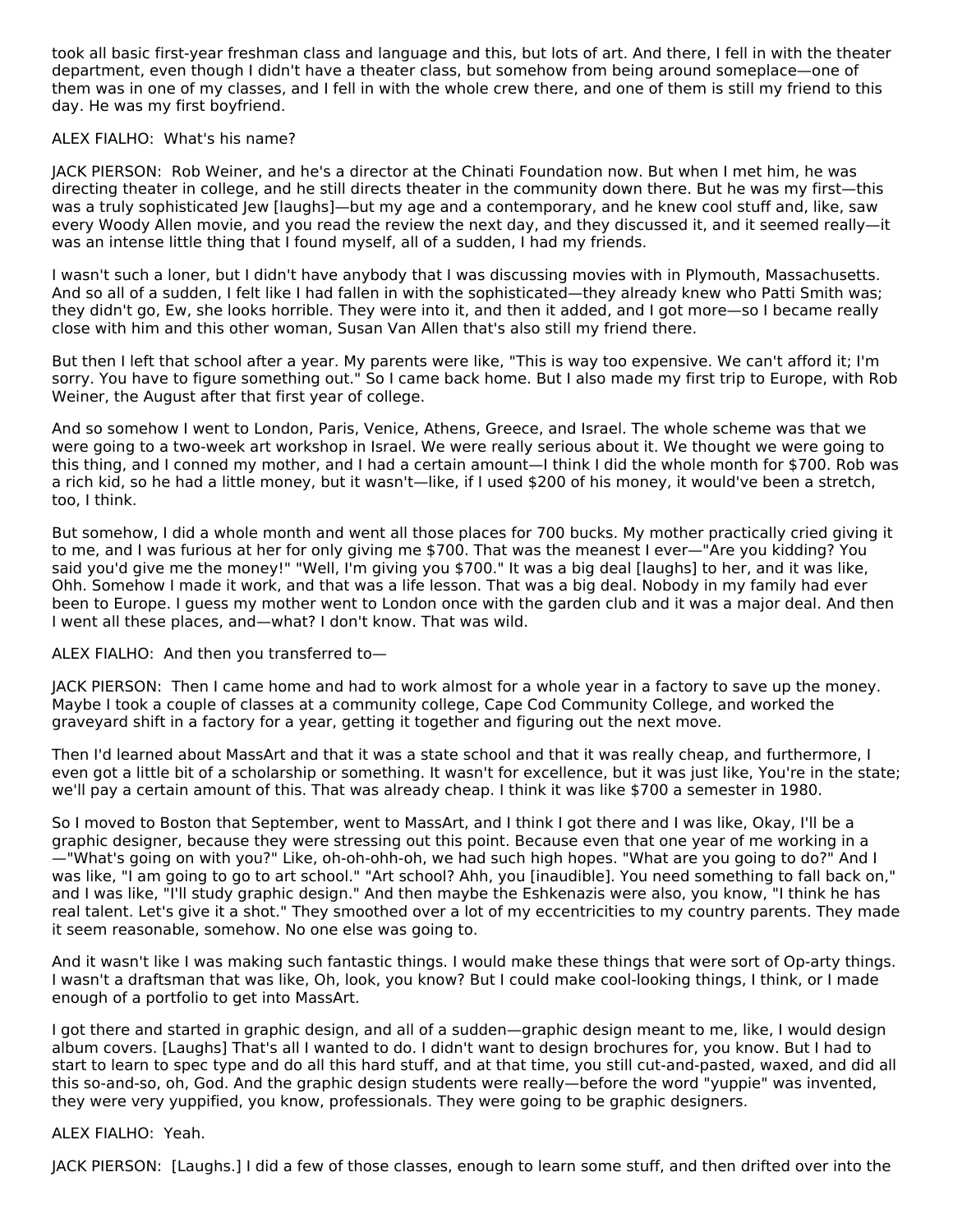took all basic first-year freshman class and language and this, but lots of art. And there, I fell in with the theater department, even though I didn't have a theater class, but somehow from being around someplace—one of them was in one of my classes, and I fell in with the whole crew there, and one of them is still my friend to this day. He was my first boyfriend.

ALEX FIALHO: What's his name?

JACK PIERSON: Rob Weiner, and he's a director at the Chinati Foundation now. But when I met him, he was directing theater in college, and he still directs theater in the community down there. But he was my first—this was a truly sophisticated Jew [laughs]—but my age and a contemporary, and he knew cool stuff and, like, saw every Woody Allen movie, and you read the review the next day, and they discussed it, and it seemed really—it was an intense little thing that I found myself, all of a sudden, I had my friends.

I wasn't such a loner, but I didn't have anybody that I was discussing movies with in Plymouth, Massachusetts. And so all of a sudden, I felt like I had fallen in with the sophisticated—they already knew who Patti Smith was; they didn't go, Ew, she looks horrible. They were into it, and then it added, and I got more—so I became really close with him and this other woman, Susan Van Allen that's also still my friend there.

But then I left that school after a year. My parents were like, "This is way too expensive. We can't afford it; I'm sorry. You have to figure something out." So I came back home. But I also made my first trip to Europe, with Rob Weiner, the August after that first year of college.

And so somehow I went to London, Paris, Venice, Athens, Greece, and Israel. The whole scheme was that we were going to a two-week art workshop in Israel. We were really serious about it. We thought we were going to this thing, and I conned my mother, and I had a certain amount—I think I did the whole month for $700. Rob was a rich kid, so he had a little money, but it wasn't—like, if I used $200 of his money, it would've been a stretch, too, I think.

But somehow, I did a whole month and went all those places for 700 bucks. My mother practically cried giving it to me, and I was furious at her for only giving me $700. That was the meanest I ever—"Are you kidding? You said you'd give me the money!" "Well, I'm giving you $700." It was a big deal [laughs] to her, and it was like, Ohh. Somehow I made it work, and that was a life lesson. That was a big deal. Nobody in my family had ever been to Europe. I guess my mother went to London once with the garden club and it was a major deal. And then I went all these places, and—what? I don't know. That was wild.

ALEX FIALHO: And then you transferred to—

JACK PIERSON: Then I came home and had to work almost for a whole year in a factory to save up the money. Maybe I took a couple of classes at a community college, Cape Cod Community College, and worked the graveyard shift in a factory for a year, getting it together and figuring out the next move.

Then I'd learned about MassArt and that it was a state school and that it was really cheap, and furthermore, I even got a little bit of a scholarship or something. It wasn't for excellence, but it was just like, You're in the state; we'll pay a certain amount of this. That was already cheap. I think it was like $700 a semester in 1980.

So I moved to Boston that September, went to MassArt, and I think I got there and I was like, Okay, I'll be a graphic designer, because they were stressing out this point. Because even that one year of me working in a—"What's going on with you?" Like, oh-oh-ohh-oh, we had such high hopes. "What are you going to do?" And I was like, "I am going to go to art school." "Art school? Ahh, you [inaudible]. You need something to fall back on," and I was like, "I'll study graphic design." And then maybe the Eshkenazis were also, you know, "I think he has real talent. Let's give it a shot." They smoothed over a lot of my eccentricities to my country parents. They made it seem reasonable, somehow. No one else was going to.

And it wasn't like I was making such fantastic things. I would make these things that were sort of Op-arty things. I wasn't a draftsman that was like, Oh, look, you know? But I could make cool-looking things, I think, or I made enough of a portfolio to get into MassArt.

I got there and started in graphic design, and all of a sudden—graphic design meant to me, like, I would design album covers. [Laughs] That's all I wanted to do. I didn't want to design brochures for, you know. But I had to start to learn to spec type and do all this hard stuff, and at that time, you still cut-and-pasted, waxed, and did all this so-and-so, oh, God. And the graphic design students were really—before the word "yuppie" was invented, they were very yuppified, you know, professionals. They were going to be graphic designers.

ALEX FIALHO: Yeah.

JACK PIERSON: [Laughs.] I did a few of those classes, enough to learn some stuff, and then drifted over into the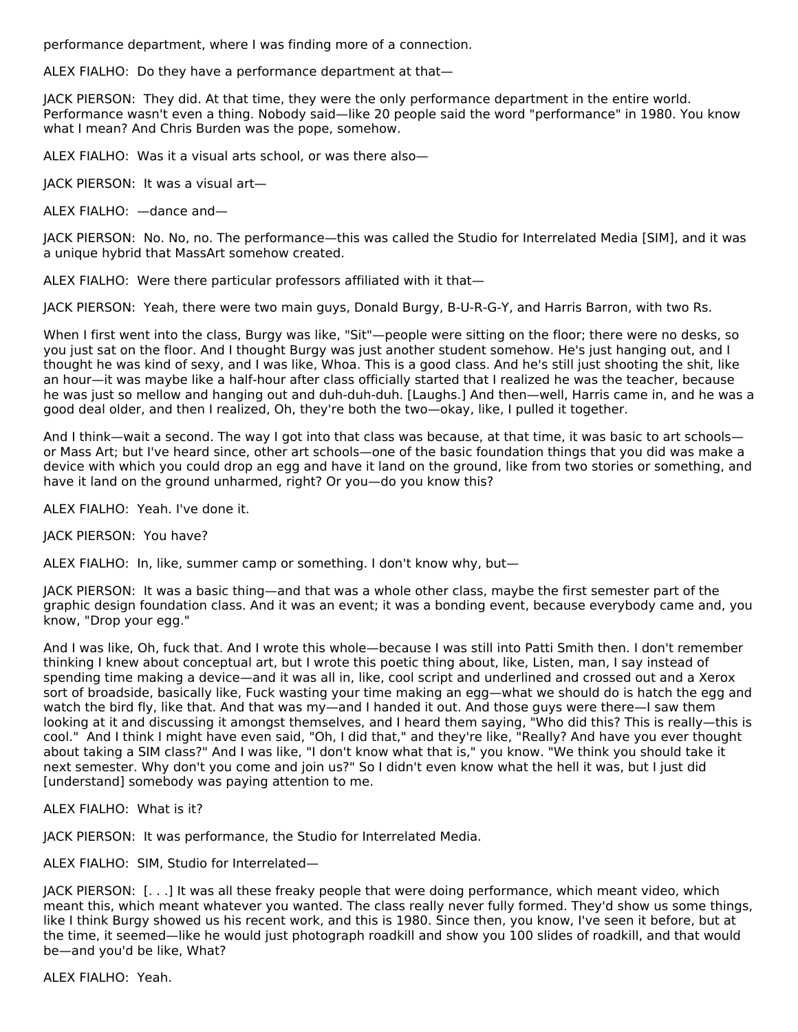performance department, where I was finding more of a connection.

ALEX FIALHO: Do they have a performance department at that—

JACK PIERSON: They did. At that time, they were the only performance department in the entire world. Performance wasn't even a thing. Nobody said—like 20 people said the word "performance" in 1980. You know what I mean? And Chris Burden was the pope, somehow.

ALEX FIALHO: Was it a visual arts school, or was there also—

JACK PIERSON: It was a visual art—

ALEX FIALHO: —dance and—

JACK PIERSON: No. No, no. The performance—this was called the Studio for Interrelated Media [SIM], and it was a unique hybrid that MassArt somehow created.

ALEX FIALHO: Were there particular professors affiliated with it that—

JACK PIERSON: Yeah, there were two main guys, Donald Burgy, B-U-R-G-Y, and Harris Barron, with two Rs.

When I first went into the class, Burgy was like, "Sit"—people were sitting on the floor; there were no desks, so you just sat on the floor. And I thought Burgy was just another student somehow. He's just hanging out, and I thought he was kind of sexy, and I was like, Whoa. This is a good class. And he's still just shooting the shit, like an hour—it was maybe like a half-hour after class officially started that I realized he was the teacher, because he was just so mellow and hanging out and duh-duh-duh. [Laughs.] And then—well, Harris came in, and he was a good deal older, and then I realized, Oh, they're both the two—okay, like, I pulled it together.

And I think—wait a second. The way I got into that class was because, at that time, it was basic to art schools—or Mass Art; but I've heard since, other art schools—one of the basic foundation things that you did was make a device with which you could drop an egg and have it land on the ground, like from two stories or something, and have it land on the ground unharmed, right? Or you—do you know this?

ALEX FIALHO: Yeah. I've done it.

JACK PIERSON: You have?

ALEX FIALHO: In, like, summer camp or something. I don't know why, but—

JACK PIERSON: It was a basic thing—and that was a whole other class, maybe the first semester part of the graphic design foundation class. And it was an event; it was a bonding event, because everybody came and, you know, "Drop your egg."

And I was like, Oh, fuck that. And I wrote this whole—because I was still into Patti Smith then. I don't remember thinking I knew about conceptual art, but I wrote this poetic thing about, like, Listen, man, I say instead of spending time making a device—and it was all in, like, cool script and underlined and crossed out and a Xerox sort of broadside, basically like, Fuck wasting your time making an egg—what we should do is hatch the egg and watch the bird fly, like that. And that was my—and I handed it out. And those guys were there—I saw them looking at it and discussing it amongst themselves, and I heard them saying, "Who did this? This is really—this is cool." And I think I might have even said, "Oh, I did that," and they're like, "Really? And have you ever thought about taking a SIM class?" And I was like, "I don't know what that is," you know. "We think you should take it next semester. Why don't you come and join us?" So I didn't even know what the hell it was, but I just did [understand] somebody was paying attention to me.

ALEX FIALHO: What is it?

JACK PIERSON: It was performance, the Studio for Interrelated Media.

ALEX FIALHO: SIM, Studio for Interrelated—

JACK PIERSON: [. . .] It was all these freaky people that were doing performance, which meant video, which meant this, which meant whatever you wanted. The class really never fully formed. They'd show us some things, like I think Burgy showed us his recent work, and this is 1980. Since then, you know, I've seen it before, but at the time, it seemed—like he would just photograph roadkill and show you 100 slides of roadkill, and that would be—and you'd be like, What?

ALEX FIALHO: Yeah.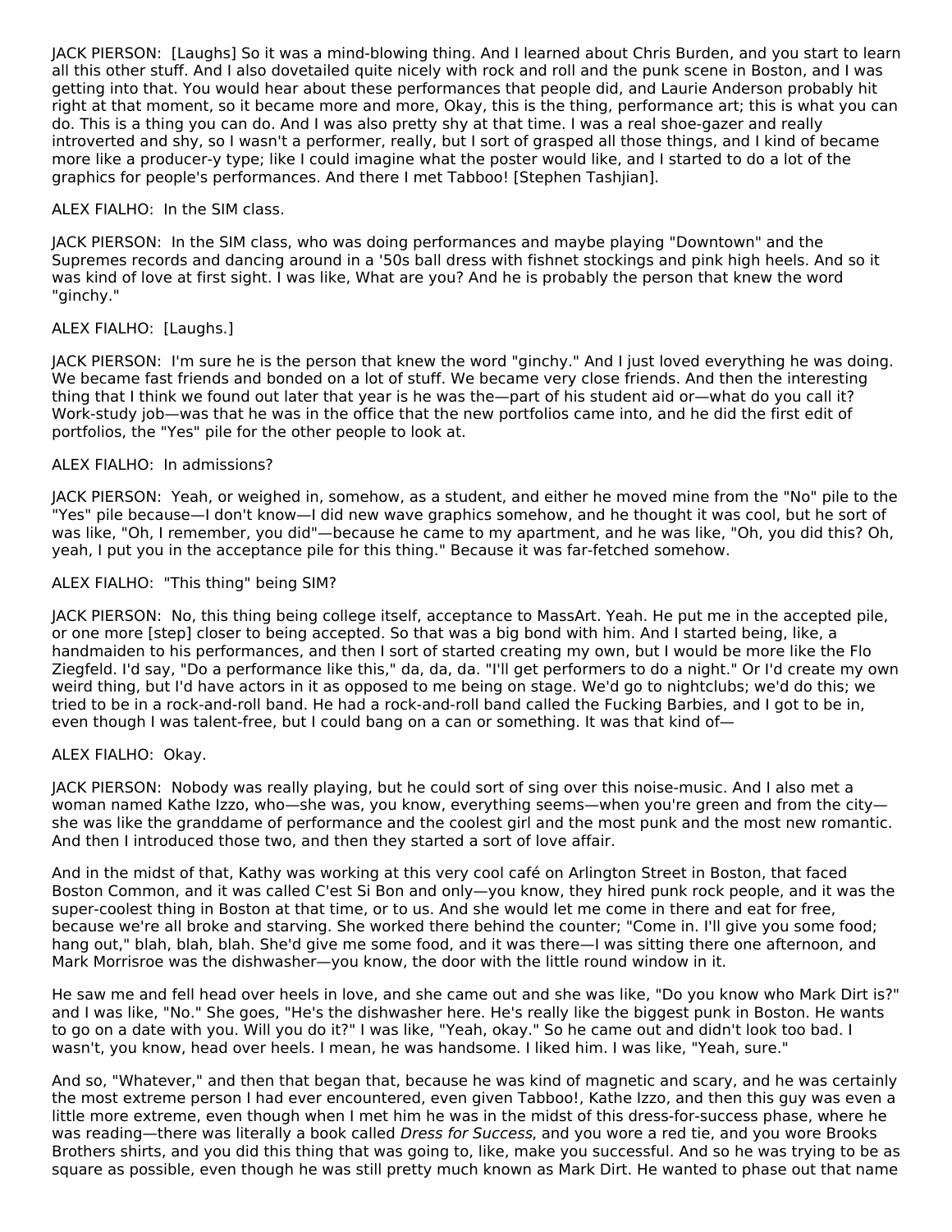JACK PIERSON: [Laughs] So it was a mind-blowing thing. And I learned about Chris Burden, and you start to learn all this other stuff. And I also dovetailed quite nicely with rock and roll and the punk scene in Boston, and I was getting into that. You would hear about these performances that people did, and Laurie Anderson probably hit right at that moment, so it became more and more, Okay, this is the thing, performance art; this is what you can do. This is a thing you can do. And I was also pretty shy at that time. I was a real shoe-gazer and really introverted and shy, so I wasn't a performer, really, but I sort of grasped all those things, and I kind of became more like a producer-y type; like I could imagine what the poster would like, and I started to do a lot of the graphics for people's performances. And there I met Tabboo! [Stephen Tashjian].

ALEX FIALHO: In the SIM class.

JACK PIERSON: In the SIM class, who was doing performances and maybe playing "Downtown" and the Supremes records and dancing around in a '50s ball dress with fishnet stockings and pink high heels. And so it was kind of love at first sight. I was like, What are you? And he is probably the person that knew the word "ginchy."

ALEX FIALHO: [Laughs.]

JACK PIERSON: I'm sure he is the person that knew the word "ginchy." And I just loved everything he was doing. We became fast friends and bonded on a lot of stuff. We became very close friends. And then the interesting thing that I think we found out later that year is he was the—part of his student aid or—what do you call it? Work-study job—was that he was in the office that the new portfolios came into, and he did the first edit of portfolios, the "Yes" pile for the other people to look at.

ALEX FIALHO: In admissions?

JACK PIERSON: Yeah, or weighed in, somehow, as a student, and either he moved mine from the "No" pile to the "Yes" pile because—I don't know—I did new wave graphics somehow, and he thought it was cool, but he sort of was like, "Oh, I remember, you did"—because he came to my apartment, and he was like, "Oh, you did this? Oh, yeah, I put you in the acceptance pile for this thing." Because it was far-fetched somehow.

ALEX FIALHO: "This thing" being SIM?

JACK PIERSON: No, this thing being college itself, acceptance to MassArt. Yeah. He put me in the accepted pile, or one more [step] closer to being accepted. So that was a big bond with him. And I started being, like, a handmaiden to his performances, and then I sort of started creating my own, but I would be more like the Flo Ziegfeld. I'd say, "Do a performance like this," da, da, da. "I'll get performers to do a night." Or I'd create my own weird thing, but I'd have actors in it as opposed to me being on stage. We'd go to nightclubs; we'd do this; we tried to be in a rock-and-roll band. He had a rock-and-roll band called the Fucking Barbies, and I got to be in, even though I was talent-free, but I could bang on a can or something. It was that kind of—

ALEX FIALHO: Okay.

JACK PIERSON: Nobody was really playing, but he could sort of sing over this noise-music. And I also met a woman named Kathe Izzo, who—she was, you know, everything seems—when you're green and from the city—she was like the granddame of performance and the coolest girl and the most punk and the most new romantic. And then I introduced those two, and then they started a sort of love affair.

And in the midst of that, Kathy was working at this very cool café on Arlington Street in Boston, that faced Boston Common, and it was called C'est Si Bon and only—you know, they hired punk rock people, and it was the super-coolest thing in Boston at that time, or to us. And she would let me come in there and eat for free, because we're all broke and starving. She worked there behind the counter; "Come in. I'll give you some food; hang out," blah, blah, blah. She'd give me some food, and it was there—I was sitting there one afternoon, and Mark Morrisroe was the dishwasher—you know, the door with the little round window in it.

He saw me and fell head over heels in love, and she came out and she was like, "Do you know who Mark Dirt is?" and I was like, "No." She goes, "He's the dishwasher here. He's really like the biggest punk in Boston. He wants to go on a date with you. Will you do it?" I was like, "Yeah, okay." So he came out and didn't look too bad. I wasn't, you know, head over heels. I mean, he was handsome. I liked him. I was like, "Yeah, sure."

And so, "Whatever," and then that began that, because he was kind of magnetic and scary, and he was certainly the most extreme person I had ever encountered, even given Tabboo!, Kathe Izzo, and then this guy was even a little more extreme, even though when I met him he was in the midst of this dress-for-success phase, where he was reading—there was literally a book called *Dress for Success*, and you wore a red tie, and you wore Brooks Brothers shirts, and you did this thing that was going to, like, make you successful. And so he was trying to be as square as possible, even though he was still pretty much known as Mark Dirt. He wanted to phase out that name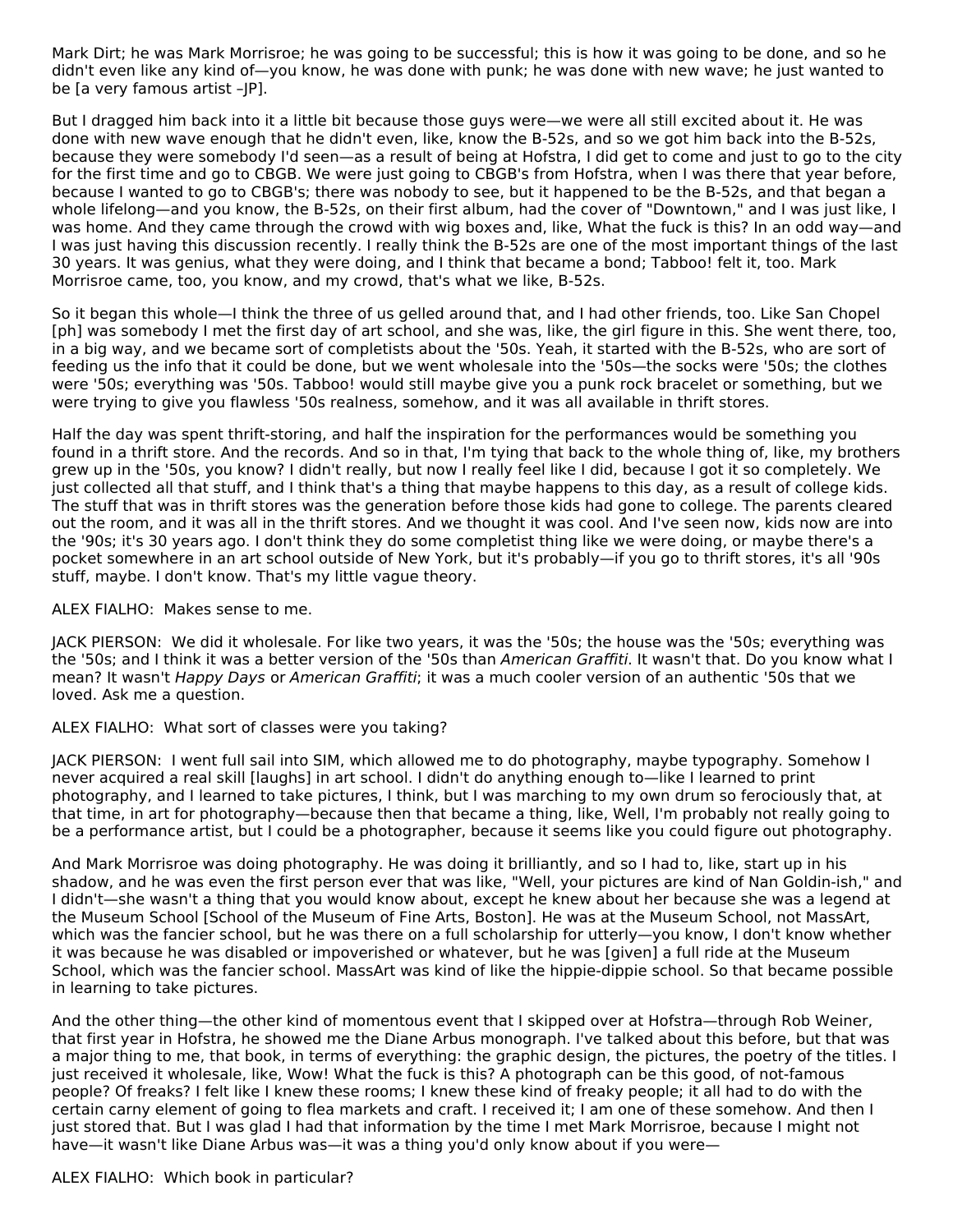Mark Dirt; he was Mark Morrisroe; he was going to be successful; this is how it was going to be done, and so he didn't even like any kind of—you know, he was done with punk; he was done with new wave; he just wanted to be [a very famous artist –JP].

But I dragged him back into it a little bit because those guys were—we were all still excited about it. He was done with new wave enough that he didn't even, like, know the B-52s, and so we got him back into the B-52s, because they were somebody I'd seen—as a result of being at Hofstra, I did get to come and just to go to the city for the first time and go to CBGB. We were just going to CBGB's from Hofstra, when I was there that year before, because I wanted to go to CBGB's; there was nobody to see, but it happened to be the B-52s, and that began a whole lifelong—and you know, the B-52s, on their first album, had the cover of "Downtown," and I was just like, I was home. And they came through the crowd with wig boxes and, like, What the fuck is this? In an odd way—and I was just having this discussion recently. I really think the B-52s are one of the most important things of the last 30 years. It was genius, what they were doing, and I think that became a bond; Tabboo! felt it, too. Mark Morrisroe came, too, you know, and my crowd, that's what we like, B-52s.

So it began this whole—I think the three of us gelled around that, and I had other friends, too. Like San Chopel [ph] was somebody I met the first day of art school, and she was, like, the girl figure in this. She went there, too, in a big way, and we became sort of completists about the '50s. Yeah, it started with the B-52s, who are sort of feeding us the info that it could be done, but we went wholesale into the '50s—the socks were '50s; the clothes were '50s; everything was '50s. Tabboo! would still maybe give you a punk rock bracelet or something, but we were trying to give you flawless '50s realness, somehow, and it was all available in thrift stores.

Half the day was spent thrift-storing, and half the inspiration for the performances would be something you found in a thrift store. And the records. And so in that, I'm tying that back to the whole thing of, like, my brothers grew up in the '50s, you know? I didn't really, but now I really feel like I did, because I got it so completely. We just collected all that stuff, and I think that's a thing that maybe happens to this day, as a result of college kids. The stuff that was in thrift stores was the generation before those kids had gone to college. The parents cleared out the room, and it was all in the thrift stores. And we thought it was cool. And I've seen now, kids now are into the '90s; it's 30 years ago. I don't think they do some completist thing like we were doing, or maybe there's a pocket somewhere in an art school outside of New York, but it's probably—if you go to thrift stores, it's all '90s stuff, maybe. I don't know. That's my little vague theory.

ALEX FIALHO: Makes sense to me.

JACK PIERSON: We did it wholesale. For like two years, it was the '50s; the house was the '50s; everything was the '50s; and I think it was a better version of the '50s than *American Graffiti*. It wasn't that. Do you know what I mean? It wasn't *Happy Days* or *American Graffiti*; it was a much cooler version of an authentic '50s that we loved. Ask me a question.

ALEX FIALHO: What sort of classes were you taking?

JACK PIERSON: I went full sail into SIM, which allowed me to do photography, maybe typography. Somehow I never acquired a real skill [laughs] in art school. I didn't do anything enough to—like I learned to print photography, and I learned to take pictures, I think, but I was marching to my own drum so ferociously that, at that time, in art for photography—because then that became a thing, like, Well, I'm probably not really going to be a performance artist, but I could be a photographer, because it seems like you could figure out photography.

And Mark Morrisroe was doing photography. He was doing it brilliantly, and so I had to, like, start up in his shadow, and he was even the first person ever that was like, "Well, your pictures are kind of Nan Goldin-ish," and I didn't—she wasn't a thing that you would know about, except he knew about her because she was a legend at the Museum School [School of the Museum of Fine Arts, Boston]. He was at the Museum School, not MassArt, which was the fancier school, but he was there on a full scholarship for utterly—you know, I don't know whether it was because he was disabled or impoverished or whatever, but he was [given] a full ride at the Museum School, which was the fancier school. MassArt was kind of like the hippie-dippie school. So that became possible in learning to take pictures.

And the other thing—the other kind of momentous event that I skipped over at Hofstra—through Rob Weiner, that first year in Hofstra, he showed me the Diane Arbus monograph. I've talked about this before, but that was a major thing to me, that book, in terms of everything: the graphic design, the pictures, the poetry of the titles. I just received it wholesale, like, Wow! What the fuck is this? A photograph can be this good, of not-famous people? Of freaks? I felt like I knew these rooms; I knew these kind of freaky people; it all had to do with the certain carny element of going to flea markets and craft. I received it; I am one of these somehow. And then I just stored that. But I was glad I had that information by the time I met Mark Morrisroe, because I might not have—it wasn't like Diane Arbus was—it was a thing you'd only know about if you were—

ALEX FIALHO: Which book in particular?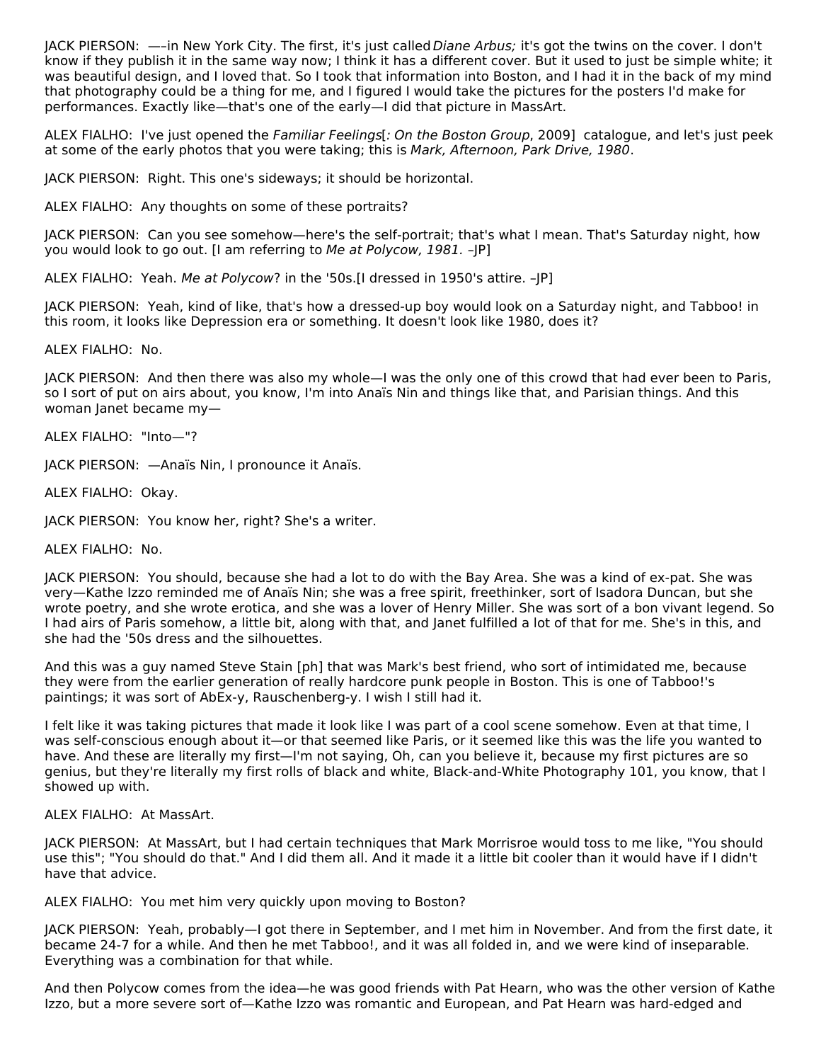JACK PIERSON:  —–in New York City. The first, it's just called *Diane Arbus;* it's got the twins on the cover. I don't know if they publish it in the same way now; I think it has a different cover. But it used to just be simple white; it was beautiful design, and I loved that. So I took that information into Boston, and I had it in the back of my mind that photography could be a thing for me, and I figured I would take the pictures for the posters I'd make for performances. Exactly like—that's one of the early—I did that picture in MassArt.

ALEX FIALHO:  I've just opened the *Familiar Feelings*[*: On the Boston Group*, 2009]  catalogue, and let's just peek at some of the early photos that you were taking; this is *Mark, Afternoon, Park Drive, 1980*.

JACK PIERSON:  Right. This one's sideways; it should be horizontal.

ALEX FIALHO:  Any thoughts on some of these portraits?

JACK PIERSON:  Can you see somehow—here's the self-portrait; that's what I mean. That's Saturday night, how you would look to go out. [I am referring to *Me at Polycow, 1981.* –JP]

ALEX FIALHO:  Yeah. *Me at Polycow*? in the '50s.[I dressed in 1950's attire. –JP]

JACK PIERSON:  Yeah, kind of like, that's how a dressed-up boy would look on a Saturday night, and Tabboo! in this room, it looks like Depression era or something. It doesn't look like 1980, does it?

ALEX FIALHO:  No.

JACK PIERSON:  And then there was also my whole—I was the only one of this crowd that had ever been to Paris, so I sort of put on airs about, you know, I'm into Anaïs Nin and things like that, and Parisian things. And this woman Janet became my—

ALEX FIALHO:  "Into—"?

JACK PIERSON:  —Anaïs Nin, I pronounce it Anaïs.

ALEX FIALHO:  Okay.

JACK PIERSON:  You know her, right? She's a writer.

ALEX FIALHO:  No.

JACK PIERSON:  You should, because she had a lot to do with the Bay Area. She was a kind of ex-pat. She was very—Kathe Izzo reminded me of Anaïs Nin; she was a free spirit, freethinker, sort of Isadora Duncan, but she wrote poetry, and she wrote erotica, and she was a lover of Henry Miller. She was sort of a bon vivant legend. So I had airs of Paris somehow, a little bit, along with that, and Janet fulfilled a lot of that for me. She's in this, and she had the '50s dress and the silhouettes.

And this was a guy named Steve Stain [ph] that was Mark's best friend, who sort of intimidated me, because they were from the earlier generation of really hardcore punk people in Boston. This is one of Tabboo!'s paintings; it was sort of AbEx-y, Rauschenberg-y. I wish I still had it.

I felt like it was taking pictures that made it look like I was part of a cool scene somehow. Even at that time, I was self-conscious enough about it—or that seemed like Paris, or it seemed like this was the life you wanted to have. And these are literally my first—I'm not saying, Oh, can you believe it, because my first pictures are so genius, but they're literally my first rolls of black and white, Black-and-White Photography 101, you know, that I showed up with.

ALEX FIALHO:  At MassArt.

JACK PIERSON:  At MassArt, but I had certain techniques that Mark Morrisroe would toss to me like, "You should use this"; "You should do that." And I did them all. And it made it a little bit cooler than it would have if I didn't have that advice.

ALEX FIALHO:  You met him very quickly upon moving to Boston?

JACK PIERSON:  Yeah, probably—I got there in September, and I met him in November. And from the first date, it became 24-7 for a while. And then he met Tabboo!, and it was all folded in, and we were kind of inseparable. Everything was a combination for that while.

And then Polycow comes from the idea—he was good friends with Pat Hearn, who was the other version of Kathe Izzo, but a more severe sort of—Kathe Izzo was romantic and European, and Pat Hearn was hard-edged and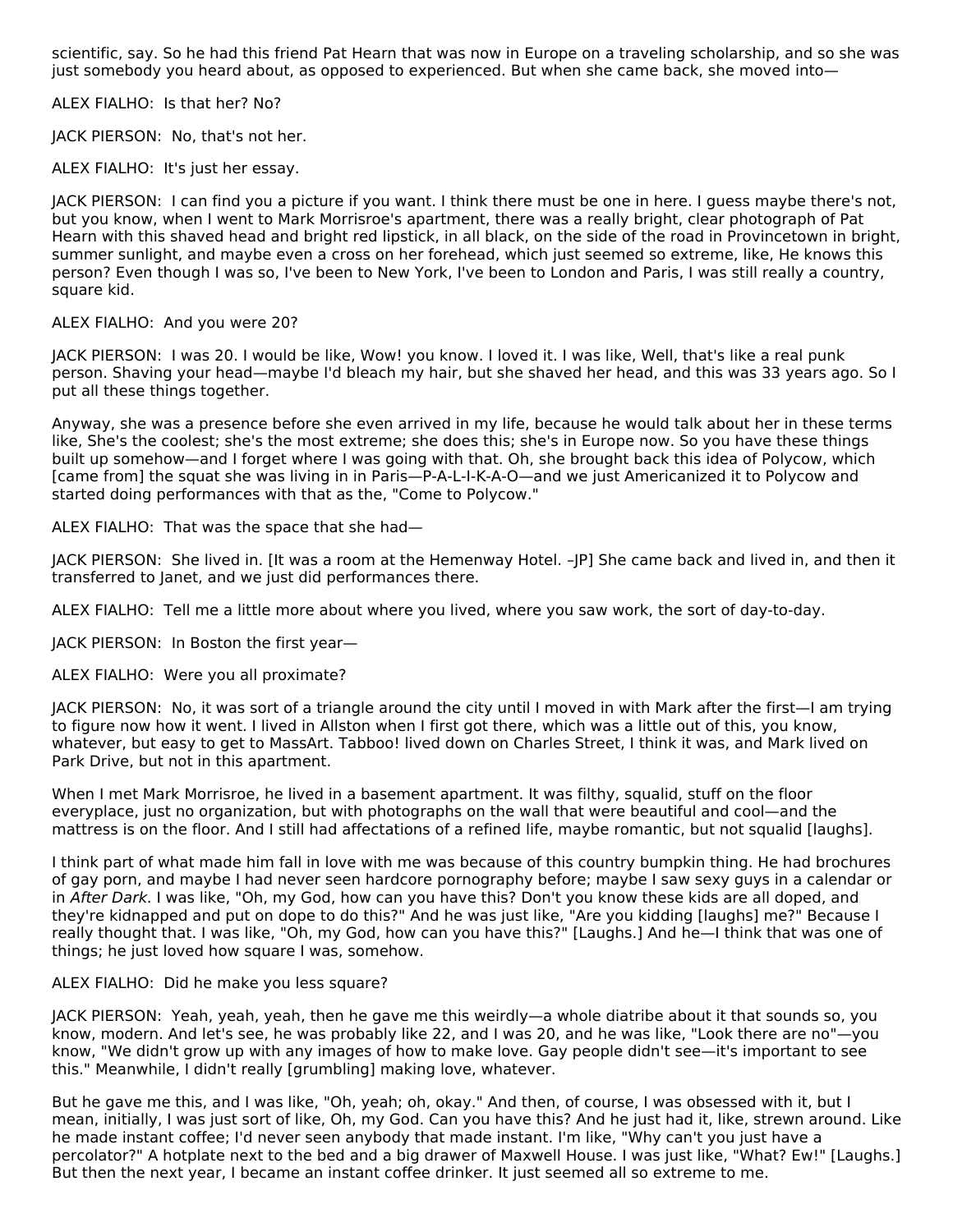scientific, say. So he had this friend Pat Hearn that was now in Europe on a traveling scholarship, and so she was just somebody you heard about, as opposed to experienced. But when she came back, she moved into—

ALEX FIALHO: Is that her? No?

JACK PIERSON: No, that's not her.

ALEX FIALHO: It's just her essay.

JACK PIERSON: I can find you a picture if you want. I think there must be one in here. I guess maybe there's not, but you know, when I went to Mark Morrisroe's apartment, there was a really bright, clear photograph of Pat Hearn with this shaved head and bright red lipstick, in all black, on the side of the road in Provincetown in bright, summer sunlight, and maybe even a cross on her forehead, which just seemed so extreme, like, He knows this person? Even though I was so, I've been to New York, I've been to London and Paris, I was still really a country, square kid.

ALEX FIALHO: And you were 20?

JACK PIERSON: I was 20. I would be like, Wow! you know. I loved it. I was like, Well, that's like a real punk person. Shaving your head—maybe I'd bleach my hair, but she shaved her head, and this was 33 years ago. So I put all these things together.

Anyway, she was a presence before she even arrived in my life, because he would talk about her in these terms like, She's the coolest; she's the most extreme; she does this; she's in Europe now. So you have these things built up somehow—and I forget where I was going with that. Oh, she brought back this idea of Polycow, which [came from] the squat she was living in in Paris—P-A-L-I-K-A-O—and we just Americanized it to Polycow and started doing performances with that as the, "Come to Polycow."

ALEX FIALHO: That was the space that she had—

JACK PIERSON: She lived in. [It was a room at the Hemenway Hotel. –JP] She came back and lived in, and then it transferred to Janet, and we just did performances there.

ALEX FIALHO: Tell me a little more about where you lived, where you saw work, the sort of day-to-day.

JACK PIERSON: In Boston the first year—

ALEX FIALHO: Were you all proximate?

JACK PIERSON: No, it was sort of a triangle around the city until I moved in with Mark after the first—I am trying to figure now how it went. I lived in Allston when I first got there, which was a little out of this, you know, whatever, but easy to get to MassArt. Tabboo! lived down on Charles Street, I think it was, and Mark lived on Park Drive, but not in this apartment.

When I met Mark Morrisroe, he lived in a basement apartment. It was filthy, squalid, stuff on the floor everyplace, just no organization, but with photographs on the wall that were beautiful and cool—and the mattress is on the floor. And I still had affectations of a refined life, maybe romantic, but not squalid [laughs].

I think part of what made him fall in love with me was because of this country bumpkin thing. He had brochures of gay porn, and maybe I had never seen hardcore pornography before; maybe I saw sexy guys in a calendar or in *After Dark*. I was like, "Oh, my God, how can you have this? Don't you know these kids are all doped, and they're kidnapped and put on dope to do this?" And he was just like, "Are you kidding [laughs] me?" Because I really thought that. I was like, "Oh, my God, how can you have this?" [Laughs.] And he—I think that was one of things; he just loved how square I was, somehow.

ALEX FIALHO: Did he make you less square?

JACK PIERSON: Yeah, yeah, yeah, then he gave me this weirdly—a whole diatribe about it that sounds so, you know, modern. And let's see, he was probably like 22, and I was 20, and he was like, "Look there are no"—you know, "We didn't grow up with any images of how to make love. Gay people didn't see—it's important to see this." Meanwhile, I didn't really [grumbling] making love, whatever.

But he gave me this, and I was like, "Oh, yeah; oh, okay." And then, of course, I was obsessed with it, but I mean, initially, I was just sort of like, Oh, my God. Can you have this? And he just had it, like, strewn around. Like he made instant coffee; I'd never seen anybody that made instant. I'm like, "Why can't you just have a percolator?" A hotplate next to the bed and a big drawer of Maxwell House. I was just like, "What? Ew!" [Laughs.] But then the next year, I became an instant coffee drinker. It just seemed all so extreme to me.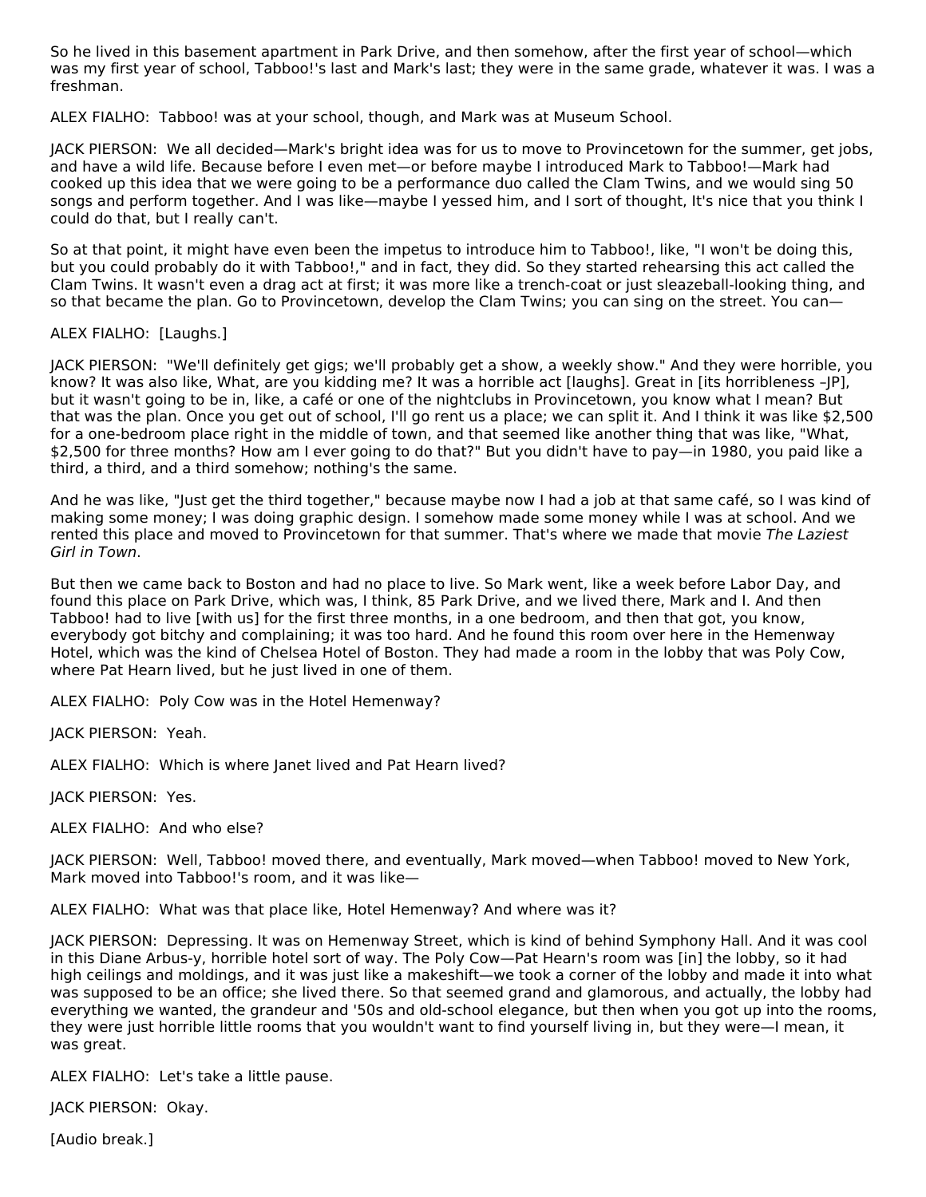So he lived in this basement apartment in Park Drive, and then somehow, after the first year of school—which was my first year of school, Tabboo!'s last and Mark's last; they were in the same grade, whatever it was. I was a freshman.

ALEX FIALHO: Tabboo! was at your school, though, and Mark was at Museum School.

JACK PIERSON: We all decided—Mark's bright idea was for us to move to Provincetown for the summer, get jobs, and have a wild life. Because before I even met—or before maybe I introduced Mark to Tabboo!—Mark had cooked up this idea that we were going to be a performance duo called the Clam Twins, and we would sing 50 songs and perform together. And I was like—maybe I yessed him, and I sort of thought, It's nice that you think I could do that, but I really can't.

So at that point, it might have even been the impetus to introduce him to Tabboo!, like, "I won't be doing this, but you could probably do it with Tabboo!," and in fact, they did. So they started rehearsing this act called the Clam Twins. It wasn't even a drag act at first; it was more like a trench-coat or just sleazeball-looking thing, and so that became the plan. Go to Provincetown, develop the Clam Twins; you can sing on the street. You can—

ALEX FIALHO: [Laughs.]

JACK PIERSON: "We'll definitely get gigs; we'll probably get a show, a weekly show." And they were horrible, you know? It was also like, What, are you kidding me? It was a horrible act [laughs]. Great in [its horribleness –JP], but it wasn't going to be in, like, a café or one of the nightclubs in Provincetown, you know what I mean? But that was the plan. Once you get out of school, I'll go rent us a place; we can split it. And I think it was like $2,500 for a one-bedroom place right in the middle of town, and that seemed like another thing that was like, "What, $2,500 for three months? How am I ever going to do that?" But you didn't have to pay—in 1980, you paid like a third, a third, and a third somehow; nothing's the same.

And he was like, "Just get the third together," because maybe now I had a job at that same café, so I was kind of making some money; I was doing graphic design. I somehow made some money while I was at school. And we rented this place and moved to Provincetown for that summer. That's where we made that movie *The Laziest Girl in Town*.

But then we came back to Boston and had no place to live. So Mark went, like a week before Labor Day, and found this place on Park Drive, which was, I think, 85 Park Drive, and we lived there, Mark and I. And then Tabboo! had to live [with us] for the first three months, in a one bedroom, and then that got, you know, everybody got bitchy and complaining; it was too hard. And he found this room over here in the Hemenway Hotel, which was the kind of Chelsea Hotel of Boston. They had made a room in the lobby that was Poly Cow, where Pat Hearn lived, but he just lived in one of them.

ALEX FIALHO: Poly Cow was in the Hotel Hemenway?

JACK PIERSON: Yeah.

ALEX FIALHO: Which is where Janet lived and Pat Hearn lived?

JACK PIERSON: Yes.

ALEX FIALHO: And who else?

JACK PIERSON: Well, Tabboo! moved there, and eventually, Mark moved—when Tabboo! moved to New York, Mark moved into Tabboo!'s room, and it was like—

ALEX FIALHO: What was that place like, Hotel Hemenway? And where was it?

JACK PIERSON: Depressing. It was on Hemenway Street, which is kind of behind Symphony Hall. And it was cool in this Diane Arbus-y, horrible hotel sort of way. The Poly Cow—Pat Hearn's room was [in] the lobby, so it had high ceilings and moldings, and it was just like a makeshift—we took a corner of the lobby and made it into what was supposed to be an office; she lived there. So that seemed grand and glamorous, and actually, the lobby had everything we wanted, the grandeur and '50s and old-school elegance, but then when you got up into the rooms, they were just horrible little rooms that you wouldn't want to find yourself living in, but they were—I mean, it was great.

ALEX FIALHO: Let's take a little pause.

JACK PIERSON: Okay.

[Audio break.]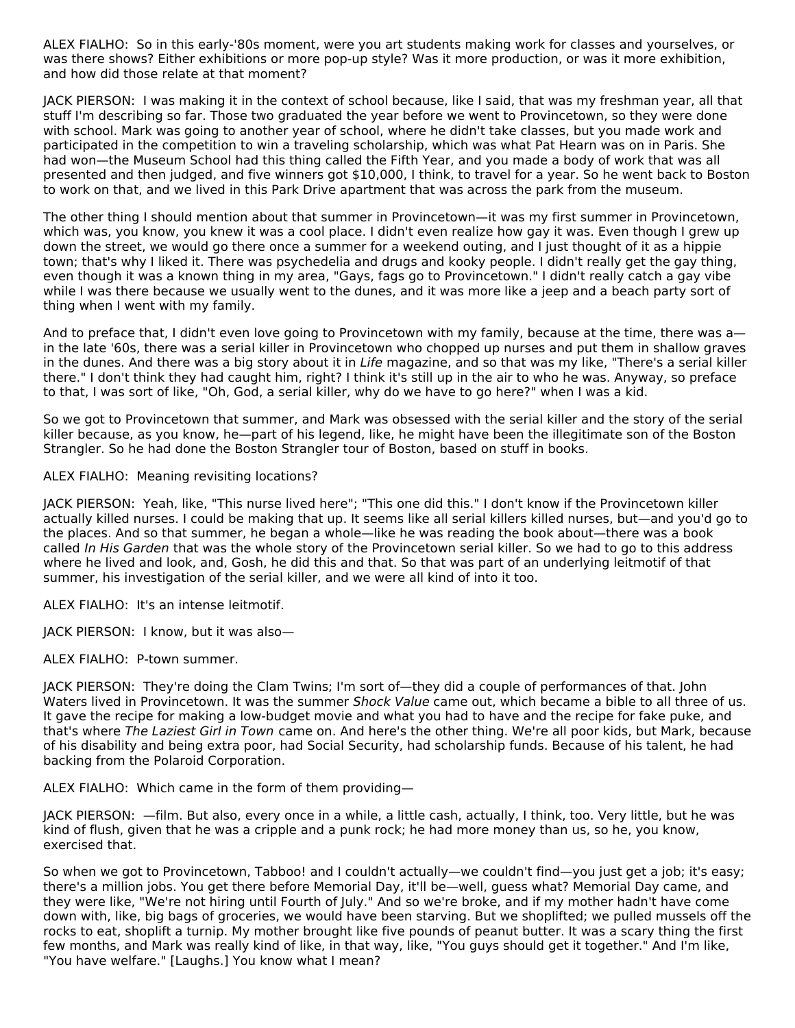ALEX FIALHO: So in this early-'80s moment, were you art students making work for classes and yourselves, or was there shows? Either exhibitions or more pop-up style? Was it more production, or was it more exhibition, and how did those relate at that moment?

JACK PIERSON: I was making it in the context of school because, like I said, that was my freshman year, all that stuff I'm describing so far. Those two graduated the year before we went to Provincetown, so they were done with school. Mark was going to another year of school, where he didn't take classes, but you made work and participated in the competition to win a traveling scholarship, which was what Pat Hearn was on in Paris. She had won—the Museum School had this thing called the Fifth Year, and you made a body of work that was all presented and then judged, and five winners got $10,000, I think, to travel for a year. So he went back to Boston to work on that, and we lived in this Park Drive apartment that was across the park from the museum.

The other thing I should mention about that summer in Provincetown—it was my first summer in Provincetown, which was, you know, you knew it was a cool place. I didn't even realize how gay it was. Even though I grew up down the street, we would go there once a summer for a weekend outing, and I just thought of it as a hippie town; that's why I liked it. There was psychedelia and drugs and kooky people. I didn't really get the gay thing, even though it was a known thing in my area, "Gays, fags go to Provincetown." I didn't really catch a gay vibe while I was there because we usually went to the dunes, and it was more like a jeep and a beach party sort of thing when I went with my family.

And to preface that, I didn't even love going to Provincetown with my family, because at the time, there was a—in the late '60s, there was a serial killer in Provincetown who chopped up nurses and put them in shallow graves in the dunes. And there was a big story about it in *Life* magazine, and so that was my like, "There's a serial killer there." I don't think they had caught him, right? I think it's still up in the air to who he was. Anyway, so preface to that, I was sort of like, "Oh, God, a serial killer, why do we have to go here?" when I was a kid.

So we got to Provincetown that summer, and Mark was obsessed with the serial killer and the story of the serial killer because, as you know, he—part of his legend, like, he might have been the illegitimate son of the Boston Strangler. So he had done the Boston Strangler tour of Boston, based on stuff in books.

ALEX FIALHO: Meaning revisiting locations?

JACK PIERSON: Yeah, like, "This nurse lived here"; "This one did this." I don't know if the Provincetown killer actually killed nurses. I could be making that up. It seems like all serial killers killed nurses, but—and you'd go to the places. And so that summer, he began a whole—like he was reading the book about—there was a book called *In His Garden* that was the whole story of the Provincetown serial killer. So we had to go to this address where he lived and look, and, Gosh, he did this and that. So that was part of an underlying leitmotif of that summer, his investigation of the serial killer, and we were all kind of into it too.

ALEX FIALHO: It's an intense leitmotif.

JACK PIERSON: I know, but it was also—

ALEX FIALHO: P-town summer.

JACK PIERSON: They're doing the Clam Twins; I'm sort of—they did a couple of performances of that. John Waters lived in Provincetown. It was the summer *Shock Value* came out, which became a bible to all three of us. It gave the recipe for making a low-budget movie and what you had to have and the recipe for fake puke, and that's where *The Laziest Girl in Town* came on. And here's the other thing. We're all poor kids, but Mark, because of his disability and being extra poor, had Social Security, had scholarship funds. Because of his talent, he had backing from the Polaroid Corporation.

ALEX FIALHO: Which came in the form of them providing—

JACK PIERSON: —film. But also, every once in a while, a little cash, actually, I think, too. Very little, but he was kind of flush, given that he was a cripple and a punk rock; he had more money than us, so he, you know, exercised that.

So when we got to Provincetown, Tabboo! and I couldn't actually—we couldn't find—you just get a job; it's easy; there's a million jobs. You get there before Memorial Day, it'll be—well, guess what? Memorial Day came, and they were like, "We're not hiring until Fourth of July." And so we're broke, and if my mother hadn't have come down with, like, big bags of groceries, we would have been starving. But we shoplifted; we pulled mussels off the rocks to eat, shoplift a turnip. My mother brought like five pounds of peanut butter. It was a scary thing the first few months, and Mark was really kind of like, in that way, like, "You guys should get it together." And I'm like, "You have welfare." [Laughs.] You know what I mean?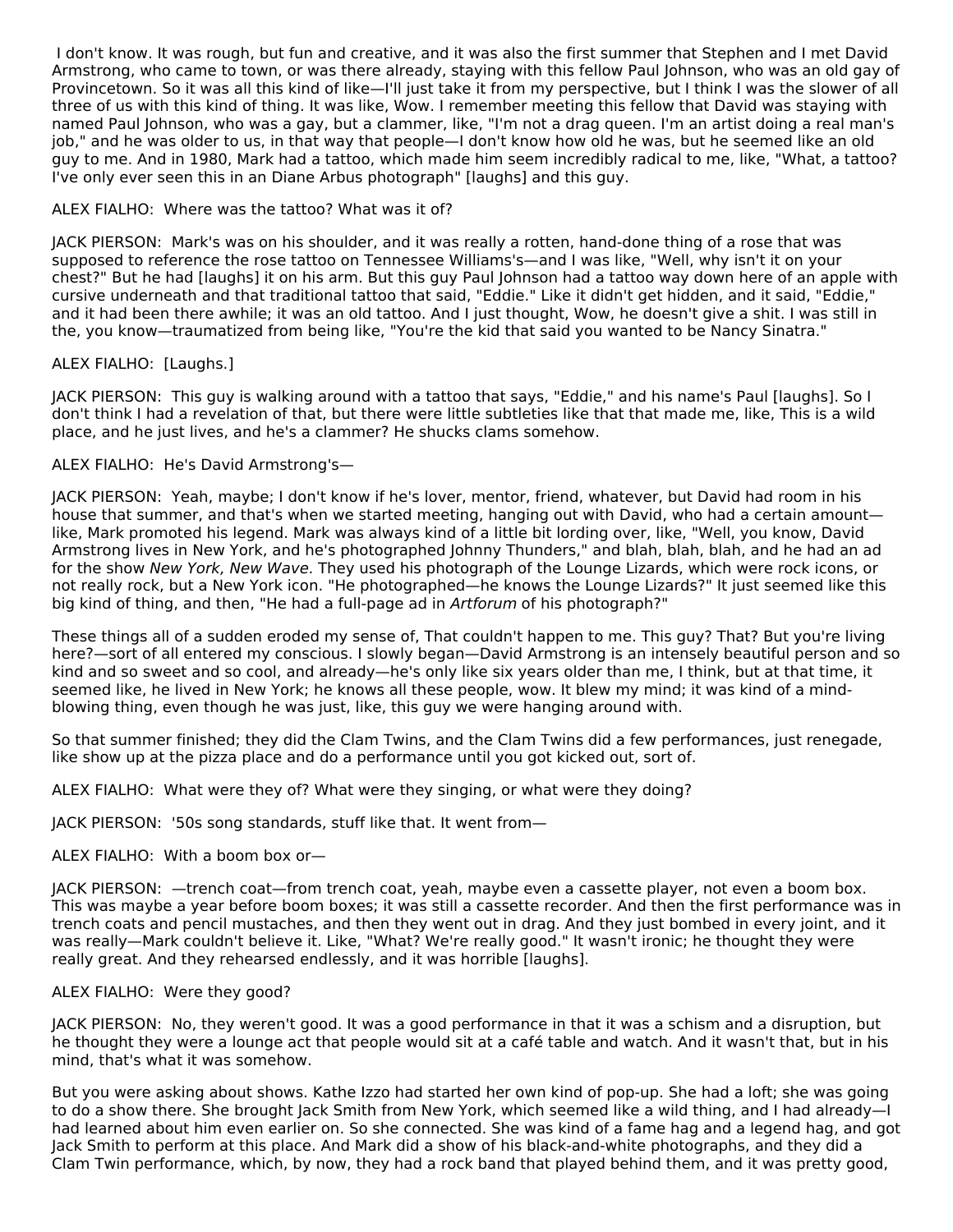I don't know. It was rough, but fun and creative, and it was also the first summer that Stephen and I met David Armstrong, who came to town, or was there already, staying with this fellow Paul Johnson, who was an old gay of Provincetown. So it was all this kind of like—I'll just take it from my perspective, but I think I was the slower of all three of us with this kind of thing. It was like, Wow. I remember meeting this fellow that David was staying with named Paul Johnson, who was a gay, but a clammer, like, "I'm not a drag queen. I'm an artist doing a real man's job," and he was older to us, in that way that people—I don't know how old he was, but he seemed like an old guy to me. And in 1980, Mark had a tattoo, which made him seem incredibly radical to me, like, "What, a tattoo? I've only ever seen this in an Diane Arbus photograph" [laughs] and this guy.

ALEX FIALHO: Where was the tattoo? What was it of?

JACK PIERSON: Mark's was on his shoulder, and it was really a rotten, hand-done thing of a rose that was supposed to reference the rose tattoo on Tennessee Williams's—and I was like, "Well, why isn't it on your chest?" But he had [laughs] it on his arm. But this guy Paul Johnson had a tattoo way down here of an apple with cursive underneath and that traditional tattoo that said, "Eddie." Like it didn't get hidden, and it said, "Eddie," and it had been there awhile; it was an old tattoo. And I just thought, Wow, he doesn't give a shit. I was still in the, you know—traumatized from being like, "You're the kid that said you wanted to be Nancy Sinatra."

ALEX FIALHO: [Laughs.]

JACK PIERSON: This guy is walking around with a tattoo that says, "Eddie," and his name's Paul [laughs]. So I don't think I had a revelation of that, but there were little subtleties like that that made me, like, This is a wild place, and he just lives, and he's a clammer? He shucks clams somehow.

ALEX FIALHO: He's David Armstrong's—

JACK PIERSON: Yeah, maybe; I don't know if he's lover, mentor, friend, whatever, but David had room in his house that summer, and that's when we started meeting, hanging out with David, who had a certain amount—like, Mark promoted his legend. Mark was always kind of a little bit lording over, like, "Well, you know, David Armstrong lives in New York, and he's photographed Johnny Thunders," and blah, blah, blah, and he had an ad for the show *New York, New Wave*. They used his photograph of the Lounge Lizards, which were rock icons, or not really rock, but a New York icon. "He photographed—he knows the Lounge Lizards?" It just seemed like this big kind of thing, and then, "He had a full-page ad in *Artforum* of his photograph?"

These things all of a sudden eroded my sense of, That couldn't happen to me. This guy? That? But you're living here?—sort of all entered my conscious. I slowly began—David Armstrong is an intensely beautiful person and so kind and so sweet and so cool, and already—he's only like six years older than me, I think, but at that time, it seemed like, he lived in New York; he knows all these people, wow. It blew my mind; it was kind of a mind-blowing thing, even though he was just, like, this guy we were hanging around with.

So that summer finished; they did the Clam Twins, and the Clam Twins did a few performances, just renegade, like show up at the pizza place and do a performance until you got kicked out, sort of.

ALEX FIALHO: What were they of? What were they singing, or what were they doing?

JACK PIERSON: '50s song standards, stuff like that. It went from—

ALEX FIALHO: With a boom box or—

JACK PIERSON: —trench coat—from trench coat, yeah, maybe even a cassette player, not even a boom box. This was maybe a year before boom boxes; it was still a cassette recorder. And then the first performance was in trench coats and pencil mustaches, and then they went out in drag. And they just bombed in every joint, and it was really—Mark couldn't believe it. Like, "What? We're really good." It wasn't ironic; he thought they were really great. And they rehearsed endlessly, and it was horrible [laughs].

ALEX FIALHO: Were they good?

JACK PIERSON: No, they weren't good. It was a good performance in that it was a schism and a disruption, but he thought they were a lounge act that people would sit at a café table and watch. And it wasn't that, but in his mind, that's what it was somehow.

But you were asking about shows. Kathe Izzo had started her own kind of pop-up. She had a loft; she was going to do a show there. She brought Jack Smith from New York, which seemed like a wild thing, and I had already—I had learned about him even earlier on. So she connected. She was kind of a fame hag and a legend hag, and got Jack Smith to perform at this place. And Mark did a show of his black-and-white photographs, and they did a Clam Twin performance, which, by now, they had a rock band that played behind them, and it was pretty good,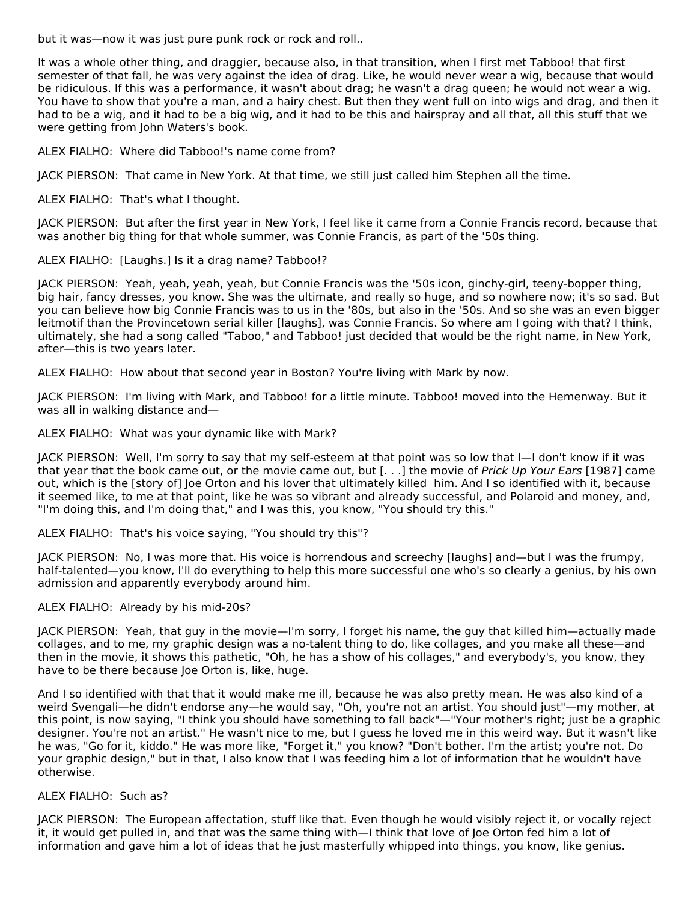but it was—now it was just pure punk rock or rock and roll..

It was a whole other thing, and draggier, because also, in that transition, when I first met Tabboo! that first semester of that fall, he was very against the idea of drag. Like, he would never wear a wig, because that would be ridiculous. If this was a performance, it wasn't about drag; he wasn't a drag queen; he would not wear a wig. You have to show that you're a man, and a hairy chest. But then they went full on into wigs and drag, and then it had to be a wig, and it had to be a big wig, and it had to be this and hairspray and all that, all this stuff that we were getting from John Waters's book.

ALEX FIALHO: Where did Tabboo!'s name come from?

JACK PIERSON: That came in New York. At that time, we still just called him Stephen all the time.

ALEX FIALHO: That's what I thought.

JACK PIERSON: But after the first year in New York, I feel like it came from a Connie Francis record, because that was another big thing for that whole summer, was Connie Francis, as part of the '50s thing.

ALEX FIALHO: [Laughs.] Is it a drag name? Tabboo!?

JACK PIERSON: Yeah, yeah, yeah, yeah, but Connie Francis was the '50s icon, ginchy-girl, teeny-bopper thing, big hair, fancy dresses, you know. She was the ultimate, and really so huge, and so nowhere now; it's so sad. But you can believe how big Connie Francis was to us in the '80s, but also in the '50s. And so she was an even bigger leitmotif than the Provincetown serial killer [laughs], was Connie Francis. So where am I going with that? I think, ultimately, she had a song called "Taboo," and Tabboo! just decided that would be the right name, in New York, after—this is two years later.

ALEX FIALHO: How about that second year in Boston? You're living with Mark by now.

JACK PIERSON: I'm living with Mark, and Tabboo! for a little minute. Tabboo! moved into the Hemenway. But it was all in walking distance and—

ALEX FIALHO: What was your dynamic like with Mark?

JACK PIERSON: Well, I'm sorry to say that my self-esteem at that point was so low that I—I don't know if it was that year that the book came out, or the movie came out, but [. . .] the movie of *Prick Up Your Ears* [1987] came out, which is the [story of] Joe Orton and his lover that ultimately killed him. And I so identified with it, because it seemed like, to me at that point, like he was so vibrant and already successful, and Polaroid and money, and, "I'm doing this, and I'm doing that," and I was this, you know, "You should try this."

ALEX FIALHO: That's his voice saying, "You should try this"?

JACK PIERSON: No, I was more that. His voice is horrendous and screechy [laughs] and—but I was the frumpy, half-talented—you know, I'll do everything to help this more successful one who's so clearly a genius, by his own admission and apparently everybody around him.

ALEX FIALHO: Already by his mid-20s?

JACK PIERSON: Yeah, that guy in the movie—I'm sorry, I forget his name, the guy that killed him—actually made collages, and to me, my graphic design was a no-talent thing to do, like collages, and you make all these—and then in the movie, it shows this pathetic, "Oh, he has a show of his collages," and everybody's, you know, they have to be there because Joe Orton is, like, huge.

And I so identified with that that it would make me ill, because he was also pretty mean. He was also kind of a weird Svengali—he didn't endorse any—he would say, "Oh, you're not an artist. You should just"—my mother, at this point, is now saying, "I think you should have something to fall back"—"Your mother's right; just be a graphic designer. You're not an artist." He wasn't nice to me, but I guess he loved me in this weird way. But it wasn't like he was, "Go for it, kiddo." He was more like, "Forget it," you know? "Don't bother. I'm the artist; you're not. Do your graphic design," but in that, I also know that I was feeding him a lot of information that he wouldn't have otherwise.

ALEX FIALHO: Such as?

JACK PIERSON: The European affectation, stuff like that. Even though he would visibly reject it, or vocally reject it, it would get pulled in, and that was the same thing with—I think that love of Joe Orton fed him a lot of information and gave him a lot of ideas that he just masterfully whipped into things, you know, like genius.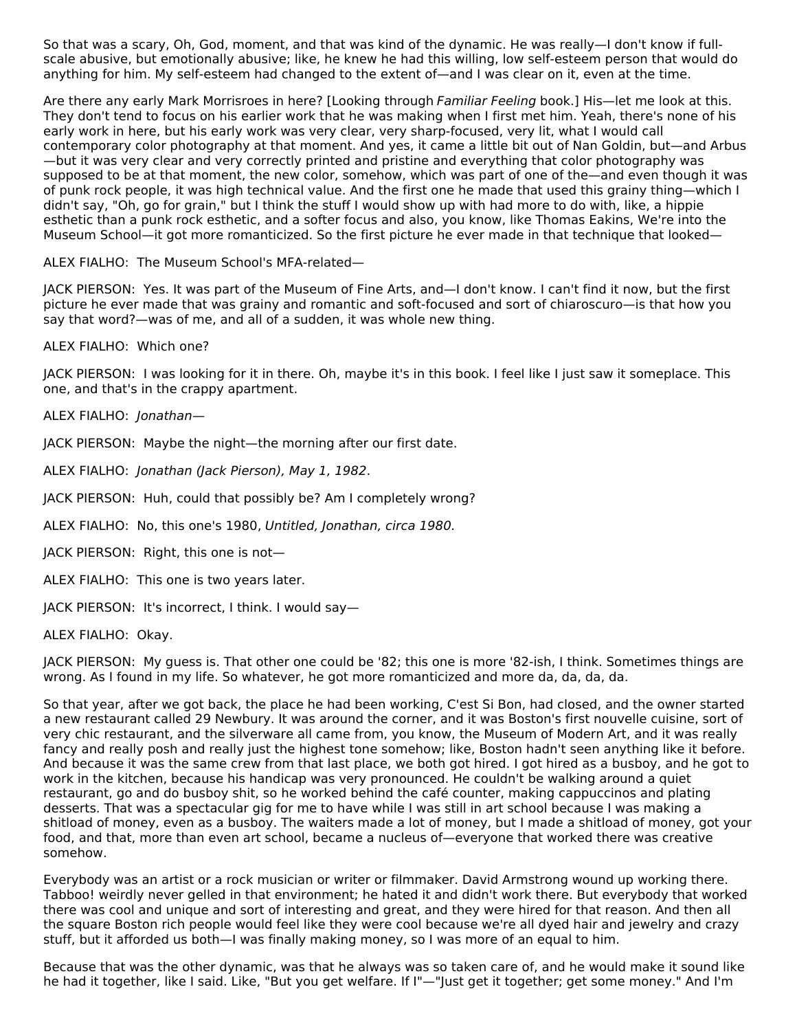So that was a scary, Oh, God, moment, and that was kind of the dynamic. He was really—I don't know if full-scale abusive, but emotionally abusive; like, he knew he had this willing, low self-esteem person that would do anything for him. My self-esteem had changed to the extent of—and I was clear on it, even at the time.

Are there any early Mark Morrisroes in here? [Looking through *Familiar Feeling* book.] His—let me look at this. They don't tend to focus on his earlier work that he was making when I first met him. Yeah, there's none of his early work in here, but his early work was very clear, very sharp-focused, very lit, what I would call contemporary color photography at that moment. And yes, it came a little bit out of Nan Goldin, but—and Arbus—but it was very clear and very correctly printed and pristine and everything that color photography was supposed to be at that moment, the new color, somehow, which was part of one of the—and even though it was of punk rock people, it was high technical value. And the first one he made that used this grainy thing—which I didn't say, "Oh, go for grain," but I think the stuff I would show up with had more to do with, like, a hippie esthetic than a punk rock esthetic, and a softer focus and also, you know, like Thomas Eakins, We're into the Museum School—it got more romanticized. So the first picture he ever made in that technique that looked—

ALEX FIALHO: The Museum School's MFA-related—

JACK PIERSON: Yes. It was part of the Museum of Fine Arts, and—I don't know. I can't find it now, but the first picture he ever made that was grainy and romantic and soft-focused and sort of chiaroscuro—is that how you say that word?—was of me, and all of a sudden, it was whole new thing.

ALEX FIALHO: Which one?

JACK PIERSON: I was looking for it in there. Oh, maybe it's in this book. I feel like I just saw it someplace. This one, and that's in the crappy apartment.

ALEX FIALHO: *Jonathan*—

JACK PIERSON: Maybe the night—the morning after our first date.

ALEX FIALHO: *Jonathan (Jack Pierson), May 1, 1982*.

JACK PIERSON: Huh, could that possibly be? Am I completely wrong?

ALEX FIALHO: No, this one's 1980, *Untitled, Jonathan, circa 1980*.

JACK PIERSON: Right, this one is not—

ALEX FIALHO: This one is two years later.

JACK PIERSON: It's incorrect, I think. I would say—

ALEX FIALHO: Okay.

JACK PIERSON: My guess is. That other one could be '82; this one is more '82-ish, I think. Sometimes things are wrong. As I found in my life. So whatever, he got more romanticized and more da, da, da, da.

So that year, after we got back, the place he had been working, C'est Si Bon, had closed, and the owner started a new restaurant called 29 Newbury. It was around the corner, and it was Boston's first nouvelle cuisine, sort of very chic restaurant, and the silverware all came from, you know, the Museum of Modern Art, and it was really fancy and really posh and really just the highest tone somehow; like, Boston hadn't seen anything like it before. And because it was the same crew from that last place, we both got hired. I got hired as a busboy, and he got to work in the kitchen, because his handicap was very pronounced. He couldn't be walking around a quiet restaurant, go and do busboy shit, so he worked behind the café counter, making cappuccinos and plating desserts. That was a spectacular gig for me to have while I was still in art school because I was making a shitload of money, even as a busboy. The waiters made a lot of money, but I made a shitload of money, got your food, and that, more than even art school, became a nucleus of—everyone that worked there was creative somehow.

Everybody was an artist or a rock musician or writer or filmmaker. David Armstrong wound up working there. Tabboo! weirdly never gelled in that environment; he hated it and didn't work there. But everybody that worked there was cool and unique and sort of interesting and great, and they were hired for that reason. And then all the square Boston rich people would feel like they were cool because we're all dyed hair and jewelry and crazy stuff, but it afforded us both—I was finally making money, so I was more of an equal to him.

Because that was the other dynamic, was that he always was so taken care of, and he would make it sound like he had it together, like I said. Like, "But you get welfare. If I"—"Just get it together; get some money." And I'm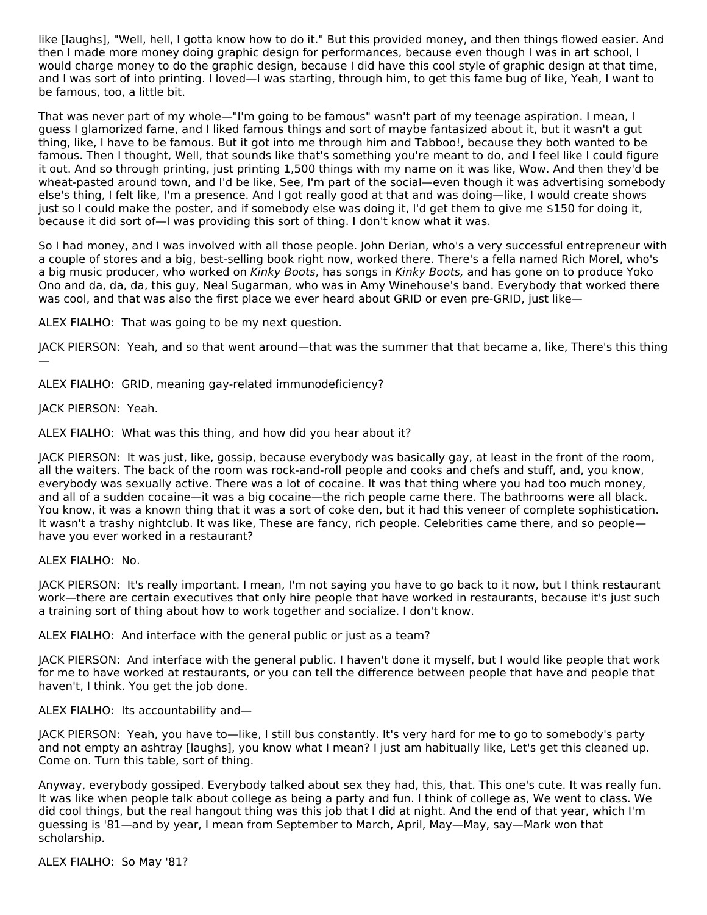like [laughs], "Well, hell, I gotta know how to do it." But this provided money, and then things flowed easier. And then I made more money doing graphic design for performances, because even though I was in art school, I would charge money to do the graphic design, because I did have this cool style of graphic design at that time, and I was sort of into printing. I loved—I was starting, through him, to get this fame bug of like, Yeah, I want to be famous, too, a little bit.

That was never part of my whole—"I'm going to be famous" wasn't part of my teenage aspiration. I mean, I guess I glamorized fame, and I liked famous things and sort of maybe fantasized about it, but it wasn't a gut thing, like, I have to be famous. But it got into me through him and Tabboo!, because they both wanted to be famous. Then I thought, Well, that sounds like that's something you're meant to do, and I feel like I could figure it out. And so through printing, just printing 1,500 things with my name on it was like, Wow. And then they'd be wheat-pasted around town, and I'd be like, See, I'm part of the social—even though it was advertising somebody else's thing, I felt like, I'm a presence. And I got really good at that and was doing—like, I would create shows just so I could make the poster, and if somebody else was doing it, I'd get them to give me $150 for doing it, because it did sort of—I was providing this sort of thing. I don't know what it was.

So I had money, and I was involved with all those people. John Derian, who's a very successful entrepreneur with a couple of stores and a big, best-selling book right now, worked there. There's a fella named Rich Morel, who's a big music producer, who worked on *Kinky Boots*, has songs in *Kinky Boots,* and has gone on to produce Yoko Ono and da, da, da, this guy, Neal Sugarman, who was in Amy Winehouse's band. Everybody that worked there was cool, and that was also the first place we ever heard about GRID or even pre-GRID, just like—

ALEX FIALHO: That was going to be my next question.

JACK PIERSON: Yeah, and so that went around—that was the summer that that became a, like, There's this thing—

ALEX FIALHO: GRID, meaning gay-related immunodeficiency?

JACK PIERSON: Yeah.

ALEX FIALHO: What was this thing, and how did you hear about it?

JACK PIERSON: It was just, like, gossip, because everybody was basically gay, at least in the front of the room, all the waiters. The back of the room was rock-and-roll people and cooks and chefs and stuff, and, you know, everybody was sexually active. There was a lot of cocaine. It was that thing where you had too much money, and all of a sudden cocaine—it was a big cocaine—the rich people came there. The bathrooms were all black. You know, it was a known thing that it was a sort of coke den, but it had this veneer of complete sophistication. It wasn't a trashy nightclub. It was like, These are fancy, rich people. Celebrities came there, and so people—have you ever worked in a restaurant?

ALEX FIALHO: No.

JACK PIERSON: It's really important. I mean, I'm not saying you have to go back to it now, but I think restaurant work—there are certain executives that only hire people that have worked in restaurants, because it's just such a training sort of thing about how to work together and socialize. I don't know.

ALEX FIALHO: And interface with the general public or just as a team?

JACK PIERSON: And interface with the general public. I haven't done it myself, but I would like people that work for me to have worked at restaurants, or you can tell the difference between people that have and people that haven't, I think. You get the job done.

ALEX FIALHO: Its accountability and—

JACK PIERSON: Yeah, you have to—like, I still bus constantly. It's very hard for me to go to somebody's party and not empty an ashtray [laughs], you know what I mean? I just am habitually like, Let's get this cleaned up. Come on. Turn this table, sort of thing.

Anyway, everybody gossiped. Everybody talked about sex they had, this, that. This one's cute. It was really fun. It was like when people talk about college as being a party and fun. I think of college as, We went to class. We did cool things, but the real hangout thing was this job that I did at night. And the end of that year, which I'm guessing is '81—and by year, I mean from September to March, April, May—May, say—Mark won that scholarship.

ALEX FIALHO: So May '81?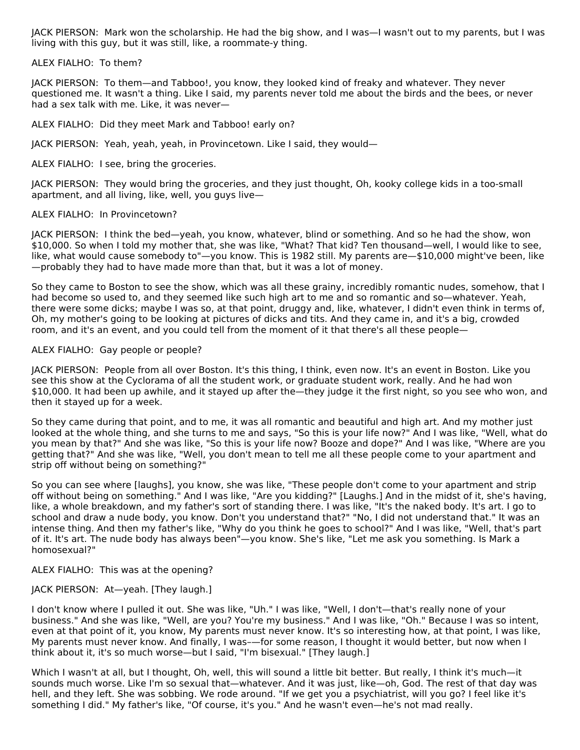JACK PIERSON: Mark won the scholarship. He had the big show, and I was—I wasn't out to my parents, but I was living with this guy, but it was still, like, a roommate-y thing.

ALEX FIALHO: To them?

JACK PIERSON: To them—and Tabboo!, you know, they looked kind of freaky and whatever. They never questioned me. It wasn't a thing. Like I said, my parents never told me about the birds and the bees, or never had a sex talk with me. Like, it was never—

ALEX FIALHO: Did they meet Mark and Tabboo! early on?

JACK PIERSON: Yeah, yeah, yeah, in Provincetown. Like I said, they would—

ALEX FIALHO: I see, bring the groceries.

JACK PIERSON: They would bring the groceries, and they just thought, Oh, kooky college kids in a too-small apartment, and all living, like, well, you guys live—

ALEX FIALHO: In Provincetown?

JACK PIERSON: I think the bed—yeah, you know, whatever, blind or something. And so he had the show, won $10,000. So when I told my mother that, she was like, "What? That kid? Ten thousand—well, I would like to see, like, what would cause somebody to"—you know. This is 1982 still. My parents are—$10,000 might've been, like—probably they had to have made more than that, but it was a lot of money.

So they came to Boston to see the show, which was all these grainy, incredibly romantic nudes, somehow, that I had become so used to, and they seemed like such high art to me and so romantic and so—whatever. Yeah, there were some dicks; maybe I was so, at that point, druggy and, like, whatever, I didn't even think in terms of, Oh, my mother's going to be looking at pictures of dicks and tits. And they came in, and it's a big, crowded room, and it's an event, and you could tell from the moment of it that there's all these people—

ALEX FIALHO: Gay people or people?

JACK PIERSON: People from all over Boston. It's this thing, I think, even now. It's an event in Boston. Like you see this show at the Cyclorama of all the student work, or graduate student work, really. And he had won $10,000. It had been up awhile, and it stayed up after the—they judge it the first night, so you see who won, and then it stayed up for a week.

So they came during that point, and to me, it was all romantic and beautiful and high art. And my mother just looked at the whole thing, and she turns to me and says, "So this is your life now?" And I was like, "Well, what do you mean by that?" And she was like, "So this is your life now? Booze and dope?" And I was like, "Where are you getting that?" And she was like, "Well, you don't mean to tell me all these people come to your apartment and strip off without being on something?"

So you can see where [laughs], you know, she was like, "These people don't come to your apartment and strip off without being on something." And I was like, "Are you kidding?" [Laughs.] And in the midst of it, she's having, like, a whole breakdown, and my father's sort of standing there. I was like, "It's the naked body. It's art. I go to school and draw a nude body, you know. Don't you understand that?" "No, I did not understand that." It was an intense thing. And then my father's like, "Why do you think he goes to school?" And I was like, "Well, that's part of it. It's art. The nude body has always been"—you know. She's like, "Let me ask you something. Is Mark a homosexual?"

ALEX FIALHO: This was at the opening?

JACK PIERSON: At—yeah. [They laugh.]

I don't know where I pulled it out. She was like, "Uh." I was like, "Well, I don't—that's really none of your business." And she was like, "Well, are you? You're my business." And I was like, "Oh." Because I was so intent, even at that point of it, you know, My parents must never know. It's so interesting how, at that point, I was like, My parents must never know. And finally, I was–—for some reason, I thought it would better, but now when I think about it, it's so much worse—but I said, "I'm bisexual." [They laugh.]

Which I wasn't at all, but I thought, Oh, well, this will sound a little bit better. But really, I think it's much—it sounds much worse. Like I'm so sexual that—whatever. And it was just, like—oh, God. The rest of that day was hell, and they left. She was sobbing. We rode around. "If we get you a psychiatrist, will you go? I feel like it's something I did." My father's like, "Of course, it's you." And he wasn't even—he's not mad really.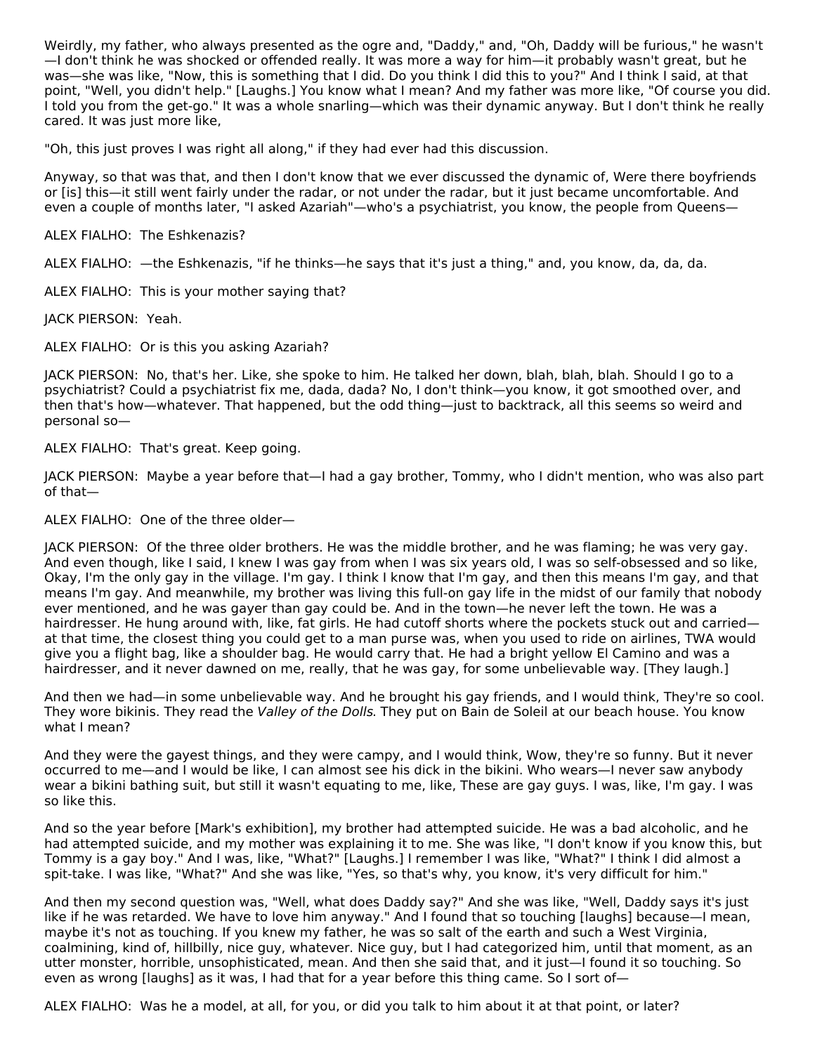Weirdly, my father, who always presented as the ogre and, "Daddy," and, "Oh, Daddy will be furious," he wasn't—I don't think he was shocked or offended really. It was more a way for him—it probably wasn't great, but he was—she was like, "Now, this is something that I did. Do you think I did this to you?" And I think I said, at that point, "Well, you didn't help." [Laughs.] You know what I mean? And my father was more like, "Of course you did. I told you from the get-go." It was a whole snarling—which was their dynamic anyway. But I don't think he really cared. It was just more like,

"Oh, this just proves I was right all along," if they had ever had this discussion.

Anyway, so that was that, and then I don't know that we ever discussed the dynamic of, Were there boyfriends or [is] this—it still went fairly under the radar, or not under the radar, but it just became uncomfortable. And even a couple of months later, "I asked Azariah"—who's a psychiatrist, you know, the people from Queens—

ALEX FIALHO: The Eshkenazis?

ALEX FIALHO: —the Eshkenazis, "if he thinks—he says that it's just a thing," and, you know, da, da, da.

ALEX FIALHO: This is your mother saying that?

JACK PIERSON: Yeah.

ALEX FIALHO: Or is this you asking Azariah?

JACK PIERSON: No, that's her. Like, she spoke to him. He talked her down, blah, blah, blah. Should I go to a psychiatrist? Could a psychiatrist fix me, dada, dada? No, I don't think—you know, it got smoothed over, and then that's how—whatever. That happened, but the odd thing—just to backtrack, all this seems so weird and personal so—

ALEX FIALHO: That's great. Keep going.

JACK PIERSON: Maybe a year before that—I had a gay brother, Tommy, who I didn't mention, who was also part of that—

ALEX FIALHO: One of the three older—

JACK PIERSON: Of the three older brothers. He was the middle brother, and he was flaming; he was very gay. And even though, like I said, I knew I was gay from when I was six years old, I was so self-obsessed and so like, Okay, I'm the only gay in the village. I'm gay. I think I know that I'm gay, and then this means I'm gay, and that means I'm gay. And meanwhile, my brother was living this full-on gay life in the midst of our family that nobody ever mentioned, and he was gayer than gay could be. And in the town—he never left the town. He was a hairdresser. He hung around with, like, fat girls. He had cutoff shorts where the pockets stuck out and carried—at that time, the closest thing you could get to a man purse was, when you used to ride on airlines, TWA would give you a flight bag, like a shoulder bag. He would carry that. He had a bright yellow El Camino and was a hairdresser, and it never dawned on me, really, that he was gay, for some unbelievable way. [They laugh.]

And then we had—in some unbelievable way. And he brought his gay friends, and I would think, They're so cool. They wore bikinis. They read the *Valley of the Dolls*. They put on Bain de Soleil at our beach house. You know what I mean?

And they were the gayest things, and they were campy, and I would think, Wow, they're so funny. But it never occurred to me—and I would be like, I can almost see his dick in the bikini. Who wears—I never saw anybody wear a bikini bathing suit, but still it wasn't equating to me, like, These are gay guys. I was, like, I'm gay. I was so like this.

And so the year before [Mark's exhibition], my brother had attempted suicide. He was a bad alcoholic, and he had attempted suicide, and my mother was explaining it to me. She was like, "I don't know if you know this, but Tommy is a gay boy." And I was, like, "What?" [Laughs.] I remember I was like, "What?" I think I did almost a spit-take. I was like, "What?" And she was like, "Yes, so that's why, you know, it's very difficult for him."

And then my second question was, "Well, what does Daddy say?" And she was like, "Well, Daddy says it's just like if he was retarded. We have to love him anyway." And I found that so touching [laughs] because—I mean, maybe it's not as touching. If you knew my father, he was so salt of the earth and such a West Virginia, coalmining, kind of, hillbilly, nice guy, whatever. Nice guy, but I had categorized him, until that moment, as an utter monster, horrible, unsophisticated, mean. And then she said that, and it just—I found it so touching. So even as wrong [laughs] as it was, I had that for a year before this thing came. So I sort of—

ALEX FIALHO: Was he a model, at all, for you, or did you talk to him about it at that point, or later?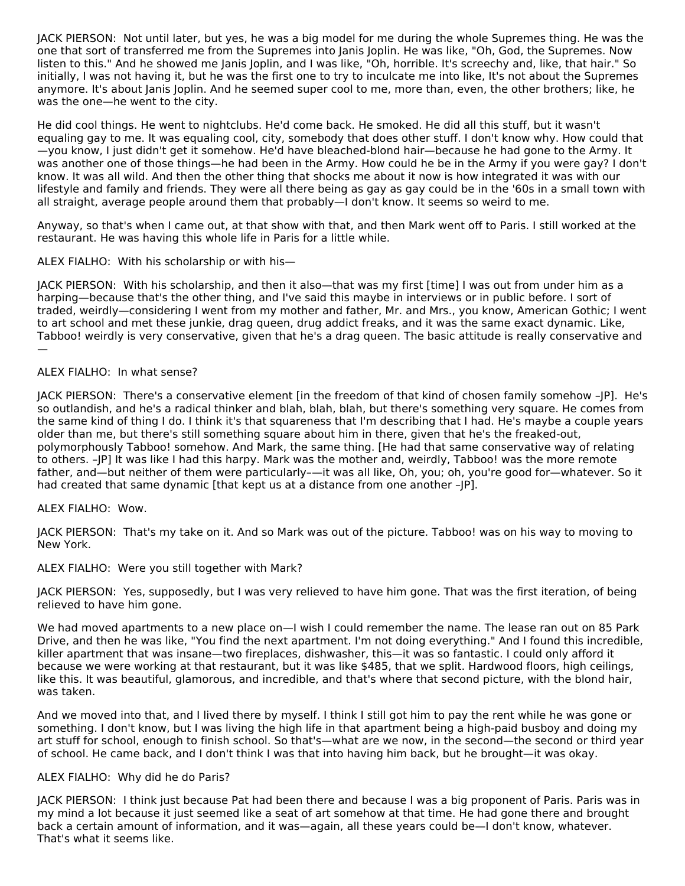JACK PIERSON: Not until later, but yes, he was a big model for me during the whole Supremes thing. He was the one that sort of transferred me from the Supremes into Janis Joplin. He was like, "Oh, God, the Supremes. Now listen to this." And he showed me Janis Joplin, and I was like, "Oh, horrible. It's screechy and, like, that hair." So initially, I was not having it, but he was the first one to try to inculcate me into like, It's not about the Supremes anymore. It's about Janis Joplin. And he seemed super cool to me, more than, even, the other brothers; like, he was the one—he went to the city.

He did cool things. He went to nightclubs. He'd come back. He smoked. He did all this stuff, but it wasn't equaling gay to me. It was equaling cool, city, somebody that does other stuff. I don't know why. How could that—you know, I just didn't get it somehow. He'd have bleached-blond hair—because he had gone to the Army. It was another one of those things—he had been in the Army. How could he be in the Army if you were gay? I don't know. It was all wild. And then the other thing that shocks me about it now is how integrated it was with our lifestyle and family and friends. They were all there being as gay as gay could be in the '60s in a small town with all straight, average people around them that probably—I don't know. It seems so weird to me.

Anyway, so that's when I came out, at that show with that, and then Mark went off to Paris. I still worked at the restaurant. He was having this whole life in Paris for a little while.

ALEX FIALHO: With his scholarship or with his—

JACK PIERSON: With his scholarship, and then it also—that was my first [time] I was out from under him as a harping—because that's the other thing, and I've said this maybe in interviews or in public before. I sort of traded, weirdly—considering I went from my mother and father, Mr. and Mrs., you know, American Gothic; I went to art school and met these junkie, drag queen, drug addict freaks, and it was the same exact dynamic. Like, Tabboo! weirdly is very conservative, given that he's a drag queen. The basic attitude is really conservative and—

ALEX FIALHO: In what sense?

JACK PIERSON: There's a conservative element [in the freedom of that kind of chosen family somehow –JP]. He's so outlandish, and he's a radical thinker and blah, blah, blah, but there's something very square. He comes from the same kind of thing I do. I think it's that squareness that I'm describing that I had. He's maybe a couple years older than me, but there's still something square about him in there, given that he's the freaked-out, polymorphously Tabboo! somehow. And Mark, the same thing. [He had that same conservative way of relating to others. –JP] It was like I had this harpy. Mark was the mother and, weirdly, Tabboo! was the more remote father, and—but neither of them were particularly––it was all like, Oh, you; oh, you're good for—whatever. So it had created that same dynamic [that kept us at a distance from one another –JP].

ALEX FIALHO: Wow.

JACK PIERSON: That's my take on it. And so Mark was out of the picture. Tabboo! was on his way to moving to New York.

ALEX FIALHO: Were you still together with Mark?

JACK PIERSON: Yes, supposedly, but I was very relieved to have him gone. That was the first iteration, of being relieved to have him gone.

We had moved apartments to a new place on—I wish I could remember the name. The lease ran out on 85 Park Drive, and then he was like, "You find the next apartment. I'm not doing everything." And I found this incredible, killer apartment that was insane—two fireplaces, dishwasher, this—it was so fantastic. I could only afford it because we were working at that restaurant, but it was like $485, that we split. Hardwood floors, high ceilings, like this. It was beautiful, glamorous, and incredible, and that's where that second picture, with the blond hair, was taken.

And we moved into that, and I lived there by myself. I think I still got him to pay the rent while he was gone or something. I don't know, but I was living the high life in that apartment being a high-paid busboy and doing my art stuff for school, enough to finish school. So that's—what are we now, in the second—the second or third year of school. He came back, and I don't think I was that into having him back, but he brought—it was okay.

ALEX FIALHO: Why did he do Paris?

JACK PIERSON: I think just because Pat had been there and because I was a big proponent of Paris. Paris was in my mind a lot because it just seemed like a seat of art somehow at that time. He had gone there and brought back a certain amount of information, and it was—again, all these years could be—I don't know, whatever. That's what it seems like.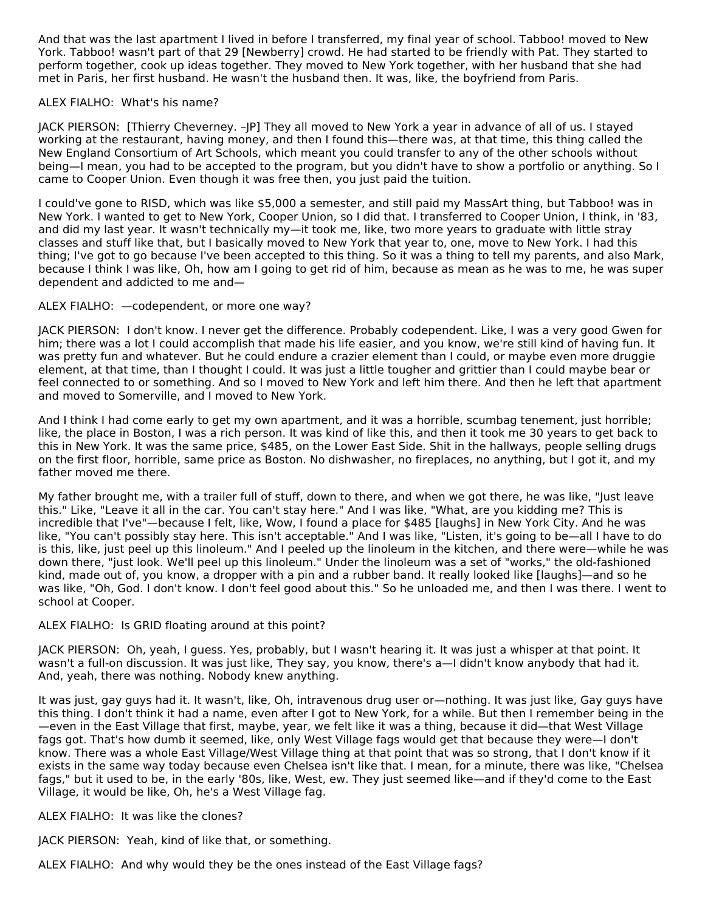And that was the last apartment I lived in before I transferred, my final year of school. Tabboo! moved to New York. Tabboo! wasn't part of that 29 [Newberry] crowd. He had started to be friendly with Pat. They started to perform together, cook up ideas together. They moved to New York together, with her husband that she had met in Paris, her first husband. He wasn't the husband then. It was, like, the boyfriend from Paris.

ALEX FIALHO: What's his name?

JACK PIERSON: [Thierry Cheverney. –JP] They all moved to New York a year in advance of all of us. I stayed working at the restaurant, having money, and then I found this—there was, at that time, this thing called the New England Consortium of Art Schools, which meant you could transfer to any of the other schools without being—I mean, you had to be accepted to the program, but you didn't have to show a portfolio or anything. So I came to Cooper Union. Even though it was free then, you just paid the tuition.

I could've gone to RISD, which was like $5,000 a semester, and still paid my MassArt thing, but Tabboo! was in New York. I wanted to get to New York, Cooper Union, so I did that. I transferred to Cooper Union, I think, in '83, and did my last year. It wasn't technically my—it took me, like, two more years to graduate with little stray classes and stuff like that, but I basically moved to New York that year to, one, move to New York. I had this thing; I've got to go because I've been accepted to this thing. So it was a thing to tell my parents, and also Mark, because I think I was like, Oh, how am I going to get rid of him, because as mean as he was to me, he was super dependent and addicted to me and—

ALEX FIALHO: —codependent, or more one way?

JACK PIERSON: I don't know. I never get the difference. Probably codependent. Like, I was a very good Gwen for him; there was a lot I could accomplish that made his life easier, and you know, we're still kind of having fun. It was pretty fun and whatever. But he could endure a crazier element than I could, or maybe even more druggie element, at that time, than I thought I could. It was just a little tougher and grittier than I could maybe bear or feel connected to or something. And so I moved to New York and left him there. And then he left that apartment and moved to Somerville, and I moved to New York.

And I think I had come early to get my own apartment, and it was a horrible, scumbag tenement, just horrible; like, the place in Boston, I was a rich person. It was kind of like this, and then it took me 30 years to get back to this in New York. It was the same price, $485, on the Lower East Side. Shit in the hallways, people selling drugs on the first floor, horrible, same price as Boston. No dishwasher, no fireplaces, no anything, but I got it, and my father moved me there.

My father brought me, with a trailer full of stuff, down to there, and when we got there, he was like, "Just leave this." Like, "Leave it all in the car. You can't stay here." And I was like, "What, are you kidding me? This is incredible that I've"—because I felt, like, Wow, I found a place for $485 [laughs] in New York City. And he was like, "You can't possibly stay here. This isn't acceptable." And I was like, "Listen, it's going to be—all I have to do is this, like, just peel up this linoleum." And I peeled up the linoleum in the kitchen, and there were—while he was down there, "just look. We'll peel up this linoleum." Under the linoleum was a set of "works," the old-fashioned kind, made out of, you know, a dropper with a pin and a rubber band. It really looked like [laughs]—and so he was like, "Oh, God. I don't know. I don't feel good about this." So he unloaded me, and then I was there. I went to school at Cooper.

ALEX FIALHO: Is GRID floating around at this point?

JACK PIERSON: Oh, yeah, I guess. Yes, probably, but I wasn't hearing it. It was just a whisper at that point. It wasn't a full-on discussion. It was just like, They say, you know, there's a—I didn't know anybody that had it. And, yeah, there was nothing. Nobody knew anything.

It was just, gay guys had it. It wasn't, like, Oh, intravenous drug user or—nothing. It was just like, Gay guys have this thing. I don't think it had a name, even after I got to New York, for a while. But then I remember being in the—even in the East Village that first, maybe, year, we felt like it was a thing, because it did—that West Village fags got. That's how dumb it seemed, like, only West Village fags would get that because they were—I don't know. There was a whole East Village/West Village thing at that point that was so strong, that I don't know if it exists in the same way today because even Chelsea isn't like that. I mean, for a minute, there was like, "Chelsea fags," but it used to be, in the early '80s, like, West, ew. They just seemed like—and if they'd come to the East Village, it would be like, Oh, he's a West Village fag.

ALEX FIALHO: It was like the clones?

JACK PIERSON: Yeah, kind of like that, or something.

ALEX FIALHO: And why would they be the ones instead of the East Village fags?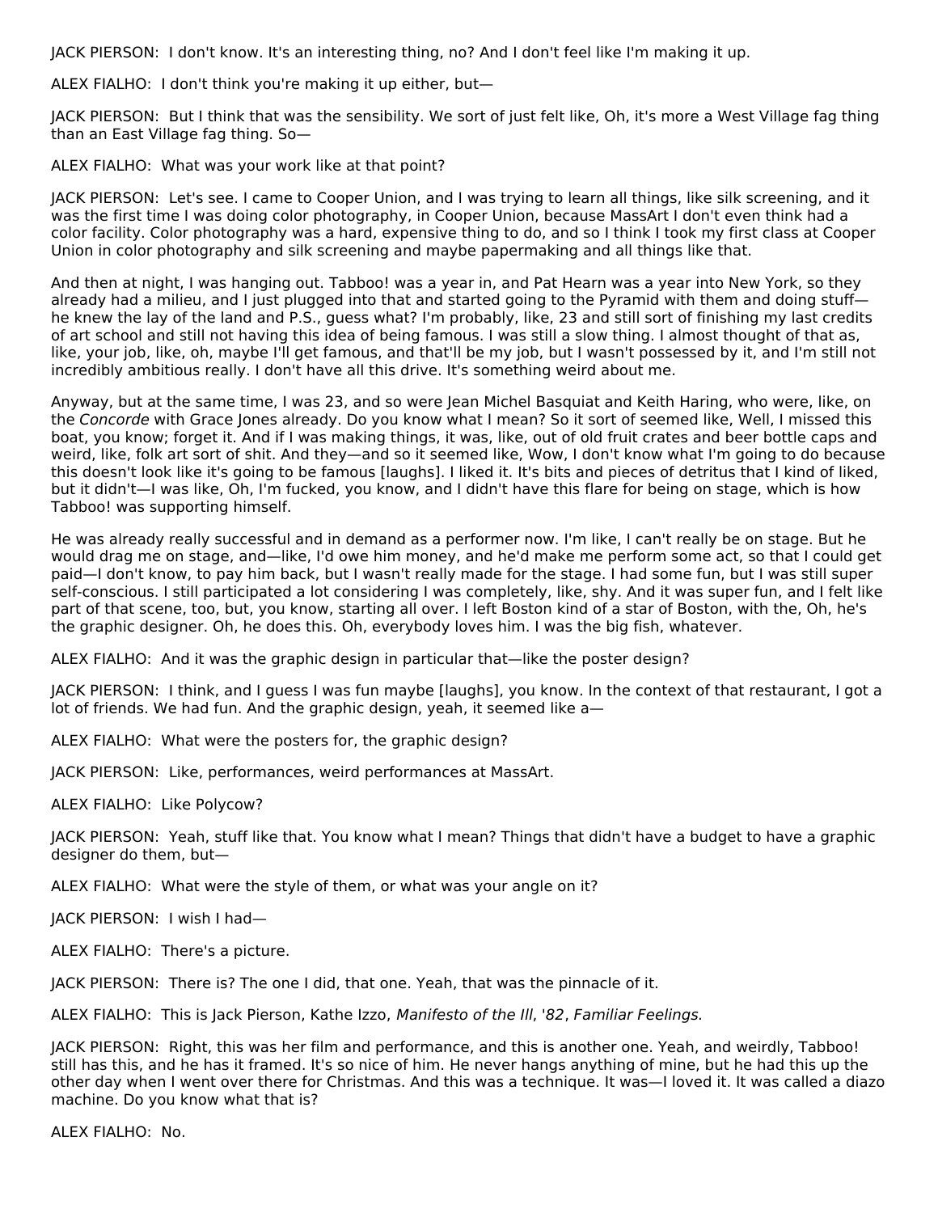JACK PIERSON: I don't know. It's an interesting thing, no? And I don't feel like I'm making it up.

ALEX FIALHO: I don't think you're making it up either, but—

JACK PIERSON: But I think that was the sensibility. We sort of just felt like, Oh, it's more a West Village fag thing than an East Village fag thing. So—

ALEX FIALHO: What was your work like at that point?

JACK PIERSON: Let's see. I came to Cooper Union, and I was trying to learn all things, like silk screening, and it was the first time I was doing color photography, in Cooper Union, because MassArt I don't even think had a color facility. Color photography was a hard, expensive thing to do, and so I think I took my first class at Cooper Union in color photography and silk screening and maybe papermaking and all things like that.

And then at night, I was hanging out. Tabboo! was a year in, and Pat Hearn was a year into New York, so they already had a milieu, and I just plugged into that and started going to the Pyramid with them and doing stuff—he knew the lay of the land and P.S., guess what? I'm probably, like, 23 and still sort of finishing my last credits of art school and still not having this idea of being famous. I was still a slow thing. I almost thought of that as, like, your job, like, oh, maybe I'll get famous, and that'll be my job, but I wasn't possessed by it, and I'm still not incredibly ambitious really. I don't have all this drive. It's something weird about me.

Anyway, but at the same time, I was 23, and so were Jean Michel Basquiat and Keith Haring, who were, like, on the *Concorde* with Grace Jones already. Do you know what I mean? So it sort of seemed like, Well, I missed this boat, you know; forget it. And if I was making things, it was, like, out of old fruit crates and beer bottle caps and weird, like, folk art sort of shit. And they—and so it seemed like, Wow, I don't know what I'm going to do because this doesn't look like it's going to be famous [laughs]. I liked it. It's bits and pieces of detritus that I kind of liked, but it didn't—I was like, Oh, I'm fucked, you know, and I didn't have this flare for being on stage, which is how Tabboo! was supporting himself.

He was already really successful and in demand as a performer now. I'm like, I can't really be on stage. But he would drag me on stage, and—like, I'd owe him money, and he'd make me perform some act, so that I could get paid—I don't know, to pay him back, but I wasn't really made for the stage. I had some fun, but I was still super self-conscious. I still participated a lot considering I was completely, like, shy. And it was super fun, and I felt like part of that scene, too, but, you know, starting all over. I left Boston kind of a star of Boston, with the, Oh, he's the graphic designer. Oh, he does this. Oh, everybody loves him. I was the big fish, whatever.

ALEX FIALHO: And it was the graphic design in particular that—like the poster design?

JACK PIERSON: I think, and I guess I was fun maybe [laughs], you know. In the context of that restaurant, I got a lot of friends. We had fun. And the graphic design, yeah, it seemed like a—

ALEX FIALHO: What were the posters for, the graphic design?

JACK PIERSON: Like, performances, weird performances at MassArt.

ALEX FIALHO: Like Polycow?

JACK PIERSON: Yeah, stuff like that. You know what I mean? Things that didn't have a budget to have a graphic designer do them, but—

ALEX FIALHO: What were the style of them, or what was your angle on it?

JACK PIERSON: I wish I had—

ALEX FIALHO: There's a picture.

JACK PIERSON: There is? The one I did, that one. Yeah, that was the pinnacle of it.

ALEX FIALHO: This is Jack Pierson, Kathe Izzo, *Manifesto of the Ill*, '*82*, *Familiar Feelings.*

JACK PIERSON: Right, this was her film and performance, and this is another one. Yeah, and weirdly, Tabboo! still has this, and he has it framed. It's so nice of him. He never hangs anything of mine, but he had this up the other day when I went over there for Christmas. And this was a technique. It was—I loved it. It was called a diazo machine. Do you know what that is?

ALEX FIALHO: No.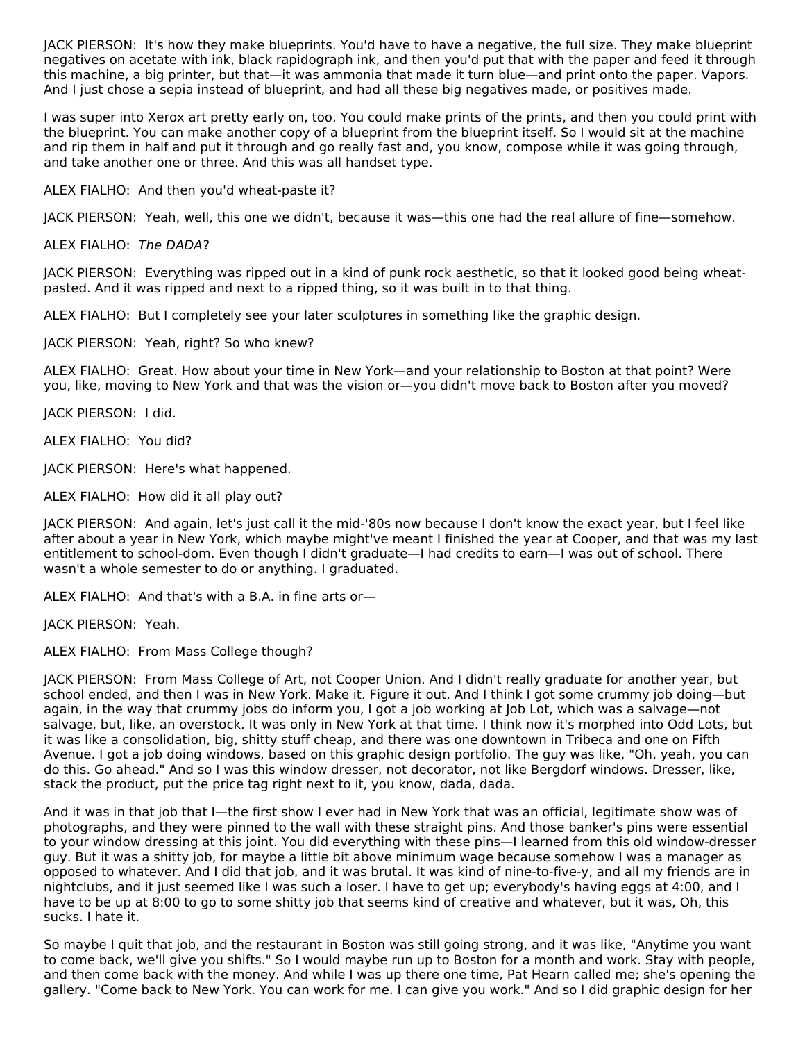JACK PIERSON: It's how they make blueprints. You'd have to have a negative, the full size. They make blueprint negatives on acetate with ink, black rapidograph ink, and then you'd put that with the paper and feed it through this machine, a big printer, but that—it was ammonia that made it turn blue—and print onto the paper. Vapors. And I just chose a sepia instead of blueprint, and had all these big negatives made, or positives made.

I was super into Xerox art pretty early on, too. You could make prints of the prints, and then you could print with the blueprint. You can make another copy of a blueprint from the blueprint itself. So I would sit at the machine and rip them in half and put it through and go really fast and, you know, compose while it was going through, and take another one or three. And this was all handset type.

ALEX FIALHO: And then you'd wheat-paste it?

JACK PIERSON: Yeah, well, this one we didn't, because it was—this one had the real allure of fine—somehow.

ALEX FIALHO: *The DADA*?

JACK PIERSON: Everything was ripped out in a kind of punk rock aesthetic, so that it looked good being wheat-pasted. And it was ripped and next to a ripped thing, so it was built in to that thing.

ALEX FIALHO: But I completely see your later sculptures in something like the graphic design.

JACK PIERSON: Yeah, right? So who knew?

ALEX FIALHO: Great. How about your time in New York—and your relationship to Boston at that point? Were you, like, moving to New York and that was the vision or—you didn't move back to Boston after you moved?

JACK PIERSON: I did.

ALEX FIALHO: You did?

JACK PIERSON: Here's what happened.

ALEX FIALHO: How did it all play out?

JACK PIERSON: And again, let's just call it the mid-'80s now because I don't know the exact year, but I feel like after about a year in New York, which maybe might've meant I finished the year at Cooper, and that was my last entitlement to school-dom. Even though I didn't graduate—I had credits to earn—I was out of school. There wasn't a whole semester to do or anything. I graduated.

ALEX FIALHO: And that's with a B.A. in fine arts or—

JACK PIERSON: Yeah.

ALEX FIALHO: From Mass College though?

JACK PIERSON: From Mass College of Art, not Cooper Union. And I didn't really graduate for another year, but school ended, and then I was in New York. Make it. Figure it out. And I think I got some crummy job doing—but again, in the way that crummy jobs do inform you, I got a job working at Job Lot, which was a salvage—not salvage, but, like, an overstock. It was only in New York at that time. I think now it's morphed into Odd Lots, but it was like a consolidation, big, shitty stuff cheap, and there was one downtown in Tribeca and one on Fifth Avenue. I got a job doing windows, based on this graphic design portfolio. The guy was like, "Oh, yeah, you can do this. Go ahead." And so I was this window dresser, not decorator, not like Bergdorf windows. Dresser, like, stack the product, put the price tag right next to it, you know, dada, dada.

And it was in that job that I—the first show I ever had in New York that was an official, legitimate show was of photographs, and they were pinned to the wall with these straight pins. And those banker's pins were essential to your window dressing at this joint. You did everything with these pins—I learned from this old window-dresser guy. But it was a shitty job, for maybe a little bit above minimum wage because somehow I was a manager as opposed to whatever. And I did that job, and it was brutal. It was kind of nine-to-five-y, and all my friends are in nightclubs, and it just seemed like I was such a loser. I have to get up; everybody's having eggs at 4:00, and I have to be up at 8:00 to go to some shitty job that seems kind of creative and whatever, but it was, Oh, this sucks. I hate it.

So maybe I quit that job, and the restaurant in Boston was still going strong, and it was like, "Anytime you want to come back, we'll give you shifts." So I would maybe run up to Boston for a month and work. Stay with people, and then come back with the money. And while I was up there one time, Pat Hearn called me; she's opening the gallery. "Come back to New York. You can work for me. I can give you work." And so I did graphic design for her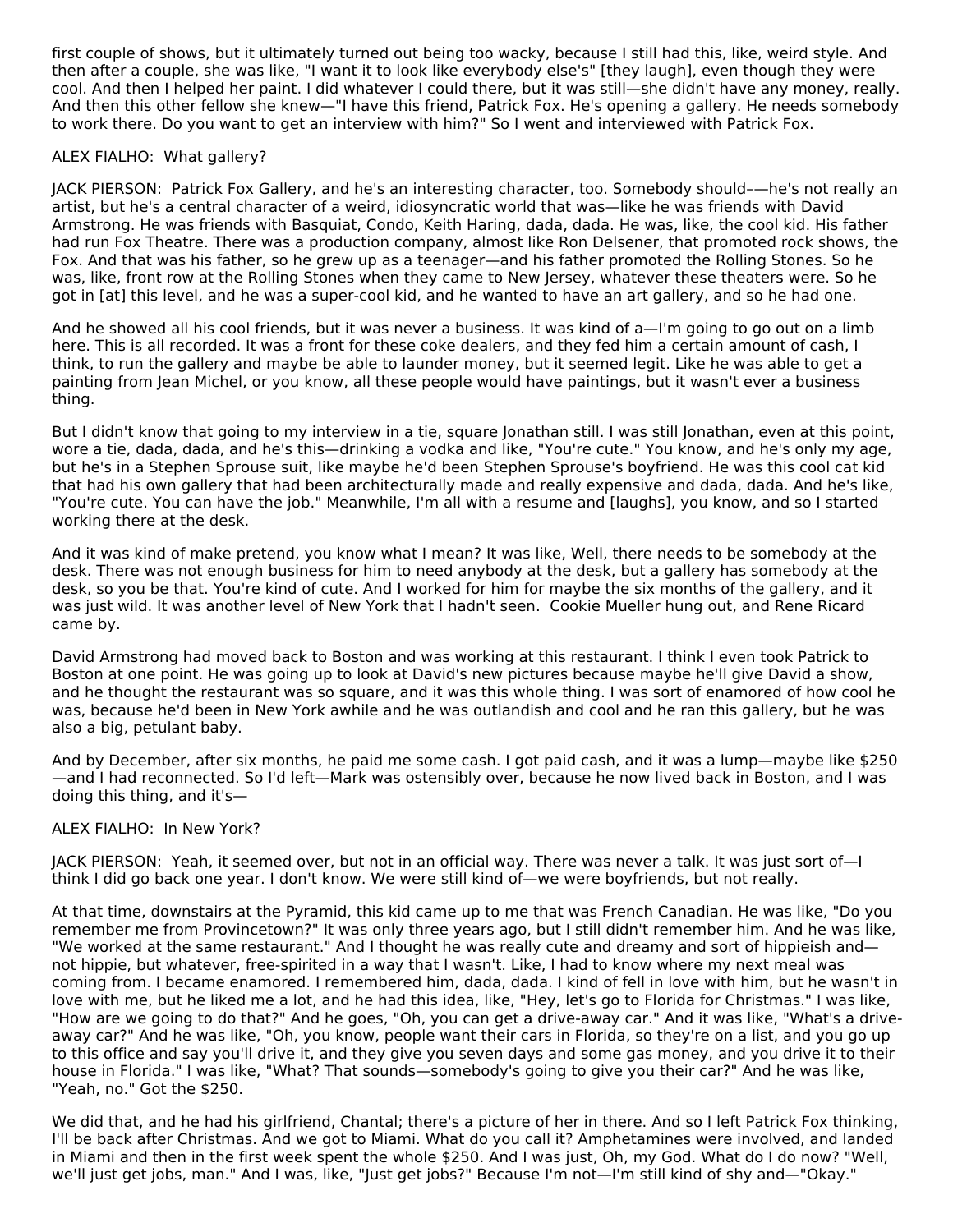first couple of shows, but it ultimately turned out being too wacky, because I still had this, like, weird style. And then after a couple, she was like, "I want it to look like everybody else's" [they laugh], even though they were cool. And then I helped her paint. I did whatever I could there, but it was still—she didn't have any money, really. And then this other fellow she knew—"I have this friend, Patrick Fox. He's opening a gallery. He needs somebody to work there. Do you want to get an interview with him?" So I went and interviewed with Patrick Fox.

ALEX FIALHO:  What gallery?

JACK PIERSON:  Patrick Fox Gallery, and he's an interesting character, too. Somebody should––he's not really an artist, but he's a central character of a weird, idiosyncratic world that was—like he was friends with David Armstrong. He was friends with Basquiat, Condo, Keith Haring, dada, dada. He was, like, the cool kid. His father had run Fox Theatre. There was a production company, almost like Ron Delsener, that promoted rock shows, the Fox. And that was his father, so he grew up as a teenager—and his father promoted the Rolling Stones. So he was, like, front row at the Rolling Stones when they came to New Jersey, whatever these theaters were. So he got in [at] this level, and he was a super-cool kid, and he wanted to have an art gallery, and so he had one.

And he showed all his cool friends, but it was never a business. It was kind of a—I'm going to go out on a limb here. This is all recorded. It was a front for these coke dealers, and they fed him a certain amount of cash, I think, to run the gallery and maybe be able to launder money, but it seemed legit. Like he was able to get a painting from Jean Michel, or you know, all these people would have paintings, but it wasn't ever a business thing.

But I didn't know that going to my interview in a tie, square Jonathan still. I was still Jonathan, even at this point, wore a tie, dada, dada, and he's this—drinking a vodka and like, "You're cute." You know, and he's only my age, but he's in a Stephen Sprouse suit, like maybe he'd been Stephen Sprouse's boyfriend. He was this cool cat kid that had his own gallery that had been architecturally made and really expensive and dada, dada. And he's like, "You're cute. You can have the job." Meanwhile, I'm all with a resume and [laughs], you know, and so I started working there at the desk.

And it was kind of make pretend, you know what I mean? It was like, Well, there needs to be somebody at the desk. There was not enough business for him to need anybody at the desk, but a gallery has somebody at the desk, so you be that. You're kind of cute. And I worked for him for maybe the six months of the gallery, and it was just wild. It was another level of New York that I hadn't seen.  Cookie Mueller hung out, and Rene Ricard came by.

David Armstrong had moved back to Boston and was working at this restaurant. I think I even took Patrick to Boston at one point. He was going up to look at David's new pictures because maybe he'll give David a show, and he thought the restaurant was so square, and it was this whole thing. I was sort of enamored of how cool he was, because he'd been in New York awhile and he was outlandish and cool and he ran this gallery, but he was also a big, petulant baby.

And by December, after six months, he paid me some cash. I got paid cash, and it was a lump—maybe like $250—and I had reconnected. So I'd left—Mark was ostensibly over, because he now lived back in Boston, and I was doing this thing, and it's—

ALEX FIALHO:  In New York?

JACK PIERSON:  Yeah, it seemed over, but not in an official way. There was never a talk. It was just sort of—I think I did go back one year. I don't know. We were still kind of—we were boyfriends, but not really.

At that time, downstairs at the Pyramid, this kid came up to me that was French Canadian. He was like, "Do you remember me from Provincetown?" It was only three years ago, but I still didn't remember him. And he was like, "We worked at the same restaurant." And I thought he was really cute and dreamy and sort of hippieish and—not hippie, but whatever, free-spirited in a way that I wasn't. Like, I had to know where my next meal was coming from. I became enamored. I remembered him, dada, dada. I kind of fell in love with him, but he wasn't in love with me, but he liked me a lot, and he had this idea, like, "Hey, let's go to Florida for Christmas." I was like, "How are we going to do that?" And he goes, "Oh, you can get a drive-away car." And it was like, "What's a drive-away car?" And he was like, "Oh, you know, people want their cars in Florida, so they're on a list, and you go up to this office and say you'll drive it, and they give you seven days and some gas money, and you drive it to their house in Florida." I was like, "What? That sounds—somebody's going to give you their car?" And he was like, "Yeah, no." Got the $250.

We did that, and he had his girlfriend, Chantal; there's a picture of her in there. And so I left Patrick Fox thinking, I'll be back after Christmas. And we got to Miami. What do you call it? Amphetamines were involved, and landed in Miami and then in the first week spent the whole $250. And I was just, Oh, my God. What do I do now? "Well, we'll just get jobs, man." And I was, like, "Just get jobs?" Because I'm not—I'm still kind of shy and—"Okay."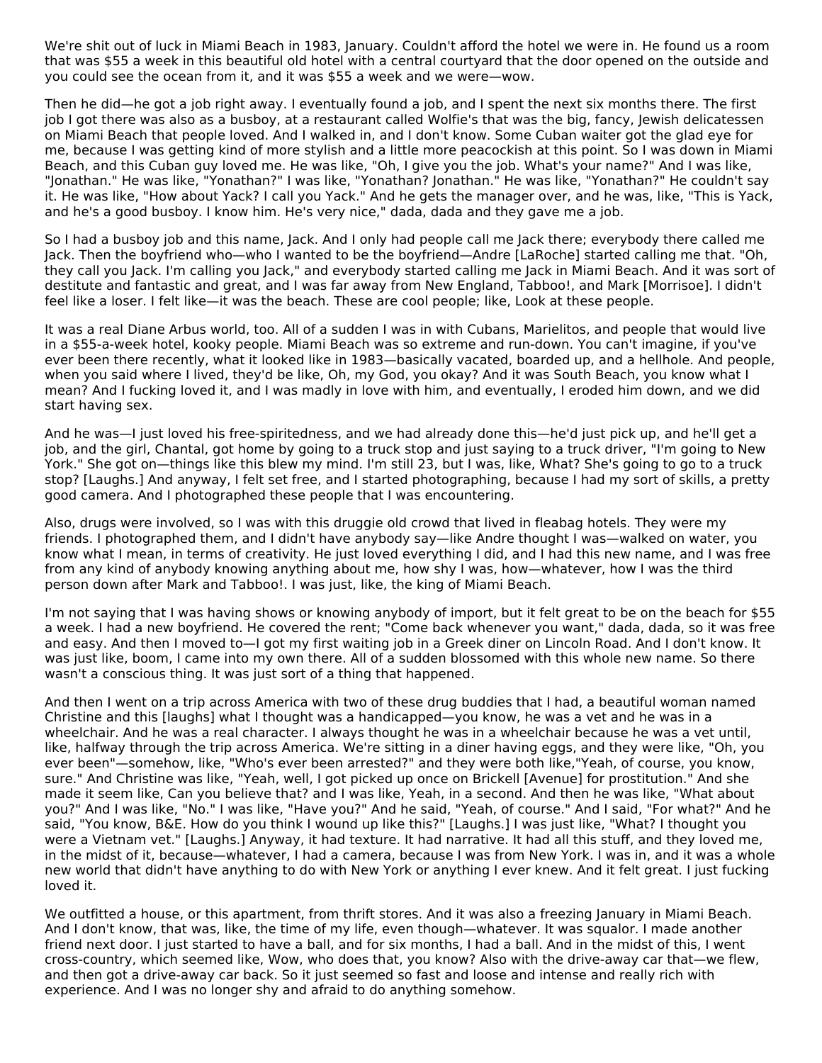We're shit out of luck in Miami Beach in 1983, January. Couldn't afford the hotel we were in. He found us a room that was $55 a week in this beautiful old hotel with a central courtyard that the door opened on the outside and you could see the ocean from it, and it was $55 a week and we were—wow.

Then he did—he got a job right away. I eventually found a job, and I spent the next six months there. The first job I got there was also as a busboy, at a restaurant called Wolfie's that was the big, fancy, Jewish delicatessen on Miami Beach that people loved. And I walked in, and I don't know. Some Cuban waiter got the glad eye for me, because I was getting kind of more stylish and a little more peacockish at this point. So I was down in Miami Beach, and this Cuban guy loved me. He was like, "Oh, I give you the job. What's your name?" And I was like, "Jonathan." He was like, "Yonathan?" I was like, "Yonathan? Jonathan." He was like, "Yonathan?" He couldn't say it. He was like, "How about Yack? I call you Yack." And he gets the manager over, and he was, like, "This is Yack, and he's a good busboy. I know him. He's very nice," dada, dada and they gave me a job.

So I had a busboy job and this name, Jack. And I only had people call me Jack there; everybody there called me Jack. Then the boyfriend who—who I wanted to be the boyfriend—Andre [LaRoche] started calling me that. "Oh, they call you Jack. I'm calling you Jack," and everybody started calling me Jack in Miami Beach. And it was sort of destitute and fantastic and great, and I was far away from New England, Tabboo!, and Mark [Morrisoe]. I didn't feel like a loser. I felt like—it was the beach. These are cool people; like, Look at these people.

It was a real Diane Arbus world, too. All of a sudden I was in with Cubans, Marielitos, and people that would live in a $55-a-week hotel, kooky people. Miami Beach was so extreme and run-down. You can't imagine, if you've ever been there recently, what it looked like in 1983—basically vacated, boarded up, and a hellhole. And people, when you said where I lived, they'd be like, Oh, my God, you okay? And it was South Beach, you know what I mean? And I fucking loved it, and I was madly in love with him, and eventually, I eroded him down, and we did start having sex.

And he was—I just loved his free-spiritedness, and we had already done this—he'd just pick up, and he'll get a job, and the girl, Chantal, got home by going to a truck stop and just saying to a truck driver, "I'm going to New York." She got on—things like this blew my mind. I'm still 23, but I was, like, What? She's going to go to a truck stop? [Laughs.] And anyway, I felt set free, and I started photographing, because I had my sort of skills, a pretty good camera. And I photographed these people that I was encountering.

Also, drugs were involved, so I was with this druggie old crowd that lived in fleabag hotels. They were my friends. I photographed them, and I didn't have anybody say—like Andre thought I was—walked on water, you know what I mean, in terms of creativity. He just loved everything I did, and I had this new name, and I was free from any kind of anybody knowing anything about me, how shy I was, how—whatever, how I was the third person down after Mark and Tabboo!. I was just, like, the king of Miami Beach.

I'm not saying that I was having shows or knowing anybody of import, but it felt great to be on the beach for $55 a week. I had a new boyfriend. He covered the rent; "Come back whenever you want," dada, dada, so it was free and easy. And then I moved to—I got my first waiting job in a Greek diner on Lincoln Road. And I don't know. It was just like, boom, I came into my own there. All of a sudden blossomed with this whole new name. So there wasn't a conscious thing. It was just sort of a thing that happened.

And then I went on a trip across America with two of these drug buddies that I had, a beautiful woman named Christine and this [laughs] what I thought was a handicapped—you know, he was a vet and he was in a wheelchair. And he was a real character. I always thought he was in a wheelchair because he was a vet until, like, halfway through the trip across America. We're sitting in a diner having eggs, and they were like, "Oh, you ever been"—somehow, like, "Who's ever been arrested?" and they were both like,"Yeah, of course, you know, sure." And Christine was like, "Yeah, well, I got picked up once on Brickell [Avenue] for prostitution." And she made it seem like, Can you believe that? and I was like, Yeah, in a second. And then he was like, "What about you?" And I was like, "No." I was like, "Have you?" And he said, "Yeah, of course." And I said, "For what?" And he said, "You know, B&E. How do you think I wound up like this?" [Laughs.] I was just like, "What? I thought you were a Vietnam vet." [Laughs.] Anyway, it had texture. It had narrative. It had all this stuff, and they loved me, in the midst of it, because—whatever, I had a camera, because I was from New York. I was in, and it was a whole new world that didn't have anything to do with New York or anything I ever knew. And it felt great. I just fucking loved it.

We outfitted a house, or this apartment, from thrift stores. And it was also a freezing January in Miami Beach. And I don't know, that was, like, the time of my life, even though—whatever. It was squalor. I made another friend next door. I just started to have a ball, and for six months, I had a ball. And in the midst of this, I went cross-country, which seemed like, Wow, who does that, you know? Also with the drive-away car that—we flew, and then got a drive-away car back. So it just seemed so fast and loose and intense and really rich with experience. And I was no longer shy and afraid to do anything somehow.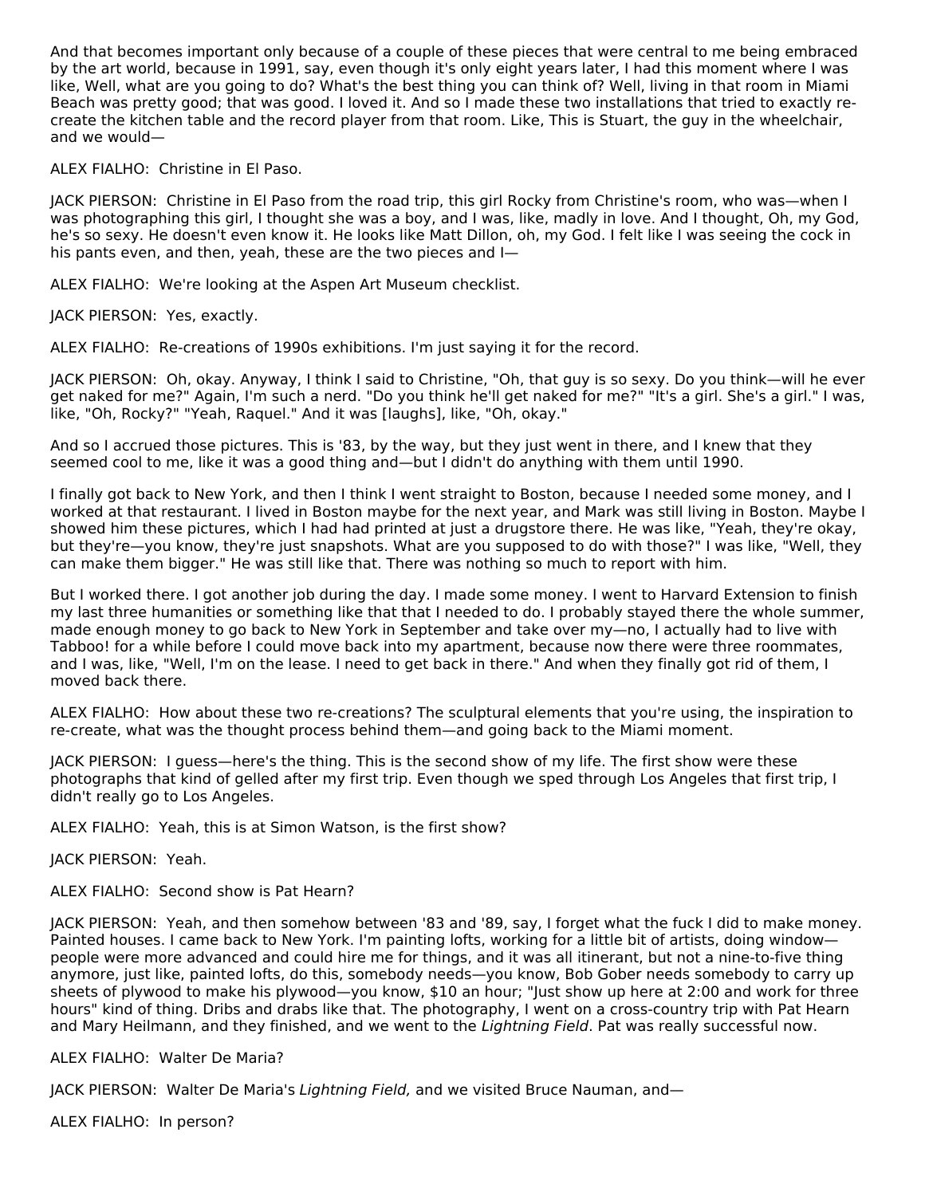And that becomes important only because of a couple of these pieces that were central to me being embraced by the art world, because in 1991, say, even though it's only eight years later, I had this moment where I was like, Well, what are you going to do? What's the best thing you can think of? Well, living in that room in Miami Beach was pretty good; that was good. I loved it. And so I made these two installations that tried to exactly re-create the kitchen table and the record player from that room. Like, This is Stuart, the guy in the wheelchair, and we would—

ALEX FIALHO: Christine in El Paso.

JACK PIERSON: Christine in El Paso from the road trip, this girl Rocky from Christine's room, who was—when I was photographing this girl, I thought she was a boy, and I was, like, madly in love. And I thought, Oh, my God, he's so sexy. He doesn't even know it. He looks like Matt Dillon, oh, my God. I felt like I was seeing the cock in his pants even, and then, yeah, these are the two pieces and I—

ALEX FIALHO: We're looking at the Aspen Art Museum checklist.

JACK PIERSON: Yes, exactly.

ALEX FIALHO: Re-creations of 1990s exhibitions. I'm just saying it for the record.

JACK PIERSON: Oh, okay. Anyway, I think I said to Christine, "Oh, that guy is so sexy. Do you think—will he ever get naked for me?" Again, I'm such a nerd. "Do you think he'll get naked for me?" "It's a girl. She's a girl." I was, like, "Oh, Rocky?" "Yeah, Raquel." And it was [laughs], like, "Oh, okay."

And so I accrued those pictures. This is '83, by the way, but they just went in there, and I knew that they seemed cool to me, like it was a good thing and—but I didn't do anything with them until 1990.

I finally got back to New York, and then I think I went straight to Boston, because I needed some money, and I worked at that restaurant. I lived in Boston maybe for the next year, and Mark was still living in Boston. Maybe I showed him these pictures, which I had had printed at just a drugstore there. He was like, "Yeah, they're okay, but they're—you know, they're just snapshots. What are you supposed to do with those?" I was like, "Well, they can make them bigger." He was still like that. There was nothing so much to report with him.

But I worked there. I got another job during the day. I made some money. I went to Harvard Extension to finish my last three humanities or something like that that I needed to do. I probably stayed there the whole summer, made enough money to go back to New York in September and take over my—no, I actually had to live with Tabboo! for a while before I could move back into my apartment, because now there were three roommates, and I was, like, "Well, I'm on the lease. I need to get back in there." And when they finally got rid of them, I moved back there.

ALEX FIALHO: How about these two re-creations? The sculptural elements that you're using, the inspiration to re-create, what was the thought process behind them—and going back to the Miami moment.

JACK PIERSON: I guess—here's the thing. This is the second show of my life. The first show were these photographs that kind of gelled after my first trip. Even though we sped through Los Angeles that first trip, I didn't really go to Los Angeles.

ALEX FIALHO: Yeah, this is at Simon Watson, is the first show?

JACK PIERSON: Yeah.

ALEX FIALHO: Second show is Pat Hearn?

JACK PIERSON: Yeah, and then somehow between '83 and '89, say, I forget what the fuck I did to make money. Painted houses. I came back to New York. I'm painting lofts, working for a little bit of artists, doing window—people were more advanced and could hire me for things, and it was all itinerant, but not a nine-to-five thing anymore, just like, painted lofts, do this, somebody needs—you know, Bob Gober needs somebody to carry up sheets of plywood to make his plywood—you know, $10 an hour; "Just show up here at 2:00 and work for three hours" kind of thing. Dribs and drabs like that. The photography, I went on a cross-country trip with Pat Hearn and Mary Heilmann, and they finished, and we went to the *Lightning Field*. Pat was really successful now.

ALEX FIALHO: Walter De Maria?

JACK PIERSON: Walter De Maria's *Lightning Field,* and we visited Bruce Nauman, and—

ALEX FIALHO: In person?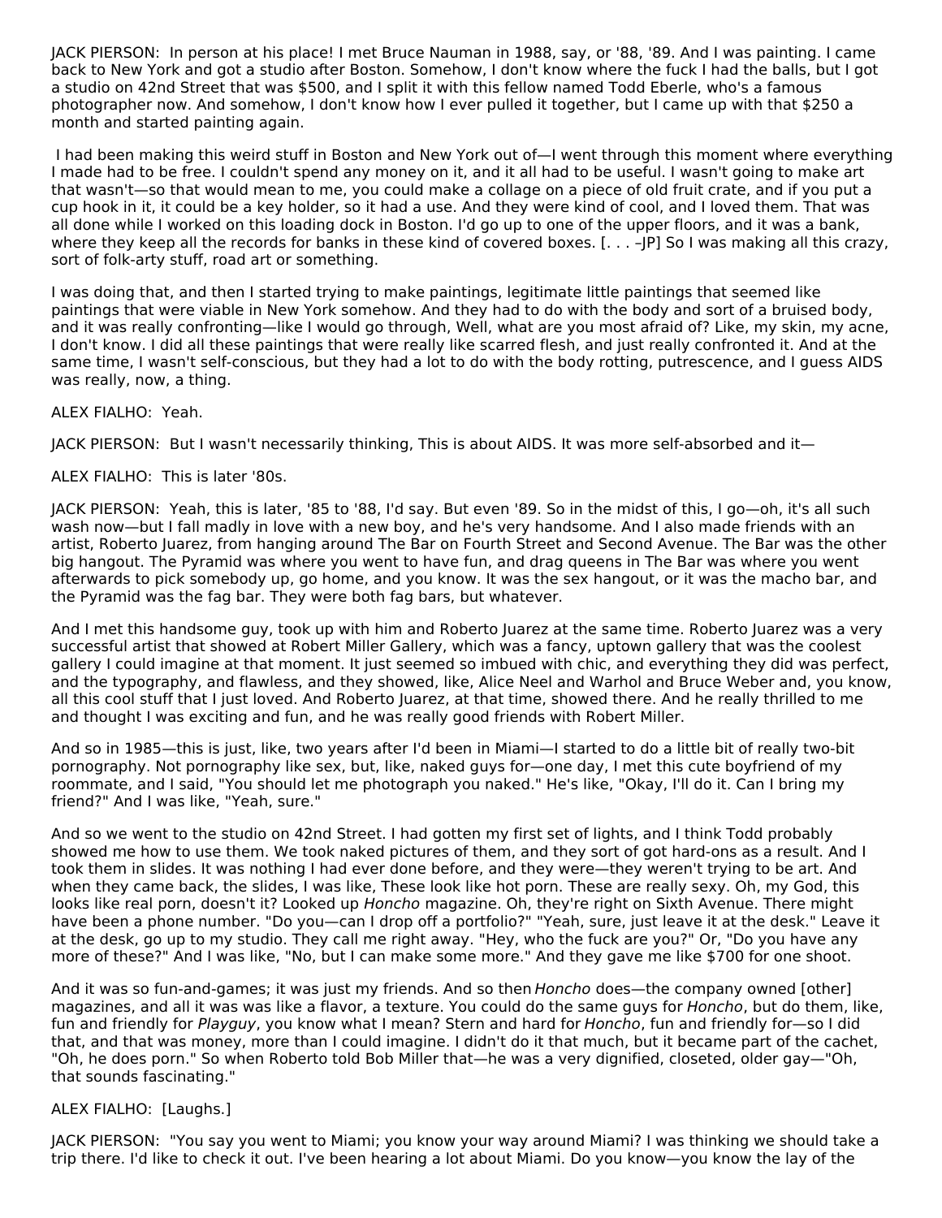JACK PIERSON: In person at his place! I met Bruce Nauman in 1988, say, or '88, '89. And I was painting. I came back to New York and got a studio after Boston. Somehow, I don't know where the fuck I had the balls, but I got a studio on 42nd Street that was $500, and I split it with this fellow named Todd Eberle, who's a famous photographer now. And somehow, I don't know how I ever pulled it together, but I came up with that $250 a month and started painting again.

I had been making this weird stuff in Boston and New York out of—I went through this moment where everything I made had to be free. I couldn't spend any money on it, and it all had to be useful. I wasn't going to make art that wasn't—so that would mean to me, you could make a collage on a piece of old fruit crate, and if you put a cup hook in it, it could be a key holder, so it had a use. And they were kind of cool, and I loved them. That was all done while I worked on this loading dock in Boston. I'd go up to one of the upper floors, and it was a bank, where they keep all the records for banks in these kind of covered boxes. [. . . –JP] So I was making all this crazy, sort of folk-arty stuff, road art or something.

I was doing that, and then I started trying to make paintings, legitimate little paintings that seemed like paintings that were viable in New York somehow. And they had to do with the body and sort of a bruised body, and it was really confronting—like I would go through, Well, what are you most afraid of? Like, my skin, my acne, I don't know. I did all these paintings that were really like scarred flesh, and just really confronted it. And at the same time, I wasn't self-conscious, but they had a lot to do with the body rotting, putrescence, and I guess AIDS was really, now, a thing.

ALEX FIALHO: Yeah.

JACK PIERSON: But I wasn't necessarily thinking, This is about AIDS. It was more self-absorbed and it—

ALEX FIALHO: This is later '80s.

JACK PIERSON: Yeah, this is later, '85 to '88, I'd say. But even '89. So in the midst of this, I go—oh, it's all such wash now—but I fall madly in love with a new boy, and he's very handsome. And I also made friends with an artist, Roberto Juarez, from hanging around The Bar on Fourth Street and Second Avenue. The Bar was the other big hangout. The Pyramid was where you went to have fun, and drag queens in The Bar was where you went afterwards to pick somebody up, go home, and you know. It was the sex hangout, or it was the macho bar, and the Pyramid was the fag bar. They were both fag bars, but whatever.

And I met this handsome guy, took up with him and Roberto Juarez at the same time. Roberto Juarez was a very successful artist that showed at Robert Miller Gallery, which was a fancy, uptown gallery that was the coolest gallery I could imagine at that moment. It just seemed so imbued with chic, and everything they did was perfect, and the typography, and flawless, and they showed, like, Alice Neel and Warhol and Bruce Weber and, you know, all this cool stuff that I just loved. And Roberto Juarez, at that time, showed there. And he really thrilled to me and thought I was exciting and fun, and he was really good friends with Robert Miller.

And so in 1985—this is just, like, two years after I'd been in Miami—I started to do a little bit of really two-bit pornography. Not pornography like sex, but, like, naked guys for—one day, I met this cute boyfriend of my roommate, and I said, "You should let me photograph you naked." He's like, "Okay, I'll do it. Can I bring my friend?" And I was like, "Yeah, sure."

And so we went to the studio on 42nd Street. I had gotten my first set of lights, and I think Todd probably showed me how to use them. We took naked pictures of them, and they sort of got hard-ons as a result. And I took them in slides. It was nothing I had ever done before, and they were—they weren't trying to be art. And when they came back, the slides, I was like, These look like hot porn. These are really sexy. Oh, my God, this looks like real porn, doesn't it? Looked up *Honcho* magazine. Oh, they're right on Sixth Avenue. There might have been a phone number. "Do you—can I drop off a portfolio?" "Yeah, sure, just leave it at the desk." Leave it at the desk, go up to my studio. They call me right away. "Hey, who the fuck are you?" Or, "Do you have any more of these?" And I was like, "No, but I can make some more." And they gave me like $700 for one shoot.

And it was so fun-and-games; it was just my friends. And so then *Honcho* does—the company owned [other] magazines, and all it was was like a flavor, a texture. You could do the same guys for *Honcho*, but do them, like, fun and friendly for *Playguy*, you know what I mean? Stern and hard for *Honcho*, fun and friendly for—so I did that, and that was money, more than I could imagine. I didn't do it that much, but it became part of the cachet, "Oh, he does porn." So when Roberto told Bob Miller that—he was a very dignified, closeted, older gay—"Oh, that sounds fascinating."

ALEX FIALHO: [Laughs.]

JACK PIERSON: "You say you went to Miami; you know your way around Miami? I was thinking we should take a trip there. I'd like to check it out. I've been hearing a lot about Miami. Do you know—you know the lay of the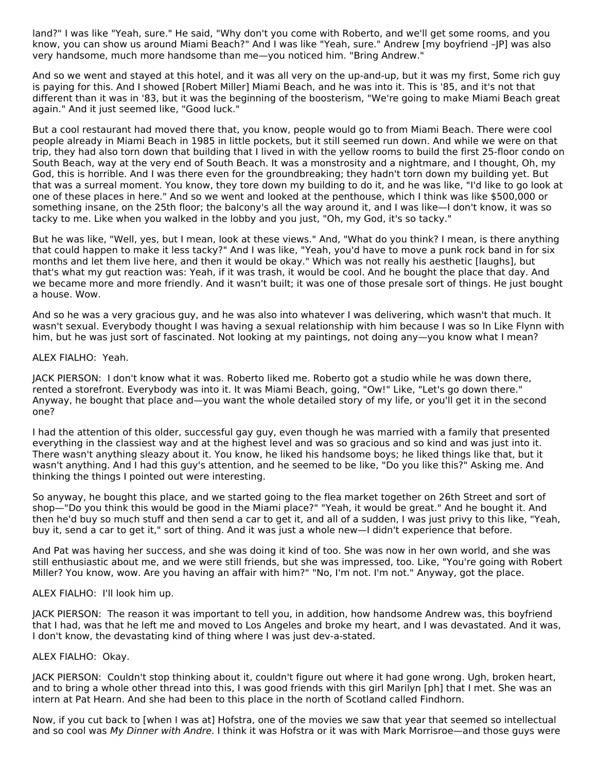land?" I was like "Yeah, sure." He said, "Why don't you come with Roberto, and we'll get some rooms, and you know, you can show us around Miami Beach?" And I was like "Yeah, sure." Andrew [my boyfriend –JP] was also very handsome, much more handsome than me—you noticed him. "Bring Andrew."

And so we went and stayed at this hotel, and it was all very on the up-and-up, but it was my first, Some rich guy is paying for this. And I showed [Robert Miller] Miami Beach, and he was into it. This is '85, and it's not that different than it was in '83, but it was the beginning of the boosterism, "We're going to make Miami Beach great again." And it just seemed like, "Good luck."

But a cool restaurant had moved there that, you know, people would go to from Miami Beach. There were cool people already in Miami Beach in 1985 in little pockets, but it still seemed run down. And while we were on that trip, they had also torn down that building that I lived in with the yellow rooms to build the first 25-floor condo on South Beach, way at the very end of South Beach. It was a monstrosity and a nightmare, and I thought, Oh, my God, this is horrible. And I was there even for the groundbreaking; they hadn't torn down my building yet. But that was a surreal moment. You know, they tore down my building to do it, and he was like, "I'd like to go look at one of these places in here." And so we went and looked at the penthouse, which I think was like $500,000 or something insane, on the 25th floor; the balcony's all the way around it, and I was like—I don't know, it was so tacky to me. Like when you walked in the lobby and you just, "Oh, my God, it's so tacky."

But he was like, "Well, yes, but I mean, look at these views." And, "What do you think? I mean, is there anything that could happen to make it less tacky?" And I was like, "Yeah, you'd have to move a punk rock band in for six months and let them live here, and then it would be okay." Which was not really his aesthetic [laughs], but that's what my gut reaction was: Yeah, if it was trash, it would be cool. And he bought the place that day. And we became more and more friendly. And it wasn't built; it was one of those presale sort of things. He just bought a house. Wow.

And so he was a very gracious guy, and he was also into whatever I was delivering, which wasn't that much. It wasn't sexual. Everybody thought I was having a sexual relationship with him because I was so In Like Flynn with him, but he was just sort of fascinated. Not looking at my paintings, not doing any—you know what I mean?

ALEX FIALHO: Yeah.

JACK PIERSON: I don't know what it was. Roberto liked me. Roberto got a studio while he was down there, rented a storefront. Everybody was into it. It was Miami Beach, going, "Ow!" Like, "Let's go down there." Anyway, he bought that place and—you want the whole detailed story of my life, or you'll get it in the second one?

I had the attention of this older, successful gay guy, even though he was married with a family that presented everything in the classiest way and at the highest level and was so gracious and so kind and was just into it. There wasn't anything sleazy about it. You know, he liked his handsome boys; he liked things like that, but it wasn't anything. And I had this guy's attention, and he seemed to be like, "Do you like this?" Asking me. And thinking the things I pointed out were interesting.

So anyway, he bought this place, and we started going to the flea market together on 26th Street and sort of shop—"Do you think this would be good in the Miami place?" "Yeah, it would be great." And he bought it. And then he'd buy so much stuff and then send a car to get it, and all of a sudden, I was just privy to this like, "Yeah, buy it, send a car to get it," sort of thing. And it was just a whole new—I didn't experience that before.

And Pat was having her success, and she was doing it kind of too. She was now in her own world, and she was still enthusiastic about me, and we were still friends, but she was impressed, too. Like, "You're going with Robert Miller? You know, wow. Are you having an affair with him?" "No, I'm not. I'm not." Anyway, got the place.

ALEX FIALHO: I'll look him up.

JACK PIERSON: The reason it was important to tell you, in addition, how handsome Andrew was, this boyfriend that I had, was that he left me and moved to Los Angeles and broke my heart, and I was devastated. And it was, I don't know, the devastating kind of thing where I was just dev-a-stated.

ALEX FIALHO: Okay.

JACK PIERSON: Couldn't stop thinking about it, couldn't figure out where it had gone wrong. Ugh, broken heart, and to bring a whole other thread into this, I was good friends with this girl Marilyn [ph] that I met. She was an intern at Pat Hearn. And she had been to this place in the north of Scotland called Findhorn.

Now, if you cut back to [when I was at] Hofstra, one of the movies we saw that year that seemed so intellectual and so cool was *My Dinner with Andre*. I think it was Hofstra or it was with Mark Morrisroe—and those guys were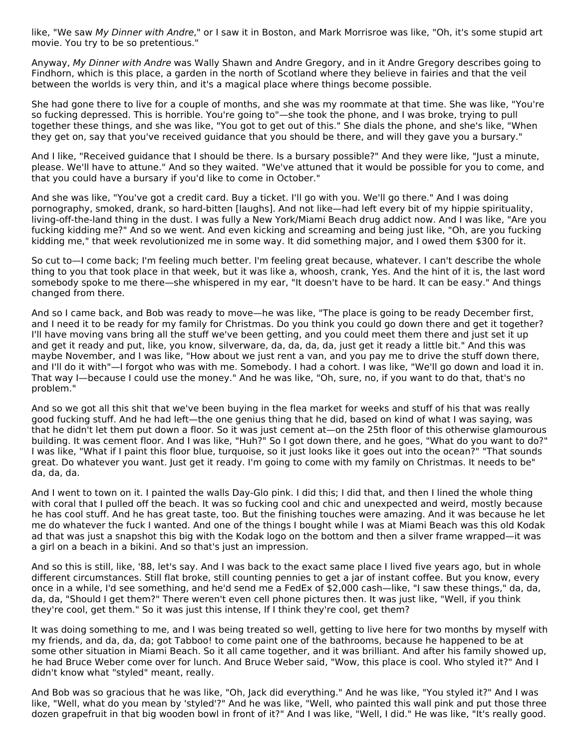like, "We saw *My Dinner with Andre*," or I saw it in Boston, and Mark Morrisroe was like, "Oh, it's some stupid art movie. You try to be so pretentious."

Anyway, *My Dinner with Andre* was Wally Shawn and Andre Gregory, and in it Andre Gregory describes going to Findhorn, which is this place, a garden in the north of Scotland where they believe in fairies and that the veil between the worlds is very thin, and it's a magical place where things become possible.

She had gone there to live for a couple of months, and she was my roommate at that time. She was like, "You're so fucking depressed. This is horrible. You're going to"—she took the phone, and I was broke, trying to pull together these things, and she was like, "You got to get out of this." She dials the phone, and she's like, "When they get on, say that you've received guidance that you should be there, and will they gave you a bursary."

And I like, "Received guidance that I should be there. Is a bursary possible?" And they were like, "Just a minute, please. We'll have to attune." And so they waited. "We've attuned that it would be possible for you to come, and that you could have a bursary if you'd like to come in October."

And she was like, "You've got a credit card. Buy a ticket. I'll go with you. We'll go there." And I was doing pornography, smoked, drank, so hard-bitten [laughs]. And not like—had left every bit of my hippie spirituality, living-off-the-land thing in the dust. I was fully a New York/Miami Beach drug addict now. And I was like, "Are you fucking kidding me?" And so we went. And even kicking and screaming and being just like, "Oh, are you fucking kidding me," that week revolutionized me in some way. It did something major, and I owed them $300 for it.

So cut to—I come back; I'm feeling much better. I'm feeling great because, whatever. I can't describe the whole thing to you that took place in that week, but it was like a, whoosh, crank, Yes. And the hint of it is, the last word somebody spoke to me there—she whispered in my ear, "It doesn't have to be hard. It can be easy." And things changed from there.

And so I came back, and Bob was ready to move—he was like, "The place is going to be ready December first, and I need it to be ready for my family for Christmas. Do you think you could go down there and get it together? I'll have moving vans bring all the stuff we've been getting, and you could meet them there and just set it up and get it ready and put, like, you know, silverware, da, da, da, da, just get it ready a little bit." And this was maybe November, and I was like, "How about we just rent a van, and you pay me to drive the stuff down there, and I'll do it with"—I forgot who was with me. Somebody. I had a cohort. I was like, "We'll go down and load it in. That way I—because I could use the money." And he was like, "Oh, sure, no, if you want to do that, that's no problem."

And so we got all this shit that we've been buying in the flea market for weeks and stuff of his that was really good fucking stuff. And he had left—the one genius thing that he did, based on kind of what I was saying, was that he didn't let them put down a floor. So it was just cement at—on the 25th floor of this otherwise glamourous building. It was cement floor. And I was like, "Huh?" So I got down there, and he goes, "What do you want to do?" I was like, "What if I paint this floor blue, turquoise, so it just looks like it goes out into the ocean?" "That sounds great. Do whatever you want. Just get it ready. I'm going to come with my family on Christmas. It needs to be" da, da, da.

And I went to town on it. I painted the walls Day-Glo pink. I did this; I did that, and then I lined the whole thing with coral that I pulled off the beach. It was so fucking cool and chic and unexpected and weird, mostly because he has cool stuff. And he has great taste, too. But the finishing touches were amazing. And it was because he let me do whatever the fuck I wanted. And one of the things I bought while I was at Miami Beach was this old Kodak ad that was just a snapshot this big with the Kodak logo on the bottom and then a silver frame wrapped—it was a girl on a beach in a bikini. And so that's just an impression.

And so this is still, like, '88, let's say. And I was back to the exact same place I lived five years ago, but in whole different circumstances. Still flat broke, still counting pennies to get a jar of instant coffee. But you know, every once in a while, I'd see something, and he'd send me a FedEx of $2,000 cash—like, "I saw these things," da, da, da, da, "Should I get them?" There weren't even cell phone pictures then. It was just like, "Well, if you think they're cool, get them." So it was just this intense, If I think they're cool, get them?

It was doing something to me, and I was being treated so well, getting to live here for two months by myself with my friends, and da, da, da; got Tabboo! to come paint one of the bathrooms, because he happened to be at some other situation in Miami Beach. So it all came together, and it was brilliant. And after his family showed up, he had Bruce Weber come over for lunch. And Bruce Weber said, "Wow, this place is cool. Who styled it?" And I didn't know what "styled" meant, really.

And Bob was so gracious that he was like, "Oh, Jack did everything." And he was like, "You styled it?" And I was like, "Well, what do you mean by 'styled'?" And he was like, "Well, who painted this wall pink and put those three dozen grapefruit in that big wooden bowl in front of it?" And I was like, "Well, I did." He was like, "It's really good.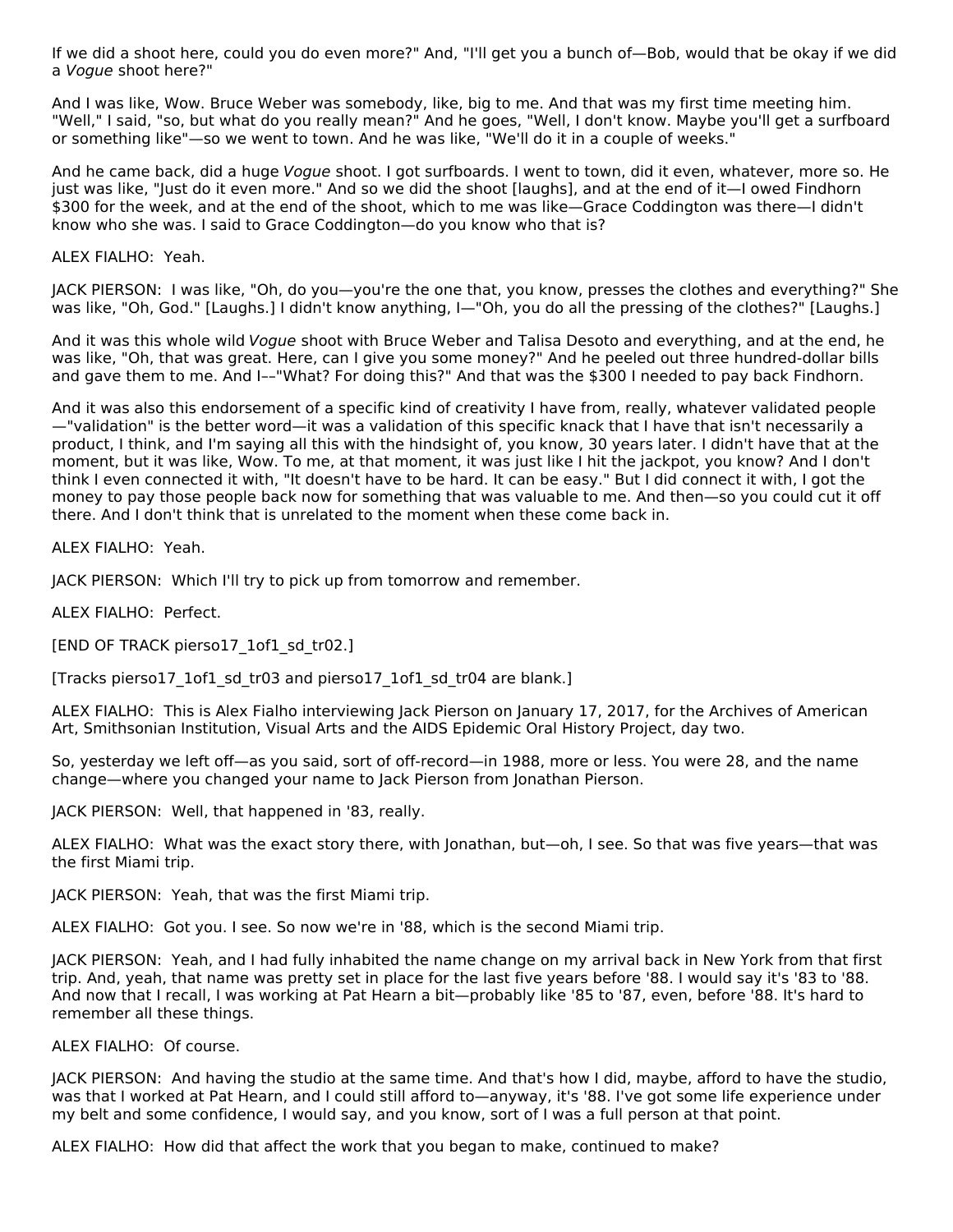If we did a shoot here, could you do even more?" And, "I'll get you a bunch of—Bob, would that be okay if we did a *Vogue* shoot here?"

And I was like, Wow. Bruce Weber was somebody, like, big to me. And that was my first time meeting him. "Well," I said, "so, but what do you really mean?" And he goes, "Well, I don't know. Maybe you'll get a surfboard or something like"—so we went to town. And he was like, "We'll do it in a couple of weeks."

And he came back, did a huge *Vogue* shoot. I got surfboards. I went to town, did it even, whatever, more so. He just was like, "Just do it even more." And so we did the shoot [laughs], and at the end of it—I owed Findhorn $300 for the week, and at the end of the shoot, which to me was like—Grace Coddington was there—I didn't know who she was. I said to Grace Coddington—do you know who that is?

ALEX FIALHO: Yeah.

JACK PIERSON: I was like, "Oh, do you—you're the one that, you know, presses the clothes and everything?" She was like, "Oh, God." [Laughs.] I didn't know anything, I—"Oh, you do all the pressing of the clothes?" [Laughs.]

And it was this whole wild *Vogue* shoot with Bruce Weber and Talisa Desoto and everything, and at the end, he was like, "Oh, that was great. Here, can I give you some money?" And he peeled out three hundred-dollar bills and gave them to me. And I––"What? For doing this?" And that was the $300 I needed to pay back Findhorn.

And it was also this endorsement of a specific kind of creativity I have from, really, whatever validated people —"validation" is the better word—it was a validation of this specific knack that I have that isn't necessarily a product, I think, and I'm saying all this with the hindsight of, you know, 30 years later. I didn't have that at the moment, but it was like, Wow. To me, at that moment, it was just like I hit the jackpot, you know? And I don't think I even connected it with, "It doesn't have to be hard. It can be easy." But I did connect it with, I got the money to pay those people back now for something that was valuable to me. And then—so you could cut it off there. And I don't think that is unrelated to the moment when these come back in.

ALEX FIALHO: Yeah.

JACK PIERSON: Which I'll try to pick up from tomorrow and remember.

ALEX FIALHO: Perfect.

[END OF TRACK pierso17_1of1_sd_tr02.]

[Tracks pierso17_1of1_sd_tr03 and pierso17_1of1_sd_tr04 are blank.]

ALEX FIALHO: This is Alex Fialho interviewing Jack Pierson on January 17, 2017, for the Archives of American Art, Smithsonian Institution, Visual Arts and the AIDS Epidemic Oral History Project, day two.

So, yesterday we left off—as you said, sort of off-record—in 1988, more or less. You were 28, and the name change—where you changed your name to Jack Pierson from Jonathan Pierson.

JACK PIERSON: Well, that happened in '83, really.

ALEX FIALHO: What was the exact story there, with Jonathan, but—oh, I see. So that was five years—that was the first Miami trip.

JACK PIERSON: Yeah, that was the first Miami trip.

ALEX FIALHO: Got you. I see. So now we're in '88, which is the second Miami trip.

JACK PIERSON: Yeah, and I had fully inhabited the name change on my arrival back in New York from that first trip. And, yeah, that name was pretty set in place for the last five years before '88. I would say it's '83 to '88. And now that I recall, I was working at Pat Hearn a bit—probably like '85 to '87, even, before '88. It's hard to remember all these things.

ALEX FIALHO: Of course.

JACK PIERSON: And having the studio at the same time. And that's how I did, maybe, afford to have the studio, was that I worked at Pat Hearn, and I could still afford to—anyway, it's '88. I've got some life experience under my belt and some confidence, I would say, and you know, sort of I was a full person at that point.

ALEX FIALHO: How did that affect the work that you began to make, continued to make?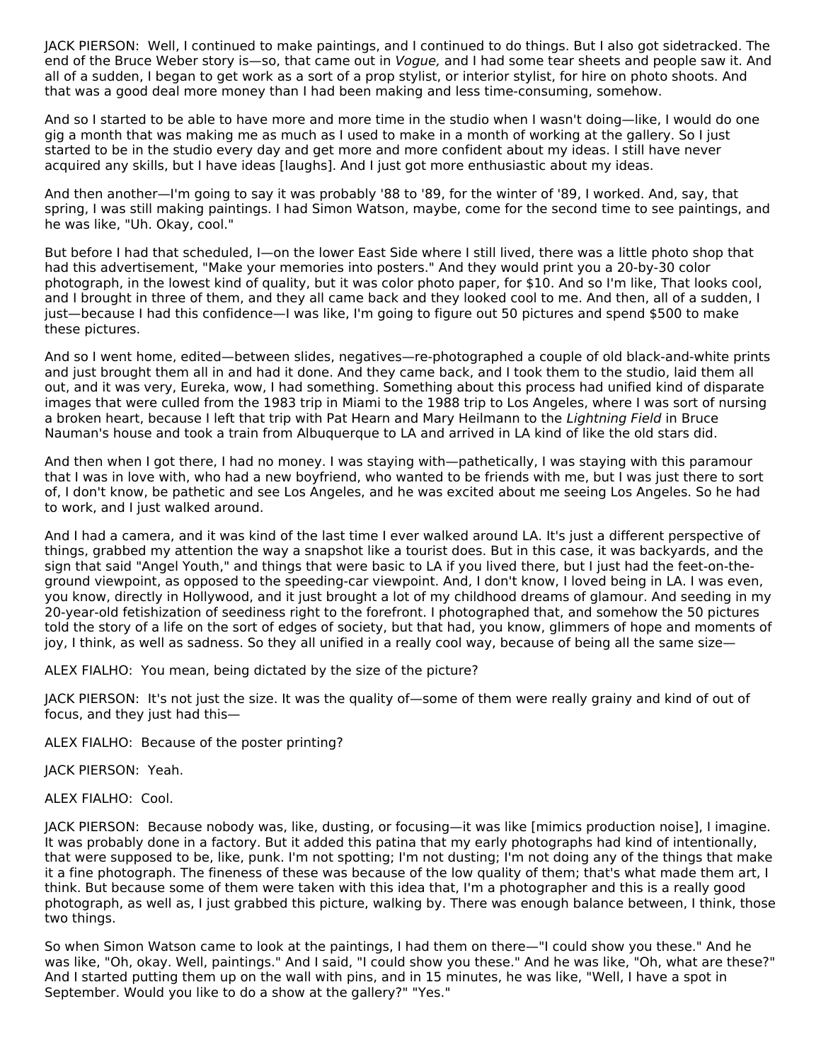JACK PIERSON: Well, I continued to make paintings, and I continued to do things. But I also got sidetracked. The end of the Bruce Weber story is—so, that came out in *Vogue,* and I had some tear sheets and people saw it. And all of a sudden, I began to get work as a sort of a prop stylist, or interior stylist, for hire on photo shoots. And that was a good deal more money than I had been making and less time-consuming, somehow.

And so I started to be able to have more and more time in the studio when I wasn't doing—like, I would do one gig a month that was making me as much as I used to make in a month of working at the gallery. So I just started to be in the studio every day and get more and more confident about my ideas. I still have never acquired any skills, but I have ideas [laughs]. And I just got more enthusiastic about my ideas.

And then another—I'm going to say it was probably '88 to '89, for the winter of '89, I worked. And, say, that spring, I was still making paintings. I had Simon Watson, maybe, come for the second time to see paintings, and he was like, "Uh. Okay, cool."

But before I had that scheduled, I—on the lower East Side where I still lived, there was a little photo shop that had this advertisement, "Make your memories into posters." And they would print you a 20-by-30 color photograph, in the lowest kind of quality, but it was color photo paper, for $10. And so I'm like, That looks cool, and I brought in three of them, and they all came back and they looked cool to me. And then, all of a sudden, I just—because I had this confidence—I was like, I'm going to figure out 50 pictures and spend $500 to make these pictures.

And so I went home, edited—between slides, negatives—re-photographed a couple of old black-and-white prints and just brought them all in and had it done. And they came back, and I took them to the studio, laid them all out, and it was very, Eureka, wow, I had something. Something about this process had unified kind of disparate images that were culled from the 1983 trip in Miami to the 1988 trip to Los Angeles, where I was sort of nursing a broken heart, because I left that trip with Pat Hearn and Mary Heilmann to the *Lightning Field* in Bruce Nauman's house and took a train from Albuquerque to LA and arrived in LA kind of like the old stars did.

And then when I got there, I had no money. I was staying with—pathetically, I was staying with this paramour that I was in love with, who had a new boyfriend, who wanted to be friends with me, but I was just there to sort of, I don't know, be pathetic and see Los Angeles, and he was excited about me seeing Los Angeles. So he had to work, and I just walked around.

And I had a camera, and it was kind of the last time I ever walked around LA. It's just a different perspective of things, grabbed my attention the way a snapshot like a tourist does. But in this case, it was backyards, and the sign that said "Angel Youth," and things that were basic to LA if you lived there, but I just had the feet-on-the-ground viewpoint, as opposed to the speeding-car viewpoint. And, I don't know, I loved being in LA. I was even, you know, directly in Hollywood, and it just brought a lot of my childhood dreams of glamour. And seeding in my 20-year-old fetishization of seediness right to the forefront. I photographed that, and somehow the 50 pictures told the story of a life on the sort of edges of society, but that had, you know, glimmers of hope and moments of joy, I think, as well as sadness. So they all unified in a really cool way, because of being all the same size—

ALEX FIALHO: You mean, being dictated by the size of the picture?

JACK PIERSON: It's not just the size. It was the quality of—some of them were really grainy and kind of out of focus, and they just had this—

ALEX FIALHO: Because of the poster printing?

JACK PIERSON: Yeah.

ALEX FIALHO: Cool.

JACK PIERSON: Because nobody was, like, dusting, or focusing—it was like [mimics production noise], I imagine. It was probably done in a factory. But it added this patina that my early photographs had kind of intentionally, that were supposed to be, like, punk. I'm not spotting; I'm not dusting; I'm not doing any of the things that make it a fine photograph. The fineness of these was because of the low quality of them; that's what made them art, I think. But because some of them were taken with this idea that, I'm a photographer and this is a really good photograph, as well as, I just grabbed this picture, walking by. There was enough balance between, I think, those two things.

So when Simon Watson came to look at the paintings, I had them on there—"I could show you these." And he was like, "Oh, okay. Well, paintings." And I said, "I could show you these." And he was like, "Oh, what are these?" And I started putting them up on the wall with pins, and in 15 minutes, he was like, "Well, I have a spot in September. Would you like to do a show at the gallery?" "Yes."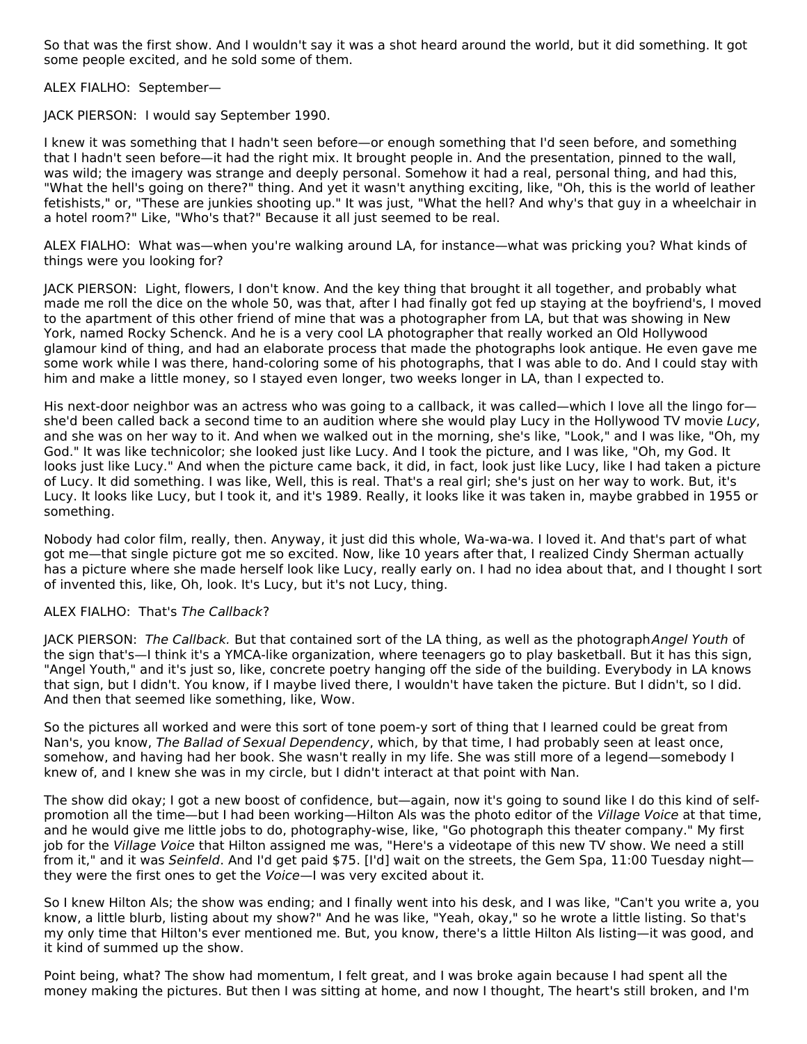So that was the first show. And I wouldn't say it was a shot heard around the world, but it did something. It got some people excited, and he sold some of them.

ALEX FIALHO: September—

JACK PIERSON: I would say September 1990.

I knew it was something that I hadn't seen before—or enough something that I'd seen before, and something that I hadn't seen before—it had the right mix. It brought people in. And the presentation, pinned to the wall, was wild; the imagery was strange and deeply personal. Somehow it had a real, personal thing, and had this, "What the hell's going on there?" thing. And yet it wasn't anything exciting, like, "Oh, this is the world of leather fetishists," or, "These are junkies shooting up." It was just, "What the hell? And why's that guy in a wheelchair in a hotel room?" Like, "Who's that?" Because it all just seemed to be real.

ALEX FIALHO: What was—when you're walking around LA, for instance—what was pricking you? What kinds of things were you looking for?

JACK PIERSON: Light, flowers, I don't know. And the key thing that brought it all together, and probably what made me roll the dice on the whole 50, was that, after I had finally got fed up staying at the boyfriend's, I moved to the apartment of this other friend of mine that was a photographer from LA, but that was showing in New York, named Rocky Schenck. And he is a very cool LA photographer that really worked an Old Hollywood glamour kind of thing, and had an elaborate process that made the photographs look antique. He even gave me some work while I was there, hand-coloring some of his photographs, that I was able to do. And I could stay with him and make a little money, so I stayed even longer, two weeks longer in LA, than I expected to.

His next-door neighbor was an actress who was going to a callback, it was called—which I love all the lingo for—she'd been called back a second time to an audition where she would play Lucy in the Hollywood TV movie *Lucy*, and she was on her way to it. And when we walked out in the morning, she's like, "Look," and I was like, "Oh, my God." It was like technicolor; she looked just like Lucy. And I took the picture, and I was like, "Oh, my God. It looks just like Lucy." And when the picture came back, it did, in fact, look just like Lucy, like I had taken a picture of Lucy. It did something. I was like, Well, this is real. That's a real girl; she's just on her way to work. But, it's Lucy. It looks like Lucy, but I took it, and it's 1989. Really, it looks like it was taken in, maybe grabbed in 1955 or something.

Nobody had color film, really, then. Anyway, it just did this whole, Wa-wa-wa. I loved it. And that's part of what got me—that single picture got me so excited. Now, like 10 years after that, I realized Cindy Sherman actually has a picture where she made herself look like Lucy, really early on. I had no idea about that, and I thought I sort of invented this, like, Oh, look. It's Lucy, but it's not Lucy, thing.

ALEX FIALHO: That's *The Callback*?

JACK PIERSON: *The Callback.* But that contained sort of the LA thing, as well as the photograph *Angel Youth* of the sign that's—I think it's a YMCA-like organization, where teenagers go to play basketball. But it has this sign, "Angel Youth," and it's just so, like, concrete poetry hanging off the side of the building. Everybody in LA knows that sign, but I didn't. You know, if I maybe lived there, I wouldn't have taken the picture. But I didn't, so I did. And then that seemed like something, like, Wow.

So the pictures all worked and were this sort of tone poem-y sort of thing that I learned could be great from Nan's, you know, *The Ballad of Sexual Dependency*, which, by that time, I had probably seen at least once, somehow, and having had her book. She wasn't really in my life. She was still more of a legend—somebody I knew of, and I knew she was in my circle, but I didn't interact at that point with Nan.

The show did okay; I got a new boost of confidence, but—again, now it's going to sound like I do this kind of self-promotion all the time—but I had been working—Hilton Als was the photo editor of the *Village Voice* at that time, and he would give me little jobs to do, photography-wise, like, "Go photograph this theater company." My first job for the *Village Voice* that Hilton assigned me was, "Here's a videotape of this new TV show. We need a still from it," and it was *Seinfeld*. And I'd get paid $75. [I'd] wait on the streets, the Gem Spa, 11:00 Tuesday night—they were the first ones to get the *Voice*—I was very excited about it.

So I knew Hilton Als; the show was ending; and I finally went into his desk, and I was like, "Can't you write a, you know, a little blurb, listing about my show?" And he was like, "Yeah, okay," so he wrote a little listing. So that's my only time that Hilton's ever mentioned me. But, you know, there's a little Hilton Als listing—it was good, and it kind of summed up the show.

Point being, what? The show had momentum, I felt great, and I was broke again because I had spent all the money making the pictures. But then I was sitting at home, and now I thought, The heart's still broken, and I'm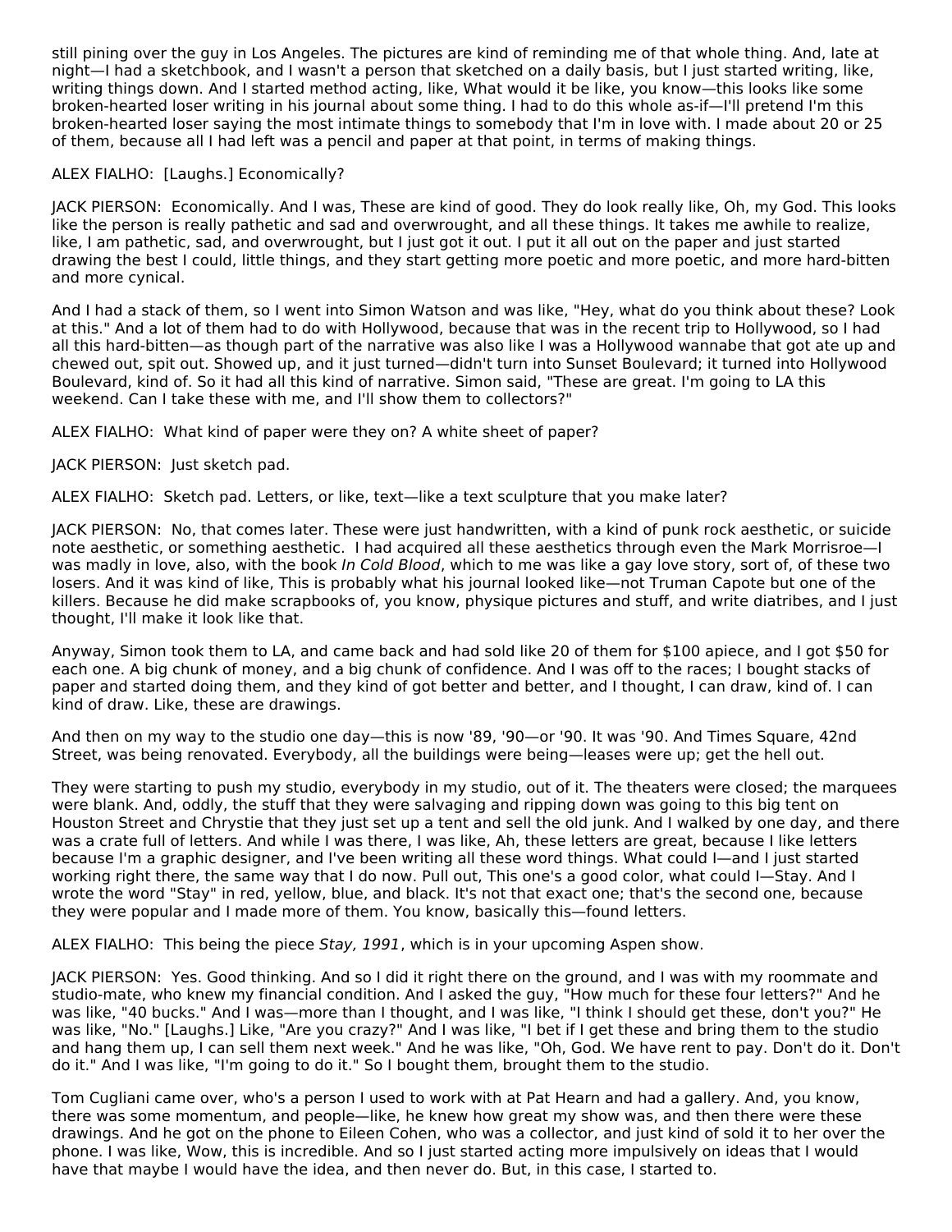still pining over the guy in Los Angeles. The pictures are kind of reminding me of that whole thing. And, late at night—I had a sketchbook, and I wasn't a person that sketched on a daily basis, but I just started writing, like, writing things down. And I started method acting, like, What would it be like, you know—this looks like some broken-hearted loser writing in his journal about some thing. I had to do this whole as-if—I'll pretend I'm this broken-hearted loser saying the most intimate things to somebody that I'm in love with. I made about 20 or 25 of them, because all I had left was a pencil and paper at that point, in terms of making things.

ALEX FIALHO: [Laughs.] Economically?

JACK PIERSON: Economically. And I was, These are kind of good. They do look really like, Oh, my God. This looks like the person is really pathetic and sad and overwrought, and all these things. It takes me awhile to realize, like, I am pathetic, sad, and overwrought, but I just got it out. I put it all out on the paper and just started drawing the best I could, little things, and they start getting more poetic and more poetic, and more hard-bitten and more cynical.

And I had a stack of them, so I went into Simon Watson and was like, "Hey, what do you think about these? Look at this." And a lot of them had to do with Hollywood, because that was in the recent trip to Hollywood, so I had all this hard-bitten—as though part of the narrative was also like I was a Hollywood wannabe that got ate up and chewed out, spit out. Showed up, and it just turned—didn't turn into Sunset Boulevard; it turned into Hollywood Boulevard, kind of. So it had all this kind of narrative. Simon said, "These are great. I'm going to LA this weekend. Can I take these with me, and I'll show them to collectors?"

ALEX FIALHO: What kind of paper were they on? A white sheet of paper?

JACK PIERSON: Just sketch pad.

ALEX FIALHO: Sketch pad. Letters, or like, text—like a text sculpture that you make later?

JACK PIERSON: No, that comes later. These were just handwritten, with a kind of punk rock aesthetic, or suicide note aesthetic, or something aesthetic. I had acquired all these aesthetics through even the Mark Morrisroe—I was madly in love, also, with the book *In Cold Blood*, which to me was like a gay love story, sort of, of these two losers. And it was kind of like, This is probably what his journal looked like—not Truman Capote but one of the killers. Because he did make scrapbooks of, you know, physique pictures and stuff, and write diatribes, and I just thought, I'll make it look like that.

Anyway, Simon took them to LA, and came back and had sold like 20 of them for $100 apiece, and I got $50 for each one. A big chunk of money, and a big chunk of confidence. And I was off to the races; I bought stacks of paper and started doing them, and they kind of got better and better, and I thought, I can draw, kind of. I can kind of draw. Like, these are drawings.

And then on my way to the studio one day—this is now '89, '90—or '90. It was '90. And Times Square, 42nd Street, was being renovated. Everybody, all the buildings were being—leases were up; get the hell out.

They were starting to push my studio, everybody in my studio, out of it. The theaters were closed; the marquees were blank. And, oddly, the stuff that they were salvaging and ripping down was going to this big tent on Houston Street and Chrystie that they just set up a tent and sell the old junk. And I walked by one day, and there was a crate full of letters. And while I was there, I was like, Ah, these letters are great, because I like letters because I'm a graphic designer, and I've been writing all these word things. What could I—and I just started working right there, the same way that I do now. Pull out, This one's a good color, what could I—Stay. And I wrote the word "Stay" in red, yellow, blue, and black. It's not that exact one; that's the second one, because they were popular and I made more of them. You know, basically this—found letters.

ALEX FIALHO: This being the piece *Stay, 1991*, which is in your upcoming Aspen show.

JACK PIERSON: Yes. Good thinking. And so I did it right there on the ground, and I was with my roommate and studio-mate, who knew my financial condition. And I asked the guy, "How much for these four letters?" And he was like, "40 bucks." And I was—more than I thought, and I was like, "I think I should get these, don't you?" He was like, "No." [Laughs.] Like, "Are you crazy?" And I was like, "I bet if I get these and bring them to the studio and hang them up, I can sell them next week." And he was like, "Oh, God. We have rent to pay. Don't do it. Don't do it." And I was like, "I'm going to do it." So I bought them, brought them to the studio.

Tom Cugliani came over, who's a person I used to work with at Pat Hearn and had a gallery. And, you know, there was some momentum, and people—like, he knew how great my show was, and then there were these drawings. And he got on the phone to Eileen Cohen, who was a collector, and just kind of sold it to her over the phone. I was like, Wow, this is incredible. And so I just started acting more impulsively on ideas that I would have that maybe I would have the idea, and then never do. But, in this case, I started to.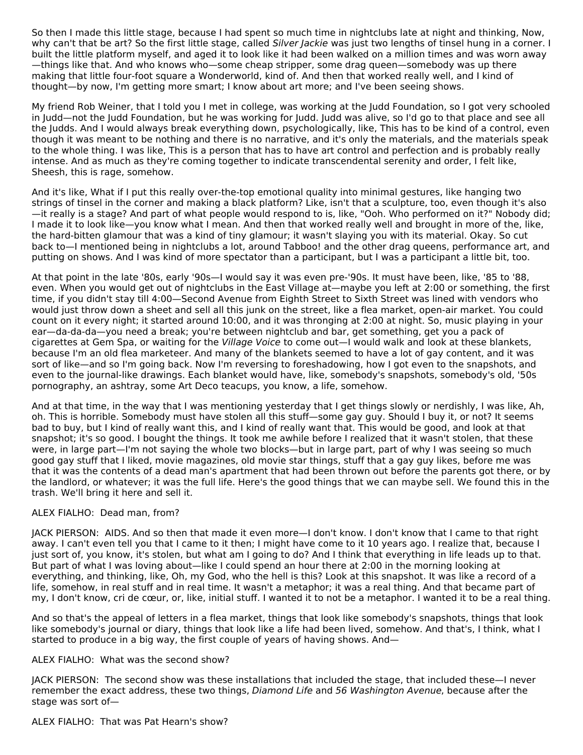So then I made this little stage, because I had spent so much time in nightclubs late at night and thinking, Now, why can't that be art? So the first little stage, called *Silver Jackie* was just two lengths of tinsel hung in a corner. I built the little platform myself, and aged it to look like it had been walked on a million times and was worn away—things like that. And who knows who—some cheap stripper, some drag queen—somebody was up there making that little four-foot square a Wonderworld, kind of. And then that worked really well, and I kind of thought—by now, I'm getting more smart; I know about art more; and I've been seeing shows.

My friend Rob Weiner, that I told you I met in college, was working at the Judd Foundation, so I got very schooled in Judd—not the Judd Foundation, but he was working for Judd. Judd was alive, so I'd go to that place and see all the Judds. And I would always break everything down, psychologically, like, This has to be kind of a control, even though it was meant to be nothing and there is no narrative, and it's only the materials, and the materials speak to the whole thing. I was like, This is a person that has to have art control and perfection and is probably really intense. And as much as they're coming together to indicate transcendental serenity and order, I felt like, Sheesh, this is rage, somehow.

And it's like, What if I put this really over-the-top emotional quality into minimal gestures, like hanging two strings of tinsel in the corner and making a black platform? Like, isn't that a sculpture, too, even though it's also—it really is a stage? And part of what people would respond to is, like, "Ooh. Who performed on it?" Nobody did; I made it to look like—you know what I mean. And then that worked really well and brought in more of the, like, the hard-bitten glamour that was a kind of tiny glamour; it wasn't slaying you with its material. Okay. So cut back to—I mentioned being in nightclubs a lot, around Tabboo! and the other drag queens, performance art, and putting on shows. And I was kind of more spectator than a participant, but I was a participant a little bit, too.

At that point in the late '80s, early '90s—I would say it was even pre-'90s. It must have been, like, '85 to '88, even. When you would get out of nightclubs in the East Village at—maybe you left at 2:00 or something, the first time, if you didn't stay till 4:00—Second Avenue from Eighth Street to Sixth Street was lined with vendors who would just throw down a sheet and sell all this junk on the street, like a flea market, open-air market. You could count on it every night; it started around 10:00, and it was thronging at 2:00 at night. So, music playing in your ear—da-da-da—you need a break; you're between nightclub and bar, get something, get you a pack of cigarettes at Gem Spa, or waiting for the *Village Voice* to come out—I would walk and look at these blankets, because I'm an old flea marketeer. And many of the blankets seemed to have a lot of gay content, and it was sort of like—and so I'm going back. Now I'm reversing to foreshadowing, how I got even to the snapshots, and even to the journal-like drawings. Each blanket would have, like, somebody's snapshots, somebody's old, '50s pornography, an ashtray, some Art Deco teacups, you know, a life, somehow.

And at that time, in the way that I was mentioning yesterday that I get things slowly or nerdishly, I was like, Ah, oh. This is horrible. Somebody must have stolen all this stuff—some gay guy. Should I buy it, or not? It seems bad to buy, but I kind of really want this, and I kind of really want that. This would be good, and look at that snapshot; it's so good. I bought the things. It took me awhile before I realized that it wasn't stolen, that these were, in large part—I'm not saying the whole two blocks—but in large part, part of why I was seeing so much good gay stuff that I liked, movie magazines, old movie star things, stuff that a gay guy likes, before me was that it was the contents of a dead man's apartment that had been thrown out before the parents got there, or by the landlord, or whatever; it was the full life. Here's the good things that we can maybe sell. We found this in the trash. We'll bring it here and sell it.

ALEX FIALHO: Dead man, from?

JACK PIERSON: AIDS. And so then that made it even more—I don't know. I don't know that I came to that right away. I can't even tell you that I came to it then; I might have come to it 10 years ago. I realize that, because I just sort of, you know, it's stolen, but what am I going to do? And I think that everything in life leads up to that. But part of what I was loving about—like I could spend an hour there at 2:00 in the morning looking at everything, and thinking, like, Oh, my God, who the hell is this? Look at this snapshot. It was like a record of a life, somehow, in real stuff and in real time. It wasn't a metaphor; it was a real thing. And that became part of my, I don't know, cri de cœur, or, like, initial stuff. I wanted it to not be a metaphor. I wanted it to be a real thing.

And so that's the appeal of letters in a flea market, things that look like somebody's snapshots, things that look like somebody's journal or diary, things that look like a life had been lived, somehow. And that's, I think, what I started to produce in a big way, the first couple of years of having shows. And—

ALEX FIALHO: What was the second show?

JACK PIERSON: The second show was these installations that included the stage, that included these—I never remember the exact address, these two things, *Diamond Life* and *56 Washington Avenue*, because after the stage was sort of—

ALEX FIALHO: That was Pat Hearn's show?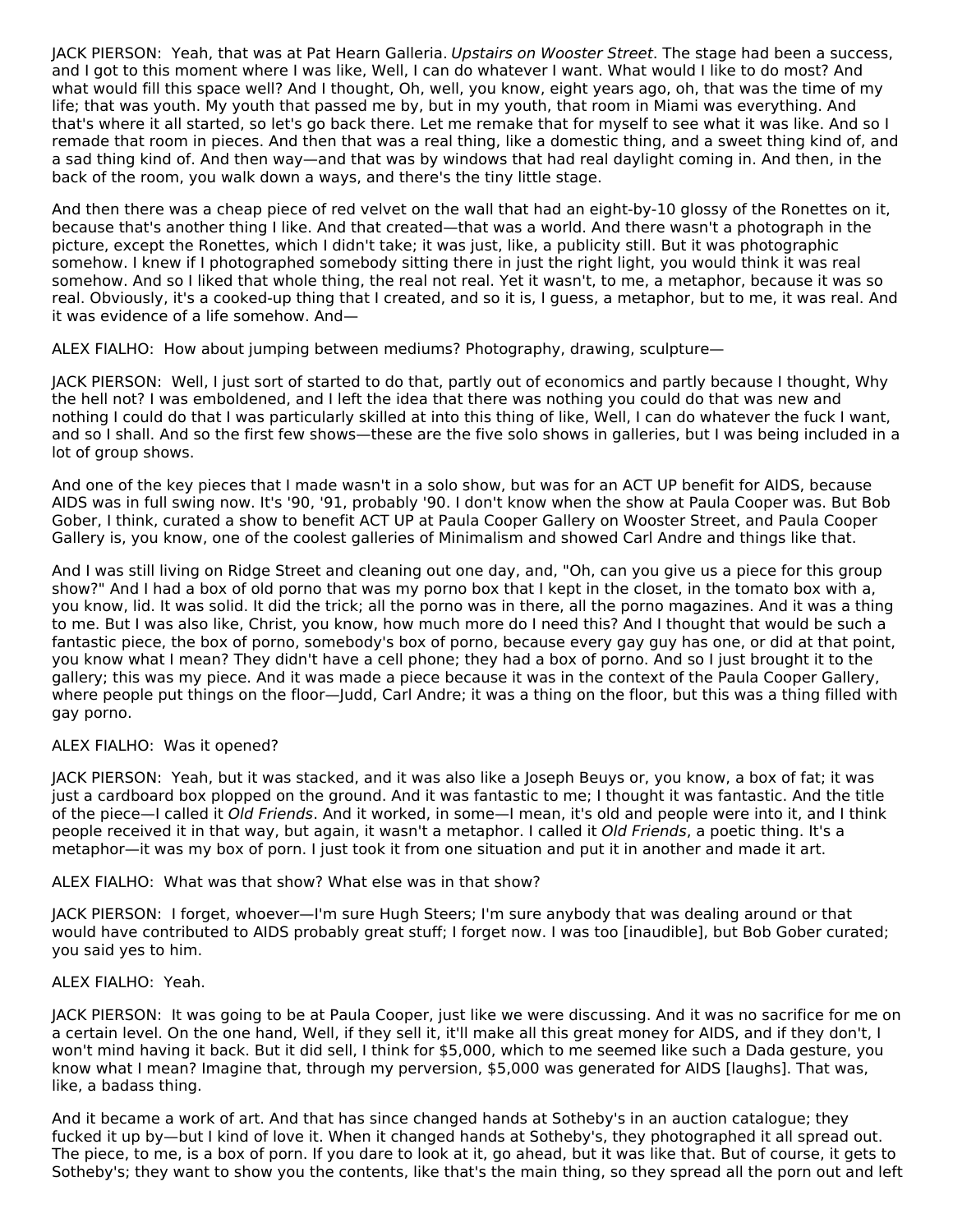JACK PIERSON: Yeah, that was at Pat Hearn Galleria. *Upstairs on Wooster Street*. The stage had been a success, and I got to this moment where I was like, Well, I can do whatever I want. What would I like to do most? And what would fill this space well? And I thought, Oh, well, you know, eight years ago, oh, that was the time of my life; that was youth. My youth that passed me by, but in my youth, that room in Miami was everything. And that's where it all started, so let's go back there. Let me remake that for myself to see what it was like. And so I remade that room in pieces. And then that was a real thing, like a domestic thing, and a sweet thing kind of, and a sad thing kind of. And then way—and that was by windows that had real daylight coming in. And then, in the back of the room, you walk down a ways, and there's the tiny little stage.

And then there was a cheap piece of red velvet on the wall that had an eight-by-10 glossy of the Ronettes on it, because that's another thing I like. And that created—that was a world. And there wasn't a photograph in the picture, except the Ronettes, which I didn't take; it was just, like, a publicity still. But it was photographic somehow. I knew if I photographed somebody sitting there in just the right light, you would think it was real somehow. And so I liked that whole thing, the real not real. Yet it wasn't, to me, a metaphor, because it was so real. Obviously, it's a cooked-up thing that I created, and so it is, I guess, a metaphor, but to me, it was real. And it was evidence of a life somehow. And—

ALEX FIALHO: How about jumping between mediums? Photography, drawing, sculpture—

JACK PIERSON: Well, I just sort of started to do that, partly out of economics and partly because I thought, Why the hell not? I was emboldened, and I left the idea that there was nothing you could do that was new and nothing I could do that I was particularly skilled at into this thing of like, Well, I can do whatever the fuck I want, and so I shall. And so the first few shows—these are the five solo shows in galleries, but I was being included in a lot of group shows.

And one of the key pieces that I made wasn't in a solo show, but was for an ACT UP benefit for AIDS, because AIDS was in full swing now. It's '90, '91, probably '90. I don't know when the show at Paula Cooper was. But Bob Gober, I think, curated a show to benefit ACT UP at Paula Cooper Gallery on Wooster Street, and Paula Cooper Gallery is, you know, one of the coolest galleries of Minimalism and showed Carl Andre and things like that.

And I was still living on Ridge Street and cleaning out one day, and, "Oh, can you give us a piece for this group show?" And I had a box of old porno that was my porno box that I kept in the closet, in the tomato box with a, you know, lid. It was solid. It did the trick; all the porno was in there, all the porno magazines. And it was a thing to me. But I was also like, Christ, you know, how much more do I need this? And I thought that would be such a fantastic piece, the box of porno, somebody's box of porno, because every gay guy has one, or did at that point, you know what I mean? They didn't have a cell phone; they had a box of porno. And so I just brought it to the gallery; this was my piece. And it was made a piece because it was in the context of the Paula Cooper Gallery, where people put things on the floor—Judd, Carl Andre; it was a thing on the floor, but this was a thing filled with gay porno.

ALEX FIALHO: Was it opened?

JACK PIERSON: Yeah, but it was stacked, and it was also like a Joseph Beuys or, you know, a box of fat; it was just a cardboard box plopped on the ground. And it was fantastic to me; I thought it was fantastic. And the title of the piece—I called it *Old Friends*. And it worked, in some—I mean, it's old and people were into it, and I think people received it in that way, but again, it wasn't a metaphor. I called it *Old Friends*, a poetic thing. It's a metaphor—it was my box of porn. I just took it from one situation and put it in another and made it art.

ALEX FIALHO: What was that show? What else was in that show?

JACK PIERSON: I forget, whoever—I'm sure Hugh Steers; I'm sure anybody that was dealing around or that would have contributed to AIDS probably great stuff; I forget now. I was too [inaudible], but Bob Gober curated; you said yes to him.

ALEX FIALHO: Yeah.

JACK PIERSON: It was going to be at Paula Cooper, just like we were discussing. And it was no sacrifice for me on a certain level. On the one hand, Well, if they sell it, it'll make all this great money for AIDS, and if they don't, I won't mind having it back. But it did sell, I think for $5,000, which to me seemed like such a Dada gesture, you know what I mean? Imagine that, through my perversion, $5,000 was generated for AIDS [laughs]. That was, like, a badass thing.

And it became a work of art. And that has since changed hands at Sotheby's in an auction catalogue; they fucked it up by—but I kind of love it. When it changed hands at Sotheby's, they photographed it all spread out. The piece, to me, is a box of porn. If you dare to look at it, go ahead, but it was like that. But of course, it gets to Sotheby's; they want to show you the contents, like that's the main thing, so they spread all the porn out and left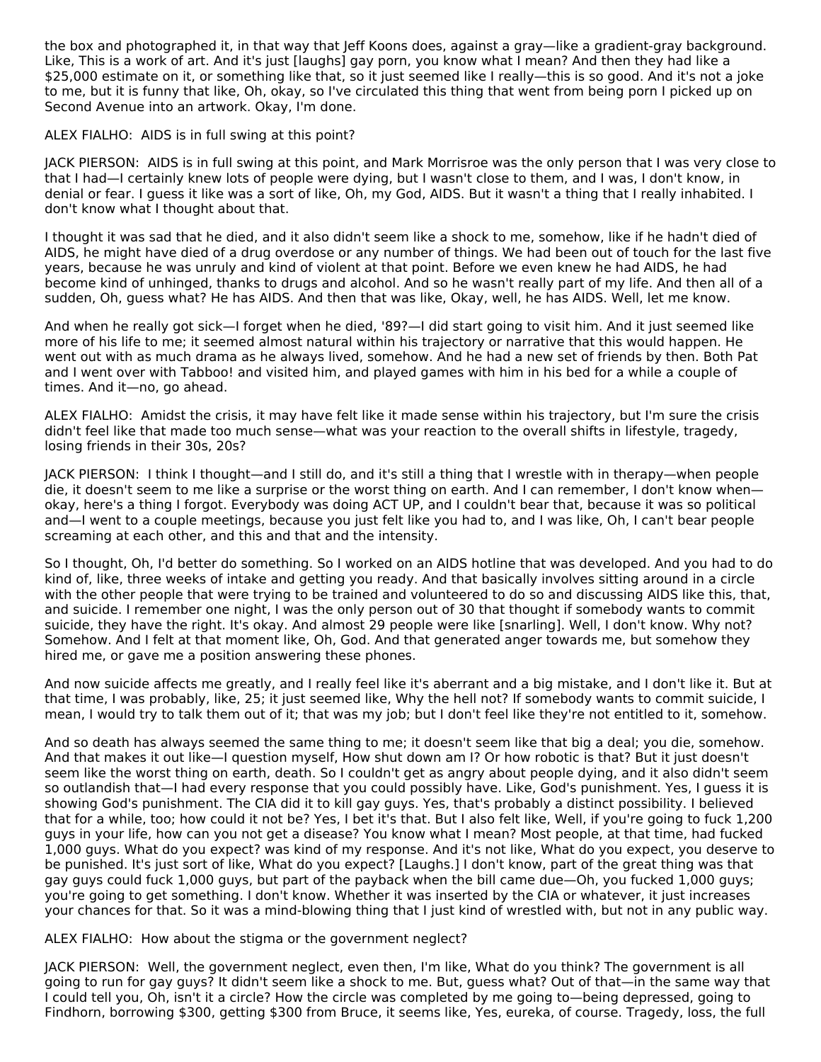the box and photographed it, in that way that Jeff Koons does, against a gray—like a gradient-gray background. Like, This is a work of art. And it's just [laughs] gay porn, you know what I mean? And then they had like a $25,000 estimate on it, or something like that, so it just seemed like I really—this is so good. And it's not a joke to me, but it is funny that like, Oh, okay, so I've circulated this thing that went from being porn I picked up on Second Avenue into an artwork. Okay, I'm done.

ALEX FIALHO:  AIDS is in full swing at this point?

JACK PIERSON:  AIDS is in full swing at this point, and Mark Morrisroe was the only person that I was very close to that I had—I certainly knew lots of people were dying, but I wasn't close to them, and I was, I don't know, in denial or fear. I guess it like was a sort of like, Oh, my God, AIDS. But it wasn't a thing that I really inhabited. I don't know what I thought about that.

I thought it was sad that he died, and it also didn't seem like a shock to me, somehow, like if he hadn't died of AIDS, he might have died of a drug overdose or any number of things. We had been out of touch for the last five years, because he was unruly and kind of violent at that point. Before we even knew he had AIDS, he had become kind of unhinged, thanks to drugs and alcohol. And so he wasn't really part of my life. And then all of a sudden, Oh, guess what? He has AIDS. And then that was like, Okay, well, he has AIDS. Well, let me know.

And when he really got sick—I forget when he died, '89?—I did start going to visit him. And it just seemed like more of his life to me; it seemed almost natural within his trajectory or narrative that this would happen. He went out with as much drama as he always lived, somehow. And he had a new set of friends by then. Both Pat and I went over with Tabboo! and visited him, and played games with him in his bed for a while a couple of times. And it—no, go ahead.

ALEX FIALHO:  Amidst the crisis, it may have felt like it made sense within his trajectory, but I'm sure the crisis didn't feel like that made too much sense—what was your reaction to the overall shifts in lifestyle, tragedy, losing friends in their 30s, 20s?

JACK PIERSON:  I think I thought—and I still do, and it's still a thing that I wrestle with in therapy—when people die, it doesn't seem to me like a surprise or the worst thing on earth. And I can remember, I don't know when—okay, here's a thing I forgot. Everybody was doing ACT UP, and I couldn't bear that, because it was so political and—I went to a couple meetings, because you just felt like you had to, and I was like, Oh, I can't bear people screaming at each other, and this and that and the intensity.

So I thought, Oh, I'd better do something. So I worked on an AIDS hotline that was developed. And you had to do kind of, like, three weeks of intake and getting you ready. And that basically involves sitting around in a circle with the other people that were trying to be trained and volunteered to do so and discussing AIDS like this, that, and suicide. I remember one night, I was the only person out of 30 that thought if somebody wants to commit suicide, they have the right. It's okay. And almost 29 people were like [snarling]. Well, I don't know. Why not? Somehow. And I felt at that moment like, Oh, God. And that generated anger towards me, but somehow they hired me, or gave me a position answering these phones.

And now suicide affects me greatly, and I really feel like it's aberrant and a big mistake, and I don't like it. But at that time, I was probably, like, 25; it just seemed like, Why the hell not? If somebody wants to commit suicide, I mean, I would try to talk them out of it; that was my job; but I don't feel like they're not entitled to it, somehow.

And so death has always seemed the same thing to me; it doesn't seem like that big a deal; you die, somehow. And that makes it out like—I question myself, How shut down am I? Or how robotic is that? But it just doesn't seem like the worst thing on earth, death. So I couldn't get as angry about people dying, and it also didn't seem so outlandish that—I had every response that you could possibly have. Like, God's punishment. Yes, I guess it is showing God's punishment. The CIA did it to kill gay guys. Yes, that's probably a distinct possibility. I believed that for a while, too; how could it not be? Yes, I bet it's that. But I also felt like, Well, if you're going to fuck 1,200 guys in your life, how can you not get a disease? You know what I mean? Most people, at that time, had fucked 1,000 guys. What do you expect? was kind of my response. And it's not like, What do you expect, you deserve to be punished. It's just sort of like, What do you expect? [Laughs.] I don't know, part of the great thing was that gay guys could fuck 1,000 guys, but part of the payback when the bill came due—Oh, you fucked 1,000 guys; you're going to get something. I don't know. Whether it was inserted by the CIA or whatever, it just increases your chances for that. So it was a mind-blowing thing that I just kind of wrestled with, but not in any public way.

ALEX FIALHO:  How about the stigma or the government neglect?

JACK PIERSON:  Well, the government neglect, even then, I'm like, What do you think? The government is all going to run for gay guys? It didn't seem like a shock to me. But, guess what? Out of that—in the same way that I could tell you, Oh, isn't it a circle? How the circle was completed by me going to—being depressed, going to Findhorn, borrowing $300, getting $300 from Bruce, it seems like, Yes, eureka, of course. Tragedy, loss, the full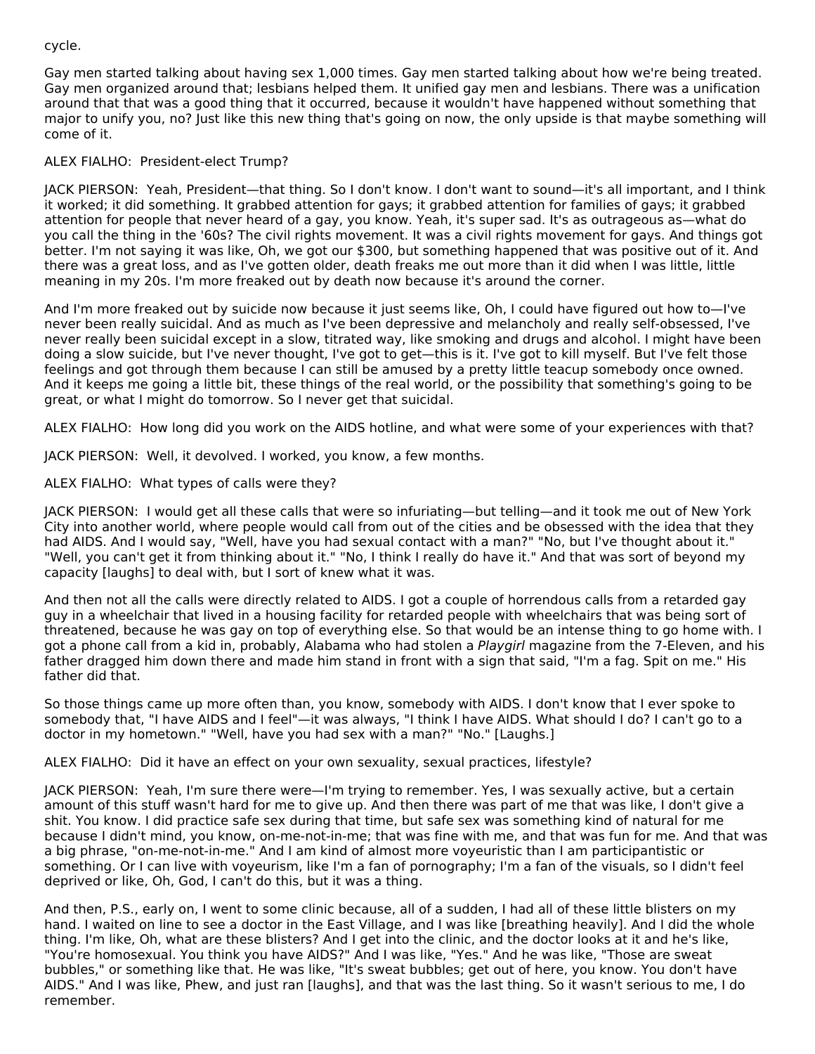cycle.

Gay men started talking about having sex 1,000 times. Gay men started talking about how we're being treated. Gay men organized around that; lesbians helped them. It unified gay men and lesbians. There was a unification around that that was a good thing that it occurred, because it wouldn't have happened without something that major to unify you, no? Just like this new thing that's going on now, the only upside is that maybe something will come of it.

ALEX FIALHO: President-elect Trump?

JACK PIERSON: Yeah, President—that thing. So I don't know. I don't want to sound—it's all important, and I think it worked; it did something. It grabbed attention for gays; it grabbed attention for families of gays; it grabbed attention for people that never heard of a gay, you know. Yeah, it's super sad. It's as outrageous as—what do you call the thing in the '60s? The civil rights movement. It was a civil rights movement for gays. And things got better. I'm not saying it was like, Oh, we got our $300, but something happened that was positive out of it. And there was a great loss, and as I've gotten older, death freaks me out more than it did when I was little, little meaning in my 20s. I'm more freaked out by death now because it's around the corner.

And I'm more freaked out by suicide now because it just seems like, Oh, I could have figured out how to—I've never been really suicidal. And as much as I've been depressive and melancholy and really self-obsessed, I've never really been suicidal except in a slow, titrated way, like smoking and drugs and alcohol. I might have been doing a slow suicide, but I've never thought, I've got to get—this is it. I've got to kill myself. But I've felt those feelings and got through them because I can still be amused by a pretty little teacup somebody once owned. And it keeps me going a little bit, these things of the real world, or the possibility that something's going to be great, or what I might do tomorrow. So I never get that suicidal.

ALEX FIALHO: How long did you work on the AIDS hotline, and what were some of your experiences with that?

JACK PIERSON: Well, it devolved. I worked, you know, a few months.

ALEX FIALHO: What types of calls were they?

JACK PIERSON: I would get all these calls that were so infuriating—but telling—and it took me out of New York City into another world, where people would call from out of the cities and be obsessed with the idea that they had AIDS. And I would say, "Well, have you had sexual contact with a man?" "No, but I've thought about it." "Well, you can't get it from thinking about it." "No, I think I really do have it." And that was sort of beyond my capacity [laughs] to deal with, but I sort of knew what it was.

And then not all the calls were directly related to AIDS. I got a couple of horrendous calls from a retarded gay guy in a wheelchair that lived in a housing facility for retarded people with wheelchairs that was being sort of threatened, because he was gay on top of everything else. So that would be an intense thing to go home with. I got a phone call from a kid in, probably, Alabama who had stolen a *Playgirl* magazine from the 7-Eleven, and his father dragged him down there and made him stand in front with a sign that said, "I'm a fag. Spit on me." His father did that.

So those things came up more often than, you know, somebody with AIDS. I don't know that I ever spoke to somebody that, "I have AIDS and I feel"—it was always, "I think I have AIDS. What should I do? I can't go to a doctor in my hometown." "Well, have you had sex with a man?" "No." [Laughs.]

ALEX FIALHO: Did it have an effect on your own sexuality, sexual practices, lifestyle?

JACK PIERSON: Yeah, I'm sure there were—I'm trying to remember. Yes, I was sexually active, but a certain amount of this stuff wasn't hard for me to give up. And then there was part of me that was like, I don't give a shit. You know. I did practice safe sex during that time, but safe sex was something kind of natural for me because I didn't mind, you know, on-me-not-in-me; that was fine with me, and that was fun for me. And that was a big phrase, "on-me-not-in-me." And I am kind of almost more voyeuristic than I am participantistic or something. Or I can live with voyeurism, like I'm a fan of pornography; I'm a fan of the visuals, so I didn't feel deprived or like, Oh, God, I can't do this, but it was a thing.

And then, P.S., early on, I went to some clinic because, all of a sudden, I had all of these little blisters on my hand. I waited on line to see a doctor in the East Village, and I was like [breathing heavily]. And I did the whole thing. I'm like, Oh, what are these blisters? And I get into the clinic, and the doctor looks at it and he's like, "You're homosexual. You think you have AIDS?" And I was like, "Yes." And he was like, "Those are sweat bubbles," or something like that. He was like, "It's sweat bubbles; get out of here, you know. You don't have AIDS." And I was like, Phew, and just ran [laughs], and that was the last thing. So it wasn't serious to me, I do remember.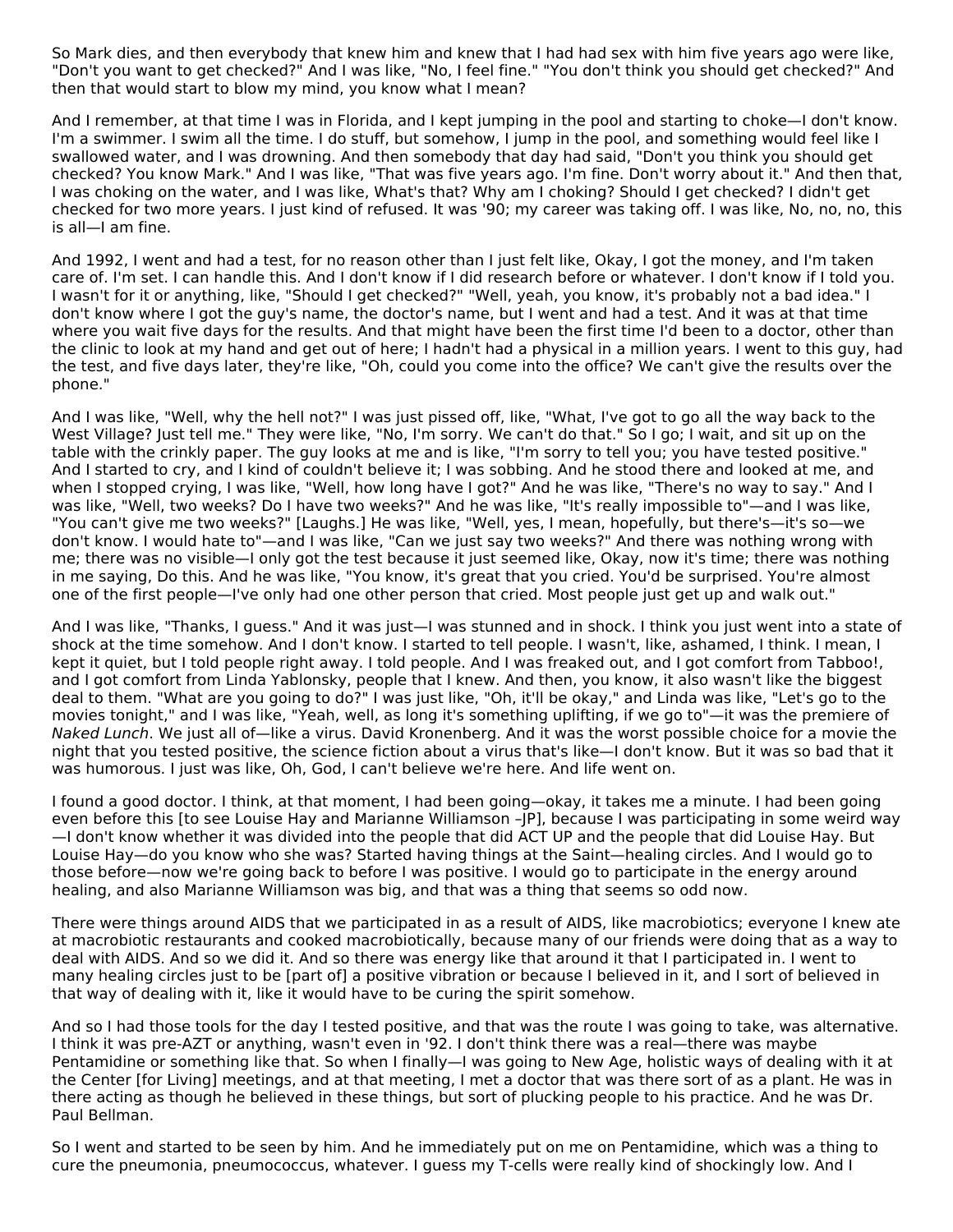So Mark dies, and then everybody that knew him and knew that I had had sex with him five years ago were like, "Don't you want to get checked?" And I was like, "No, I feel fine." "You don't think you should get checked?" And then that would start to blow my mind, you know what I mean?

And I remember, at that time I was in Florida, and I kept jumping in the pool and starting to choke—I don't know. I'm a swimmer. I swim all the time. I do stuff, but somehow, I jump in the pool, and something would feel like I swallowed water, and I was drowning. And then somebody that day had said, "Don't you think you should get checked? You know Mark." And I was like, "That was five years ago. I'm fine. Don't worry about it." And then that, I was choking on the water, and I was like, What's that? Why am I choking? Should I get checked? I didn't get checked for two more years. I just kind of refused. It was '90; my career was taking off. I was like, No, no, no, this is all—I am fine.

And 1992, I went and had a test, for no reason other than I just felt like, Okay, I got the money, and I'm taken care of. I'm set. I can handle this. And I don't know if I did research before or whatever. I don't know if I told you. I wasn't for it or anything, like, "Should I get checked?" "Well, yeah, you know, it's probably not a bad idea." I don't know where I got the guy's name, the doctor's name, but I went and had a test. And it was at that time where you wait five days for the results. And that might have been the first time I'd been to a doctor, other than the clinic to look at my hand and get out of here; I hadn't had a physical in a million years. I went to this guy, had the test, and five days later, they're like, "Oh, could you come into the office? We can't give the results over the phone."

And I was like, "Well, why the hell not?" I was just pissed off, like, "What, I've got to go all the way back to the West Village? Just tell me." They were like, "No, I'm sorry. We can't do that." So I go; I wait, and sit up on the table with the crinkly paper. The guy looks at me and is like, "I'm sorry to tell you; you have tested positive." And I started to cry, and I kind of couldn't believe it; I was sobbing. And he stood there and looked at me, and when I stopped crying, I was like, "Well, how long have I got?" And he was like, "There's no way to say." And I was like, "Well, two weeks? Do I have two weeks?" And he was like, "It's really impossible to"—and I was like, "You can't give me two weeks?" [Laughs.] He was like, "Well, yes, I mean, hopefully, but there's—it's so—we don't know. I would hate to"—and I was like, "Can we just say two weeks?" And there was nothing wrong with me; there was no visible—I only got the test because it just seemed like, Okay, now it's time; there was nothing in me saying, Do this. And he was like, "You know, it's great that you cried. You'd be surprised. You're almost one of the first people—I've only had one other person that cried. Most people just get up and walk out."

And I was like, "Thanks, I guess." And it was just—I was stunned and in shock. I think you just went into a state of shock at the time somehow. And I don't know. I started to tell people. I wasn't, like, ashamed, I think. I mean, I kept it quiet, but I told people right away. I told people. And I was freaked out, and I got comfort from Tabboo!, and I got comfort from Linda Yablonsky, people that I knew. And then, you know, it also wasn't like the biggest deal to them. "What are you going to do?" I was just like, "Oh, it'll be okay," and Linda was like, "Let's go to the movies tonight," and I was like, "Yeah, well, as long it's something uplifting, if we go to"—it was the premiere of *Naked Lunch*. We just all of—like a virus. David Kronenberg. And it was the worst possible choice for a movie the night that you tested positive, the science fiction about a virus that's like—I don't know. But it was so bad that it was humorous. I just was like, Oh, God, I can't believe we're here. And life went on.

I found a good doctor. I think, at that moment, I had been going—okay, it takes me a minute. I had been going even before this [to see Louise Hay and Marianne Williamson –JP], because I was participating in some weird way—I don't know whether it was divided into the people that did ACT UP and the people that did Louise Hay. But Louise Hay—do you know who she was? Started having things at the Saint—healing circles. And I would go to those before—now we're going back to before I was positive. I would go to participate in the energy around healing, and also Marianne Williamson was big, and that was a thing that seems so odd now.

There were things around AIDS that we participated in as a result of AIDS, like macrobiotics; everyone I knew ate at macrobiotic restaurants and cooked macrobiotically, because many of our friends were doing that as a way to deal with AIDS. And so we did it. And so there was energy like that around it that I participated in. I went to many healing circles just to be [part of] a positive vibration or because I believed in it, and I sort of believed in that way of dealing with it, like it would have to be curing the spirit somehow.

And so I had those tools for the day I tested positive, and that was the route I was going to take, was alternative. I think it was pre-AZT or anything, wasn't even in '92. I don't think there was a real—there was maybe Pentamidine or something like that. So when I finally—I was going to New Age, holistic ways of dealing with it at the Center [for Living] meetings, and at that meeting, I met a doctor that was there sort of as a plant. He was in there acting as though he believed in these things, but sort of plucking people to his practice. And he was Dr. Paul Bellman.

So I went and started to be seen by him. And he immediately put on me on Pentamidine, which was a thing to cure the pneumonia, pneumococcus, whatever. I guess my T-cells were really kind of shockingly low. And I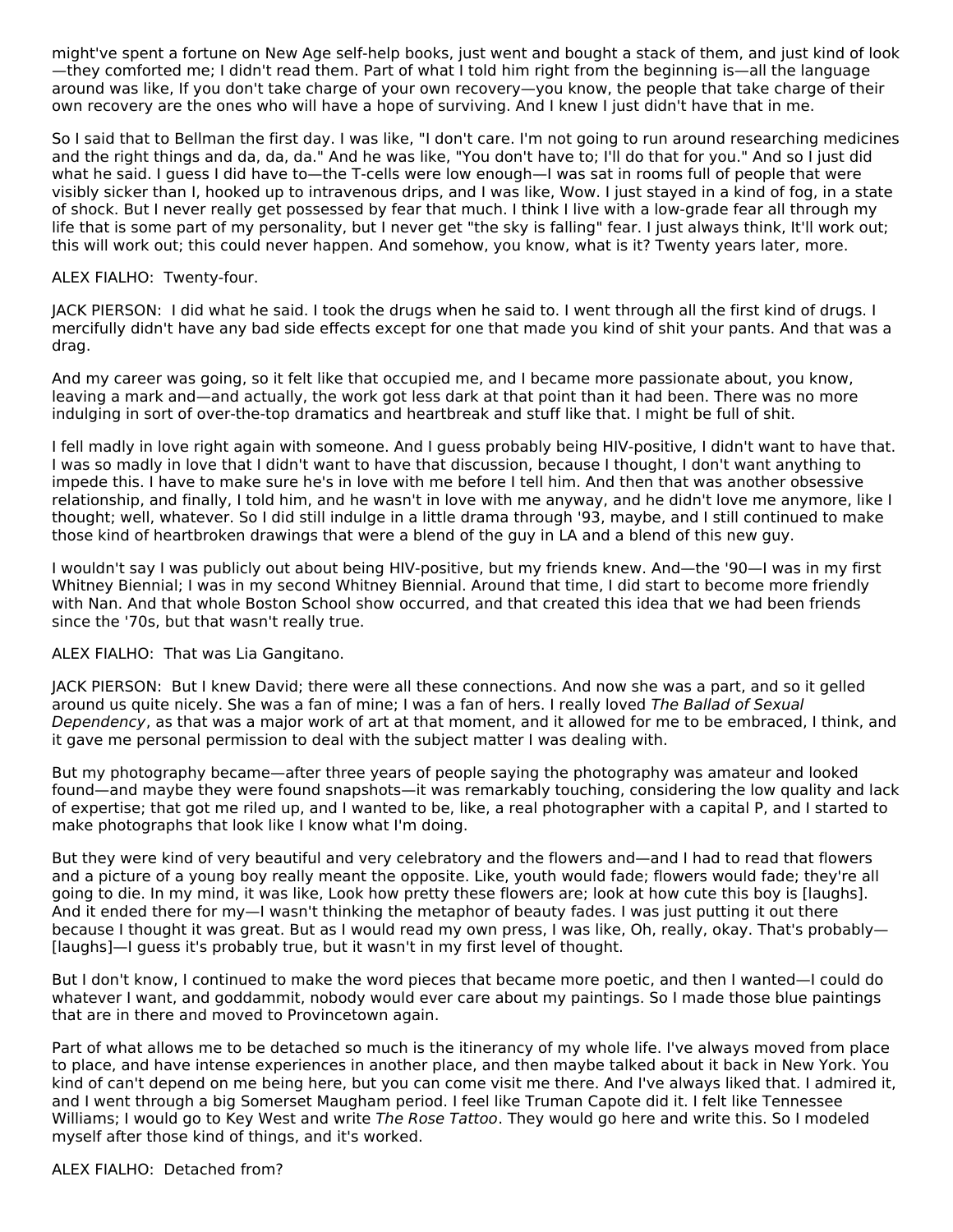might've spent a fortune on New Age self-help books, just went and bought a stack of them, and just kind of look—they comforted me; I didn't read them. Part of what I told him right from the beginning is—all the language around was like, If you don't take charge of your own recovery—you know, the people that take charge of their own recovery are the ones who will have a hope of surviving. And I knew I just didn't have that in me.

So I said that to Bellman the first day. I was like, "I don't care. I'm not going to run around researching medicines and the right things and da, da, da." And he was like, "You don't have to; I'll do that for you." And so I just did what he said. I guess I did have to—the T-cells were low enough—I was sat in rooms full of people that were visibly sicker than I, hooked up to intravenous drips, and I was like, Wow. I just stayed in a kind of fog, in a state of shock. But I never really get possessed by fear that much. I think I live with a low-grade fear all through my life that is some part of my personality, but I never get "the sky is falling" fear. I just always think, It'll work out; this will work out; this could never happen. And somehow, you know, what is it? Twenty years later, more.

ALEX FIALHO: Twenty-four.

JACK PIERSON: I did what he said. I took the drugs when he said to. I went through all the first kind of drugs. I mercifully didn't have any bad side effects except for one that made you kind of shit your pants. And that was a drag.

And my career was going, so it felt like that occupied me, and I became more passionate about, you know, leaving a mark and—and actually, the work got less dark at that point than it had been. There was no more indulging in sort of over-the-top dramatics and heartbreak and stuff like that. I might be full of shit.

I fell madly in love right again with someone. And I guess probably being HIV-positive, I didn't want to have that. I was so madly in love that I didn't want to have that discussion, because I thought, I don't want anything to impede this. I have to make sure he's in love with me before I tell him. And then that was another obsessive relationship, and finally, I told him, and he wasn't in love with me anyway, and he didn't love me anymore, like I thought; well, whatever. So I did still indulge in a little drama through '93, maybe, and I still continued to make those kind of heartbroken drawings that were a blend of the guy in LA and a blend of this new guy.

I wouldn't say I was publicly out about being HIV-positive, but my friends knew. And—the '90—I was in my first Whitney Biennial; I was in my second Whitney Biennial. Around that time, I did start to become more friendly with Nan. And that whole Boston School show occurred, and that created this idea that we had been friends since the '70s, but that wasn't really true.

ALEX FIALHO: That was Lia Gangitano.

JACK PIERSON: But I knew David; there were all these connections. And now she was a part, and so it gelled around us quite nicely. She was a fan of mine; I was a fan of hers. I really loved *The Ballad of Sexual Dependency*, as that was a major work of art at that moment, and it allowed for me to be embraced, I think, and it gave me personal permission to deal with the subject matter I was dealing with.

But my photography became—after three years of people saying the photography was amateur and looked found—and maybe they were found snapshots—it was remarkably touching, considering the low quality and lack of expertise; that got me riled up, and I wanted to be, like, a real photographer with a capital P, and I started to make photographs that look like I know what I'm doing.

But they were kind of very beautiful and very celebratory and the flowers and—and I had to read that flowers and a picture of a young boy really meant the opposite. Like, youth would fade; flowers would fade; they're all going to die. In my mind, it was like, Look how pretty these flowers are; look at how cute this boy is [laughs]. And it ended there for my—I wasn't thinking the metaphor of beauty fades. I was just putting it out there because I thought it was great. But as I would read my own press, I was like, Oh, really, okay. That's probably—[laughs]—I guess it's probably true, but it wasn't in my first level of thought.

But I don't know, I continued to make the word pieces that became more poetic, and then I wanted—I could do whatever I want, and goddammit, nobody would ever care about my paintings. So I made those blue paintings that are in there and moved to Provincetown again.

Part of what allows me to be detached so much is the itinerancy of my whole life. I've always moved from place to place, and have intense experiences in another place, and then maybe talked about it back in New York. You kind of can't depend on me being here, but you can come visit me there. And I've always liked that. I admired it, and I went through a big Somerset Maugham period. I feel like Truman Capote did it. I felt like Tennessee Williams; I would go to Key West and write *The Rose Tattoo*. They would go here and write this. So I modeled myself after those kind of things, and it's worked.

ALEX FIALHO: Detached from?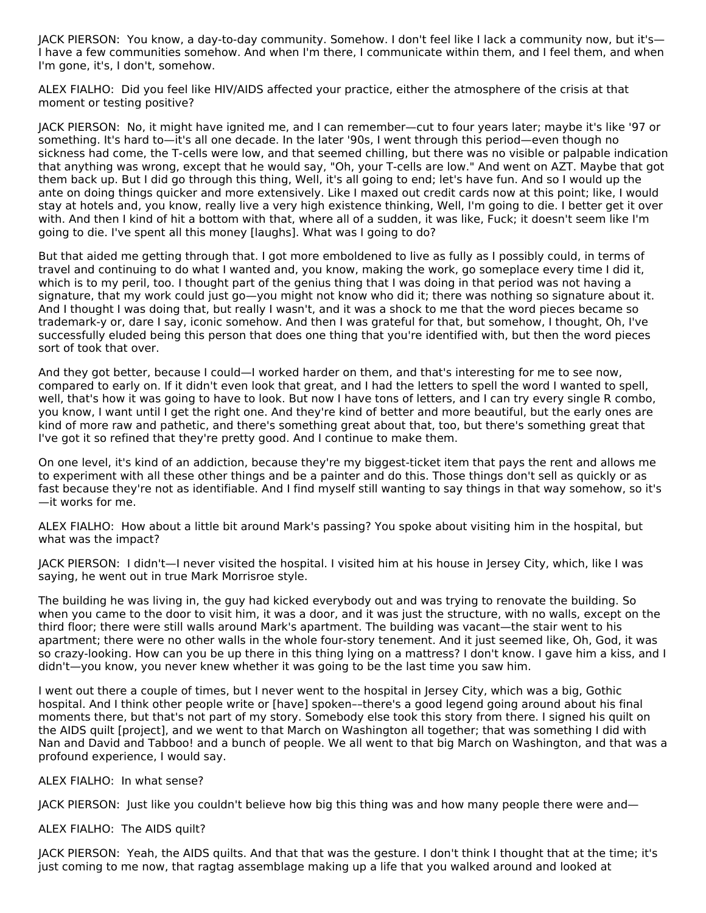JACK PIERSON: You know, a day-to-day community. Somehow. I don't feel like I lack a community now, but it's—I have a few communities somehow. And when I'm there, I communicate within them, and I feel them, and when I'm gone, it's, I don't, somehow.

ALEX FIALHO: Did you feel like HIV/AIDS affected your practice, either the atmosphere of the crisis at that moment or testing positive?

JACK PIERSON: No, it might have ignited me, and I can remember—cut to four years later; maybe it's like '97 or something. It's hard to—it's all one decade. In the later '90s, I went through this period—even though no sickness had come, the T-cells were low, and that seemed chilling, but there was no visible or palpable indication that anything was wrong, except that he would say, "Oh, your T-cells are low." And went on AZT. Maybe that got them back up. But I did go through this thing, Well, it's all going to end; let's have fun. And so I would up the ante on doing things quicker and more extensively. Like I maxed out credit cards now at this point; like, I would stay at hotels and, you know, really live a very high existence thinking, Well, I'm going to die. I better get it over with. And then I kind of hit a bottom with that, where all of a sudden, it was like, Fuck; it doesn't seem like I'm going to die. I've spent all this money [laughs]. What was I going to do?

But that aided me getting through that. I got more emboldened to live as fully as I possibly could, in terms of travel and continuing to do what I wanted and, you know, making the work, go someplace every time I did it, which is to my peril, too. I thought part of the genius thing that I was doing in that period was not having a signature, that my work could just go—you might not know who did it; there was nothing so signature about it. And I thought I was doing that, but really I wasn't, and it was a shock to me that the word pieces became so trademark-y or, dare I say, iconic somehow. And then I was grateful for that, but somehow, I thought, Oh, I've successfully eluded being this person that does one thing that you're identified with, but then the word pieces sort of took that over.

And they got better, because I could—I worked harder on them, and that's interesting for me to see now, compared to early on. If it didn't even look that great, and I had the letters to spell the word I wanted to spell, well, that's how it was going to have to look. But now I have tons of letters, and I can try every single R combo, you know, I want until I get the right one. And they're kind of better and more beautiful, but the early ones are kind of more raw and pathetic, and there's something great about that, too, but there's something great that I've got it so refined that they're pretty good. And I continue to make them.

On one level, it's kind of an addiction, because they're my biggest-ticket item that pays the rent and allows me to experiment with all these other things and be a painter and do this. Those things don't sell as quickly or as fast because they're not as identifiable. And I find myself still wanting to say things in that way somehow, so it's—it works for me.

ALEX FIALHO: How about a little bit around Mark's passing? You spoke about visiting him in the hospital, but what was the impact?

JACK PIERSON: I didn't—I never visited the hospital. I visited him at his house in Jersey City, which, like I was saying, he went out in true Mark Morrisroe style.

The building he was living in, the guy had kicked everybody out and was trying to renovate the building. So when you came to the door to visit him, it was a door, and it was just the structure, with no walls, except on the third floor; there were still walls around Mark's apartment. The building was vacant—the stair went to his apartment; there were no other walls in the whole four-story tenement. And it just seemed like, Oh, God, it was so crazy-looking. How can you be up there in this thing lying on a mattress? I don't know. I gave him a kiss, and I didn't—you know, you never knew whether it was going to be the last time you saw him.

I went out there a couple of times, but I never went to the hospital in Jersey City, which was a big, Gothic hospital. And I think other people write or [have] spoken––there's a good legend going around about his final moments there, but that's not part of my story. Somebody else took this story from there. I signed his quilt on the AIDS quilt [project], and we went to that March on Washington all together; that was something I did with Nan and David and Tabboo! and a bunch of people. We all went to that big March on Washington, and that was a profound experience, I would say.

ALEX FIALHO: In what sense?

JACK PIERSON: Just like you couldn't believe how big this thing was and how many people there were and—

ALEX FIALHO: The AIDS quilt?

JACK PIERSON: Yeah, the AIDS quilts. And that that was the gesture. I don't think I thought that at the time; it's just coming to me now, that ragtag assemblage making up a life that you walked around and looked at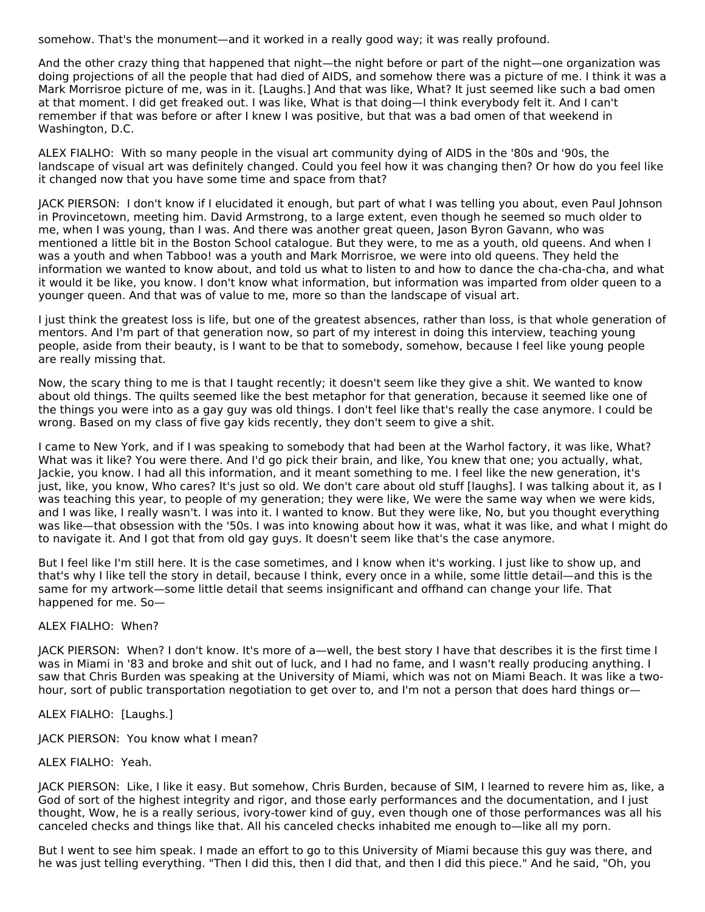somehow. That's the monument—and it worked in a really good way; it was really profound.

And the other crazy thing that happened that night—the night before or part of the night—one organization was doing projections of all the people that had died of AIDS, and somehow there was a picture of me. I think it was a Mark Morrisroe picture of me, was in it. [Laughs.] And that was like, What? It just seemed like such a bad omen at that moment. I did get freaked out. I was like, What is that doing—I think everybody felt it. And I can't remember if that was before or after I knew I was positive, but that was a bad omen of that weekend in Washington, D.C.

ALEX FIALHO: With so many people in the visual art community dying of AIDS in the '80s and '90s, the landscape of visual art was definitely changed. Could you feel how it was changing then? Or how do you feel like it changed now that you have some time and space from that?

JACK PIERSON: I don't know if I elucidated it enough, but part of what I was telling you about, even Paul Johnson in Provincetown, meeting him. David Armstrong, to a large extent, even though he seemed so much older to me, when I was young, than I was. And there was another great queen, Jason Byron Gavann, who was mentioned a little bit in the Boston School catalogue. But they were, to me as a youth, old queens. And when I was a youth and when Tabboo! was a youth and Mark Morrisroe, we were into old queens. They held the information we wanted to know about, and told us what to listen to and how to dance the cha-cha-cha, and what it would it be like, you know. I don't know what information, but information was imparted from older queen to a younger queen. And that was of value to me, more so than the landscape of visual art.

I just think the greatest loss is life, but one of the greatest absences, rather than loss, is that whole generation of mentors. And I'm part of that generation now, so part of my interest in doing this interview, teaching young people, aside from their beauty, is I want to be that to somebody, somehow, because I feel like young people are really missing that.

Now, the scary thing to me is that I taught recently; it doesn't seem like they give a shit. We wanted to know about old things. The quilts seemed like the best metaphor for that generation, because it seemed like one of the things you were into as a gay guy was old things. I don't feel like that's really the case anymore. I could be wrong. Based on my class of five gay kids recently, they don't seem to give a shit.

I came to New York, and if I was speaking to somebody that had been at the Warhol factory, it was like, What? What was it like? You were there. And I'd go pick their brain, and like, You knew that one; you actually, what, Jackie, you know. I had all this information, and it meant something to me. I feel like the new generation, it's just, like, you know, Who cares? It's just so old. We don't care about old stuff [laughs]. I was talking about it, as I was teaching this year, to people of my generation; they were like, We were the same way when we were kids, and I was like, I really wasn't. I was into it. I wanted to know. But they were like, No, but you thought everything was like—that obsession with the '50s. I was into knowing about how it was, what it was like, and what I might do to navigate it. And I got that from old gay guys. It doesn't seem like that's the case anymore.

But I feel like I'm still here. It is the case sometimes, and I know when it's working. I just like to show up, and that's why I like tell the story in detail, because I think, every once in a while, some little detail—and this is the same for my artwork—some little detail that seems insignificant and offhand can change your life. That happened for me. So—

ALEX FIALHO: When?

JACK PIERSON: When? I don't know. It's more of a—well, the best story I have that describes it is the first time I was in Miami in '83 and broke and shit out of luck, and I had no fame, and I wasn't really producing anything. I saw that Chris Burden was speaking at the University of Miami, which was not on Miami Beach. It was like a two-hour, sort of public transportation negotiation to get over to, and I'm not a person that does hard things or—

ALEX FIALHO: [Laughs.]

JACK PIERSON: You know what I mean?

ALEX FIALHO: Yeah.

JACK PIERSON: Like, I like it easy. But somehow, Chris Burden, because of SIM, I learned to revere him as, like, a God of sort of the highest integrity and rigor, and those early performances and the documentation, and I just thought, Wow, he is a really serious, ivory-tower kind of guy, even though one of those performances was all his canceled checks and things like that. All his canceled checks inhabited me enough to—like all my porn.

But I went to see him speak. I made an effort to go to this University of Miami because this guy was there, and he was just telling everything. "Then I did this, then I did that, and then I did this piece." And he said, "Oh, you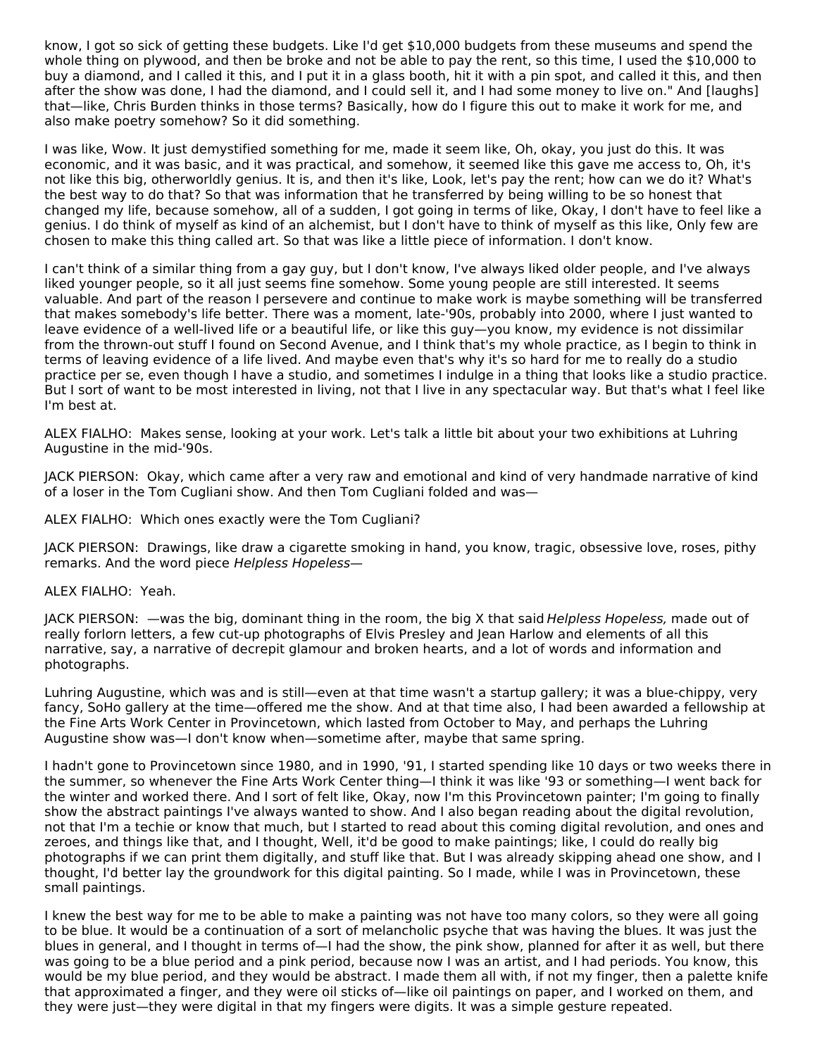know, I got so sick of getting these budgets. Like I'd get $10,000 budgets from these museums and spend the whole thing on plywood, and then be broke and not be able to pay the rent, so this time, I used the $10,000 to buy a diamond, and I called it this, and I put it in a glass booth, hit it with a pin spot, and called it this, and then after the show was done, I had the diamond, and I could sell it, and I had some money to live on." And [laughs] that—like, Chris Burden thinks in those terms? Basically, how do I figure this out to make it work for me, and also make poetry somehow? So it did something.

I was like, Wow. It just demystified something for me, made it seem like, Oh, okay, you just do this. It was economic, and it was basic, and it was practical, and somehow, it seemed like this gave me access to, Oh, it's not like this big, otherworldly genius. It is, and then it's like, Look, let's pay the rent; how can we do it? What's the best way to do that? So that was information that he transferred by being willing to be so honest that changed my life, because somehow, all of a sudden, I got going in terms of like, Okay, I don't have to feel like a genius. I do think of myself as kind of an alchemist, but I don't have to think of myself as this like, Only few are chosen to make this thing called art. So that was like a little piece of information. I don't know.

I can't think of a similar thing from a gay guy, but I don't know, I've always liked older people, and I've always liked younger people, so it all just seems fine somehow. Some young people are still interested. It seems valuable. And part of the reason I persevere and continue to make work is maybe something will be transferred that makes somebody's life better. There was a moment, late-'90s, probably into 2000, where I just wanted to leave evidence of a well-lived life or a beautiful life, or like this guy—you know, my evidence is not dissimilar from the thrown-out stuff I found on Second Avenue, and I think that's my whole practice, as I begin to think in terms of leaving evidence of a life lived. And maybe even that's why it's so hard for me to really do a studio practice per se, even though I have a studio, and sometimes I indulge in a thing that looks like a studio practice. But I sort of want to be most interested in living, not that I live in any spectacular way. But that's what I feel like I'm best at.

ALEX FIALHO: Makes sense, looking at your work. Let's talk a little bit about your two exhibitions at Luhring Augustine in the mid-'90s.

JACK PIERSON: Okay, which came after a very raw and emotional and kind of very handmade narrative of kind of a loser in the Tom Cugliani show. And then Tom Cugliani folded and was—

ALEX FIALHO: Which ones exactly were the Tom Cugliani?

JACK PIERSON: Drawings, like draw a cigarette smoking in hand, you know, tragic, obsessive love, roses, pithy remarks. And the word piece *Helpless Hopeless*—

ALEX FIALHO: Yeah.

JACK PIERSON: —was the big, dominant thing in the room, the big X that said *Helpless Hopeless,* made out of really forlorn letters, a few cut-up photographs of Elvis Presley and Jean Harlow and elements of all this narrative, say, a narrative of decrepit glamour and broken hearts, and a lot of words and information and photographs.

Luhring Augustine, which was and is still—even at that time wasn't a startup gallery; it was a blue-chippy, very fancy, SoHo gallery at the time—offered me the show. And at that time also, I had been awarded a fellowship at the Fine Arts Work Center in Provincetown, which lasted from October to May, and perhaps the Luhring Augustine show was—I don't know when—sometime after, maybe that same spring.

I hadn't gone to Provincetown since 1980, and in 1990, '91, I started spending like 10 days or two weeks there in the summer, so whenever the Fine Arts Work Center thing—I think it was like '93 or something—I went back for the winter and worked there. And I sort of felt like, Okay, now I'm this Provincetown painter; I'm going to finally show the abstract paintings I've always wanted to show. And I also began reading about the digital revolution, not that I'm a techie or know that much, but I started to read about this coming digital revolution, and ones and zeroes, and things like that, and I thought, Well, it'd be good to make paintings; like, I could do really big photographs if we can print them digitally, and stuff like that. But I was already skipping ahead one show, and I thought, I'd better lay the groundwork for this digital painting. So I made, while I was in Provincetown, these small paintings.

I knew the best way for me to be able to make a painting was not have too many colors, so they were all going to be blue. It would be a continuation of a sort of melancholic psyche that was having the blues. It was just the blues in general, and I thought in terms of—I had the show, the pink show, planned for after it as well, but there was going to be a blue period and a pink period, because now I was an artist, and I had periods. You know, this would be my blue period, and they would be abstract. I made them all with, if not my finger, then a palette knife that approximated a finger, and they were oil sticks of—like oil paintings on paper, and I worked on them, and they were just—they were digital in that my fingers were digits. It was a simple gesture repeated.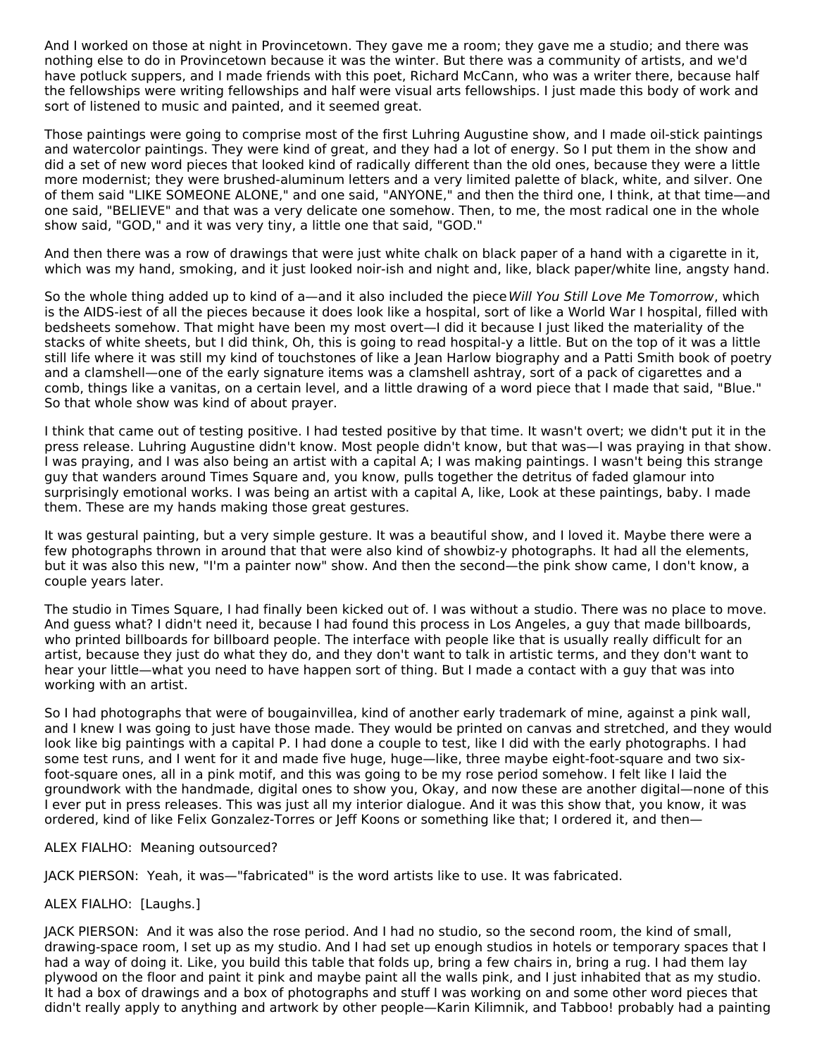And I worked on those at night in Provincetown. They gave me a room; they gave me a studio; and there was nothing else to do in Provincetown because it was the winter. But there was a community of artists, and we'd have potluck suppers, and I made friends with this poet, Richard McCann, who was a writer there, because half the fellowships were writing fellowships and half were visual arts fellowships. I just made this body of work and sort of listened to music and painted, and it seemed great.

Those paintings were going to comprise most of the first Luhring Augustine show, and I made oil-stick paintings and watercolor paintings. They were kind of great, and they had a lot of energy. So I put them in the show and did a set of new word pieces that looked kind of radically different than the old ones, because they were a little more modernist; they were brushed-aluminum letters and a very limited palette of black, white, and silver. One of them said "LIKE SOMEONE ALONE," and one said, "ANYONE," and then the third one, I think, at that time—and one said, "BELIEVE" and that was a very delicate one somehow. Then, to me, the most radical one in the whole show said, "GOD," and it was very tiny, a little one that said, "GOD."

And then there was a row of drawings that were just white chalk on black paper of a hand with a cigarette in it, which was my hand, smoking, and it just looked noir-ish and night and, like, black paper/white line, angsty hand.

So the whole thing added up to kind of a—and it also included the piece *Will You Still Love Me Tomorrow*, which is the AIDS-iest of all the pieces because it does look like a hospital, sort of like a World War I hospital, filled with bedsheets somehow. That might have been my most overt—I did it because I just liked the materiality of the stacks of white sheets, but I did think, Oh, this is going to read hospital-y a little. But on the top of it was a little still life where it was still my kind of touchstones of like a Jean Harlow biography and a Patti Smith book of poetry and a clamshell—one of the early signature items was a clamshell ashtray, sort of a pack of cigarettes and a comb, things like a vanitas, on a certain level, and a little drawing of a word piece that I made that said, "Blue." So that whole show was kind of about prayer.

I think that came out of testing positive. I had tested positive by that time. It wasn't overt; we didn't put it in the press release. Luhring Augustine didn't know. Most people didn't know, but that was—I was praying in that show. I was praying, and I was also being an artist with a capital A; I was making paintings. I wasn't being this strange guy that wanders around Times Square and, you know, pulls together the detritus of faded glamour into surprisingly emotional works. I was being an artist with a capital A, like, Look at these paintings, baby. I made them. These are my hands making those great gestures.

It was gestural painting, but a very simple gesture. It was a beautiful show, and I loved it. Maybe there were a few photographs thrown in around that that were also kind of showbiz-y photographs. It had all the elements, but it was also this new, "I'm a painter now" show. And then the second—the pink show came, I don't know, a couple years later.

The studio in Times Square, I had finally been kicked out of. I was without a studio. There was no place to move. And guess what? I didn't need it, because I had found this process in Los Angeles, a guy that made billboards, who printed billboards for billboard people. The interface with people like that is usually really difficult for an artist, because they just do what they do, and they don't want to talk in artistic terms, and they don't want to hear your little—what you need to have happen sort of thing. But I made a contact with a guy that was into working with an artist.

So I had photographs that were of bougainvillea, kind of another early trademark of mine, against a pink wall, and I knew I was going to just have those made. They would be printed on canvas and stretched, and they would look like big paintings with a capital P. I had done a couple to test, like I did with the early photographs. I had some test runs, and I went for it and made five huge, huge—like, three maybe eight-foot-square and two six-foot-square ones, all in a pink motif, and this was going to be my rose period somehow. I felt like I laid the groundwork with the handmade, digital ones to show you, Okay, and now these are another digital—none of this I ever put in press releases. This was just all my interior dialogue. And it was this show that, you know, it was ordered, kind of like Felix Gonzalez-Torres or Jeff Koons or something like that; I ordered it, and then—

ALEX FIALHO: Meaning outsourced?

JACK PIERSON: Yeah, it was—"fabricated" is the word artists like to use. It was fabricated.

ALEX FIALHO: [Laughs.]

JACK PIERSON: And it was also the rose period. And I had no studio, so the second room, the kind of small, drawing-space room, I set up as my studio. And I had set up enough studios in hotels or temporary spaces that I had a way of doing it. Like, you build this table that folds up, bring a few chairs in, bring a rug. I had them lay plywood on the floor and paint it pink and maybe paint all the walls pink, and I just inhabited that as my studio. It had a box of drawings and a box of photographs and stuff I was working on and some other word pieces that didn't really apply to anything and artwork by other people—Karin Kilimnik, and Taboo! probably had a painting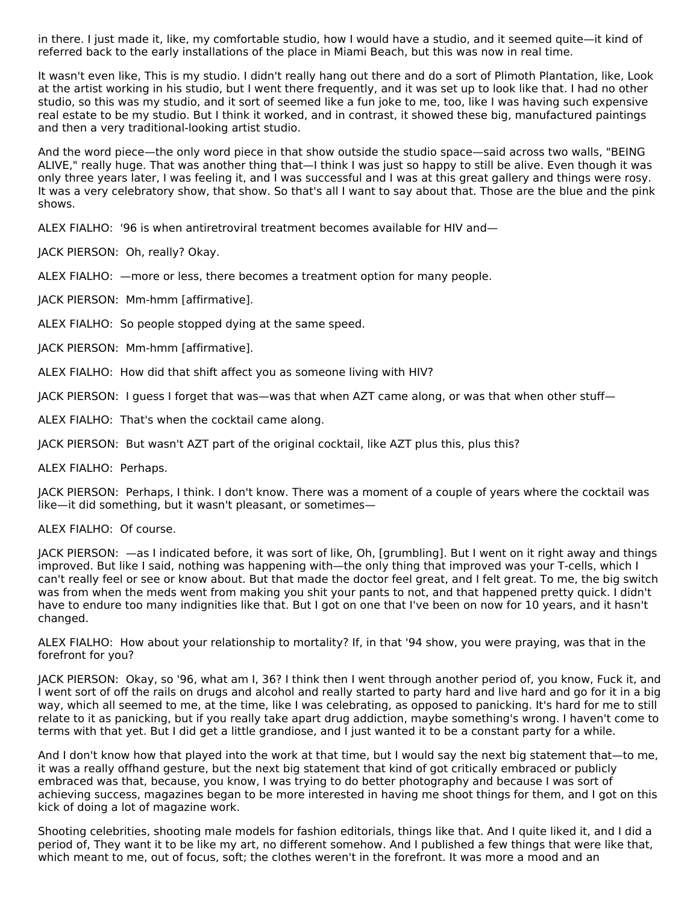in there. I just made it, like, my comfortable studio, how I would have a studio, and it seemed quite—it kind of referred back to the early installations of the place in Miami Beach, but this was now in real time.

It wasn't even like, This is my studio. I didn't really hang out there and do a sort of Plimoth Plantation, like, Look at the artist working in his studio, but I went there frequently, and it was set up to look like that. I had no other studio, so this was my studio, and it sort of seemed like a fun joke to me, too, like I was having such expensive real estate to be my studio. But I think it worked, and in contrast, it showed these big, manufactured paintings and then a very traditional-looking artist studio.

And the word piece—the only word piece in that show outside the studio space—said across two walls, "BEING ALIVE," really huge. That was another thing that—I think I was just so happy to still be alive. Even though it was only three years later, I was feeling it, and I was successful and I was at this great gallery and things were rosy. It was a very celebratory show, that show. So that's all I want to say about that. Those are the blue and the pink shows.

ALEX FIALHO: '96 is when antiretroviral treatment becomes available for HIV and—

JACK PIERSON: Oh, really? Okay.

ALEX FIALHO: —more or less, there becomes a treatment option for many people.

JACK PIERSON: Mm-hmm [affirmative].

ALEX FIALHO: So people stopped dying at the same speed.

JACK PIERSON: Mm-hmm [affirmative].

ALEX FIALHO: How did that shift affect you as someone living with HIV?

JACK PIERSON: I guess I forget that was—was that when AZT came along, or was that when other stuff—

ALEX FIALHO: That's when the cocktail came along.

JACK PIERSON: But wasn't AZT part of the original cocktail, like AZT plus this, plus this?

ALEX FIALHO: Perhaps.

JACK PIERSON: Perhaps, I think. I don't know. There was a moment of a couple of years where the cocktail was like—it did something, but it wasn't pleasant, or sometimes—

ALEX FIALHO: Of course.

JACK PIERSON: —as I indicated before, it was sort of like, Oh, [grumbling]. But I went on it right away and things improved. But like I said, nothing was happening with—the only thing that improved was your T-cells, which I can't really feel or see or know about. But that made the doctor feel great, and I felt great. To me, the big switch was from when the meds went from making you shit your pants to not, and that happened pretty quick. I didn't have to endure too many indignities like that. But I got on one that I've been on now for 10 years, and it hasn't changed.

ALEX FIALHO: How about your relationship to mortality? If, in that '94 show, you were praying, was that in the forefront for you?

JACK PIERSON: Okay, so '96, what am I, 36? I think then I went through another period of, you know, Fuck it, and I went sort of off the rails on drugs and alcohol and really started to party hard and live hard and go for it in a big way, which all seemed to me, at the time, like I was celebrating, as opposed to panicking. It's hard for me to still relate to it as panicking, but if you really take apart drug addiction, maybe something's wrong. I haven't come to terms with that yet. But I did get a little grandiose, and I just wanted it to be a constant party for a while.

And I don't know how that played into the work at that time, but I would say the next big statement that—to me, it was a really offhand gesture, but the next big statement that kind of got critically embraced or publicly embraced was that, because, you know, I was trying to do better photography and because I was sort of achieving success, magazines began to be more interested in having me shoot things for them, and I got on this kick of doing a lot of magazine work.

Shooting celebrities, shooting male models for fashion editorials, things like that. And I quite liked it, and I did a period of, They want it to be like my art, no different somehow. And I published a few things that were like that, which meant to me, out of focus, soft; the clothes weren't in the forefront. It was more a mood and an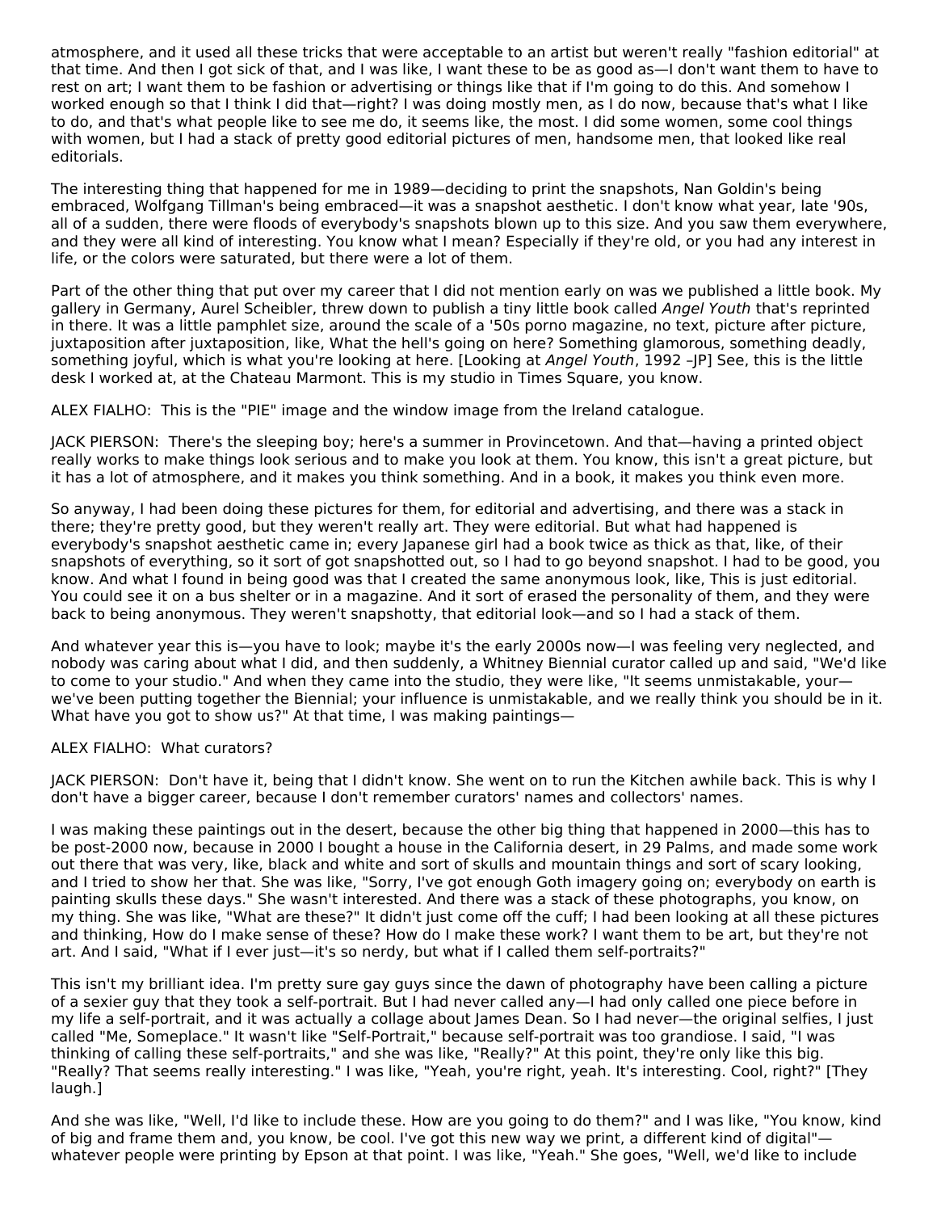atmosphere, and it used all these tricks that were acceptable to an artist but weren't really "fashion editorial" at that time. And then I got sick of that, and I was like, I want these to be as good as—I don't want them to have to rest on art; I want them to be fashion or advertising or things like that if I'm going to do this. And somehow I worked enough so that I think I did that—right? I was doing mostly men, as I do now, because that's what I like to do, and that's what people like to see me do, it seems like, the most. I did some women, some cool things with women, but I had a stack of pretty good editorial pictures of men, handsome men, that looked like real editorials.

The interesting thing that happened for me in 1989—deciding to print the snapshots, Nan Goldin's being embraced, Wolfgang Tillman's being embraced—it was a snapshot aesthetic. I don't know what year, late '90s, all of a sudden, there were floods of everybody's snapshots blown up to this size. And you saw them everywhere, and they were all kind of interesting. You know what I mean? Especially if they're old, or you had any interest in life, or the colors were saturated, but there were a lot of them.

Part of the other thing that put over my career that I did not mention early on was we published a little book. My gallery in Germany, Aurel Scheibler, threw down to publish a tiny little book called *Angel Youth* that's reprinted in there. It was a little pamphlet size, around the scale of a '50s porno magazine, no text, picture after picture, juxtaposition after juxtaposition, like, What the hell's going on here? Something glamorous, something deadly, something joyful, which is what you're looking at here. [Looking at *Angel Youth*, 1992 –JP] See, this is the little desk I worked at, at the Chateau Marmont. This is my studio in Times Square, you know.

ALEX FIALHO: This is the "PIE" image and the window image from the Ireland catalogue.

JACK PIERSON: There's the sleeping boy; here's a summer in Provincetown. And that—having a printed object really works to make things look serious and to make you look at them. You know, this isn't a great picture, but it has a lot of atmosphere, and it makes you think something. And in a book, it makes you think even more.

So anyway, I had been doing these pictures for them, for editorial and advertising, and there was a stack in there; they're pretty good, but they weren't really art. They were editorial. But what had happened is everybody's snapshot aesthetic came in; every Japanese girl had a book twice as thick as that, like, of their snapshots of everything, so it sort of got snapshotted out, so I had to go beyond snapshot. I had to be good, you know. And what I found in being good was that I created the same anonymous look, like, This is just editorial. You could see it on a bus shelter or in a magazine. And it sort of erased the personality of them, and they were back to being anonymous. They weren't snapshotty, that editorial look—and so I had a stack of them.

And whatever year this is—you have to look; maybe it's the early 2000s now—I was feeling very neglected, and nobody was caring about what I did, and then suddenly, a Whitney Biennial curator called up and said, "We'd like to come to your studio." And when they came into the studio, they were like, "It seems unmistakable, your—we've been putting together the Biennial; your influence is unmistakable, and we really think you should be in it. What have you got to show us?" At that time, I was making paintings—

ALEX FIALHO: What curators?

JACK PIERSON: Don't have it, being that I didn't know. She went on to run the Kitchen awhile back. This is why I don't have a bigger career, because I don't remember curators' names and collectors' names.

I was making these paintings out in the desert, because the other big thing that happened in 2000—this has to be post-2000 now, because in 2000 I bought a house in the California desert, in 29 Palms, and made some work out there that was very, like, black and white and sort of skulls and mountain things and sort of scary looking, and I tried to show her that. She was like, "Sorry, I've got enough Goth imagery going on; everybody on earth is painting skulls these days." She wasn't interested. And there was a stack of these photographs, you know, on my thing. She was like, "What are these?" It didn't just come off the cuff; I had been looking at all these pictures and thinking, How do I make sense of these? How do I make these work? I want them to be art, but they're not art. And I said, "What if I ever just—it's so nerdy, but what if I called them self-portraits?"

This isn't my brilliant idea. I'm pretty sure gay guys since the dawn of photography have been calling a picture of a sexier guy that they took a self-portrait. But I had never called any—I had only called one piece before in my life a self-portrait, and it was actually a collage about James Dean. So I had never—the original selfies, I just called "Me, Someplace." It wasn't like "Self-Portrait," because self-portrait was too grandiose. I said, "I was thinking of calling these self-portraits," and she was like, "Really?" At this point, they're only like this big. "Really? That seems really interesting." I was like, "Yeah, you're right, yeah. It's interesting. Cool, right?" [They laugh.]

And she was like, "Well, I'd like to include these. How are you going to do them?" and I was like, "You know, kind of big and frame them and, you know, be cool. I've got this new way we print, a different kind of digital"—whatever people were printing by Epson at that point. I was like, "Yeah." She goes, "Well, we'd like to include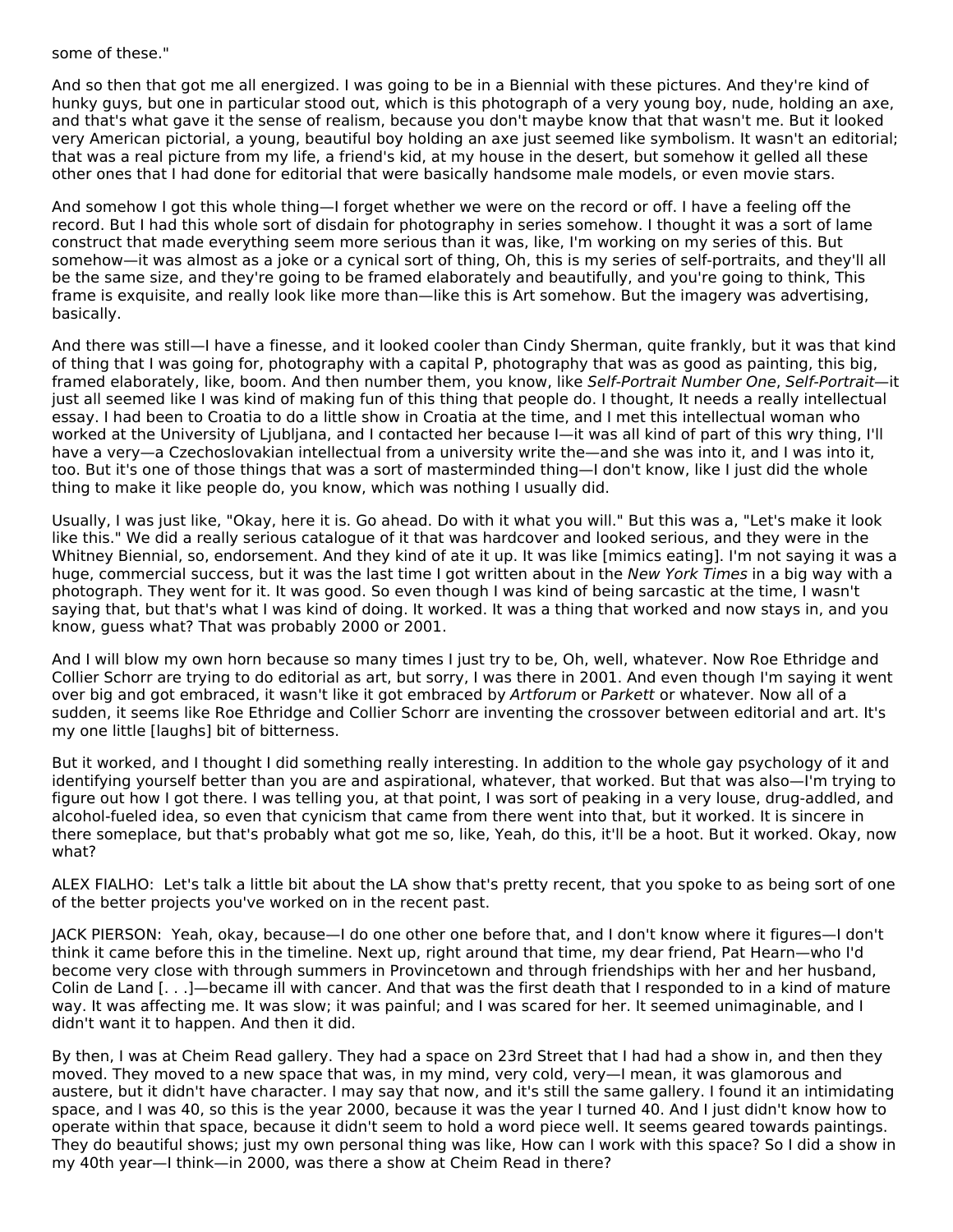some of these."

And so then that got me all energized. I was going to be in a Biennial with these pictures. And they're kind of hunky guys, but one in particular stood out, which is this photograph of a very young boy, nude, holding an axe, and that's what gave it the sense of realism, because you don't maybe know that that wasn't me. But it looked very American pictorial, a young, beautiful boy holding an axe just seemed like symbolism. It wasn't an editorial; that was a real picture from my life, a friend's kid, at my house in the desert, but somehow it gelled all these other ones that I had done for editorial that were basically handsome male models, or even movie stars.

And somehow I got this whole thing—I forget whether we were on the record or off. I have a feeling off the record. But I had this whole sort of disdain for photography in series somehow. I thought it was a sort of lame construct that made everything seem more serious than it was, like, I'm working on my series of this. But somehow—it was almost as a joke or a cynical sort of thing, Oh, this is my series of self-portraits, and they'll all be the same size, and they're going to be framed elaborately and beautifully, and you're going to think, This frame is exquisite, and really look like more than—like this is Art somehow. But the imagery was advertising, basically.

And there was still—I have a finesse, and it looked cooler than Cindy Sherman, quite frankly, but it was that kind of thing that I was going for, photography with a capital P, photography that was as good as painting, this big, framed elaborately, like, boom. And then number them, you know, like *Self-Portrait Number One*, *Self-Portrait*—it just all seemed like I was kind of making fun of this thing that people do. I thought, It needs a really intellectual essay. I had been to Croatia to do a little show in Croatia at the time, and I met this intellectual woman who worked at the University of Ljubljana, and I contacted her because I—it was all kind of part of this wry thing, I'll have a very—a Czechoslovakian intellectual from a university write the—and she was into it, and I was into it, too. But it's one of those things that was a sort of masterminded thing—I don't know, like I just did the whole thing to make it like people do, you know, which was nothing I usually did.

Usually, I was just like, "Okay, here it is. Go ahead. Do with it what you will." But this was a, "Let's make it look like this." We did a really serious catalogue of it that was hardcover and looked serious, and they were in the Whitney Biennial, so, endorsement. And they kind of ate it up. It was like [mimics eating]. I'm not saying it was a huge, commercial success, but it was the last time I got written about in the *New York Times* in a big way with a photograph. They went for it. It was good. So even though I was kind of being sarcastic at the time, I wasn't saying that, but that's what I was kind of doing. It worked. It was a thing that worked and now stays in, and you know, guess what? That was probably 2000 or 2001.

And I will blow my own horn because so many times I just try to be, Oh, well, whatever. Now Roe Ethridge and Collier Schorr are trying to do editorial as art, but sorry, I was there in 2001. And even though I'm saying it went over big and got embraced, it wasn't like it got embraced by *Artforum* or *Parkett* or whatever. Now all of a sudden, it seems like Roe Ethridge and Collier Schorr are inventing the crossover between editorial and art. It's my one little [laughs] bit of bitterness.

But it worked, and I thought I did something really interesting. In addition to the whole gay psychology of it and identifying yourself better than you are and aspirational, whatever, that worked. But that was also—I'm trying to figure out how I got there. I was telling you, at that point, I was sort of peaking in a very louse, drug-addled, and alcohol-fueled idea, so even that cynicism that came from there went into that, but it worked. It is sincere in there someplace, but that's probably what got me so, like, Yeah, do this, it'll be a hoot. But it worked. Okay, now what?

ALEX FIALHO: Let's talk a little bit about the LA show that's pretty recent, that you spoke to as being sort of one of the better projects you've worked on in the recent past.

JACK PIERSON: Yeah, okay, because—I do one other one before that, and I don't know where it figures—I don't think it came before this in the timeline. Next up, right around that time, my dear friend, Pat Hearn—who I'd become very close with through summers in Provincetown and through friendships with her and her husband, Colin de Land [. . .]—became ill with cancer. And that was the first death that I responded to in a kind of mature way. It was affecting me. It was slow; it was painful; and I was scared for her. It seemed unimaginable, and I didn't want it to happen. And then it did.

By then, I was at Cheim Read gallery. They had a space on 23rd Street that I had had a show in, and then they moved. They moved to a new space that was, in my mind, very cold, very—I mean, it was glamorous and austere, but it didn't have character. I may say that now, and it's still the same gallery. I found it an intimidating space, and I was 40, so this is the year 2000, because it was the year I turned 40. And I just didn't know how to operate within that space, because it didn't seem to hold a word piece well. It seems geared towards paintings. They do beautiful shows; just my own personal thing was like, How can I work with this space? So I did a show in my 40th year—I think—in 2000, was there a show at Cheim Read in there?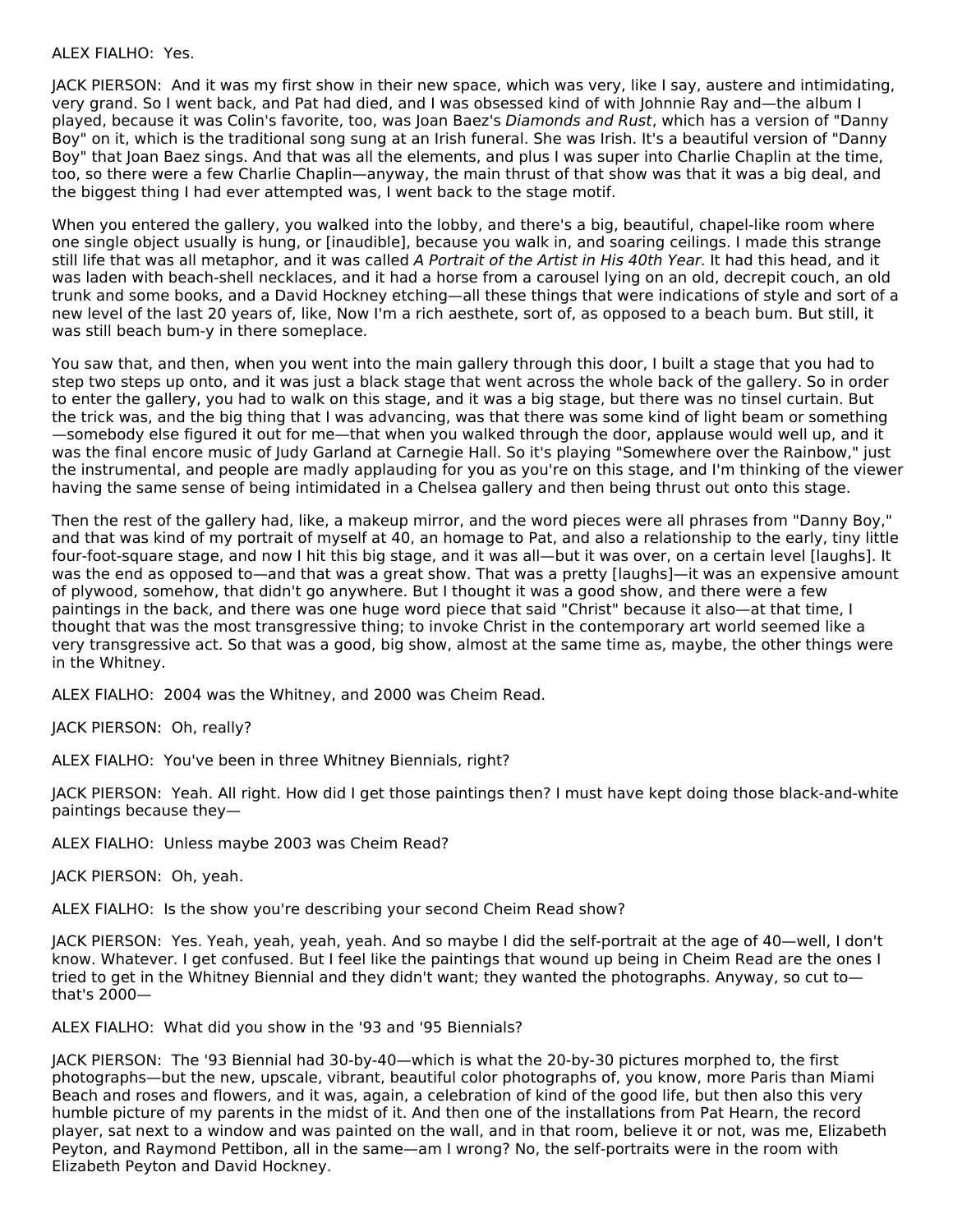ALEX FIALHO: Yes.

JACK PIERSON: And it was my first show in their new space, which was very, like I say, austere and intimidating, very grand. So I went back, and Pat had died, and I was obsessed kind of with Johnnie Ray and—the album I played, because it was Colin's favorite, too, was Joan Baez's *Diamonds and Rust*, which has a version of "Danny Boy" on it, which is the traditional song sung at an Irish funeral. She was Irish. It's a beautiful version of "Danny Boy" that Joan Baez sings. And that was all the elements, and plus I was super into Charlie Chaplin at the time, too, so there were a few Charlie Chaplin—anyway, the main thrust of that show was that it was a big deal, and the biggest thing I had ever attempted was, I went back to the stage motif.

When you entered the gallery, you walked into the lobby, and there's a big, beautiful, chapel-like room where one single object usually is hung, or [inaudible], because you walk in, and soaring ceilings. I made this strange still life that was all metaphor, and it was called *A Portrait of the Artist in His 40th Year*. It had this head, and it was laden with beach-shell necklaces, and it had a horse from a carousel lying on an old, decrepit couch, an old trunk and some books, and a David Hockney etching—all these things that were indications of style and sort of a new level of the last 20 years of, like, Now I'm a rich aesthete, sort of, as opposed to a beach bum. But still, it was still beach bum-y in there someplace.

You saw that, and then, when you went into the main gallery through this door, I built a stage that you had to step two steps up onto, and it was just a black stage that went across the whole back of the gallery. So in order to enter the gallery, you had to walk on this stage, and it was a big stage, but there was no tinsel curtain. But the trick was, and the big thing that I was advancing, was that there was some kind of light beam or something—somebody else figured it out for me—that when you walked through the door, applause would well up, and it was the final encore music of Judy Garland at Carnegie Hall. So it's playing "Somewhere over the Rainbow," just the instrumental, and people are madly applauding for you as you're on this stage, and I'm thinking of the viewer having the same sense of being intimidated in a Chelsea gallery and then being thrust out onto this stage.

Then the rest of the gallery had, like, a makeup mirror, and the word pieces were all phrases from "Danny Boy," and that was kind of my portrait of myself at 40, an homage to Pat, and also a relationship to the early, tiny little four-foot-square stage, and now I hit this big stage, and it was all—but it was over, on a certain level [laughs]. It was the end as opposed to—and that was a great show. That was a pretty [laughs]—it was an expensive amount of plywood, somehow, that didn't go anywhere. But I thought it was a good show, and there were a few paintings in the back, and there was one huge word piece that said "Christ" because it also—at that time, I thought that was the most transgressive thing; to invoke Christ in the contemporary art world seemed like a very transgressive act. So that was a good, big show, almost at the same time as, maybe, the other things were in the Whitney.

ALEX FIALHO: 2004 was the Whitney, and 2000 was Cheim Read.

JACK PIERSON: Oh, really?

ALEX FIALHO: You've been in three Whitney Biennials, right?

JACK PIERSON: Yeah. All right. How did I get those paintings then? I must have kept doing those black-and-white paintings because they—

ALEX FIALHO: Unless maybe 2003 was Cheim Read?

JACK PIERSON: Oh, yeah.

ALEX FIALHO: Is the show you're describing your second Cheim Read show?

JACK PIERSON: Yes. Yeah, yeah, yeah, yeah. And so maybe I did the self-portrait at the age of 40—well, I don't know. Whatever. I get confused. But I feel like the paintings that wound up being in Cheim Read are the ones I tried to get in the Whitney Biennial and they didn't want; they wanted the photographs. Anyway, so cut to—that's 2000—

ALEX FIALHO: What did you show in the '93 and '95 Biennials?

JACK PIERSON: The '93 Biennial had 30-by-40—which is what the 20-by-30 pictures morphed to, the first photographs—but the new, upscale, vibrant, beautiful color photographs of, you know, more Paris than Miami Beach and roses and flowers, and it was, again, a celebration of kind of the good life, but then also this very humble picture of my parents in the midst of it. And then one of the installations from Pat Hearn, the record player, sat next to a window and was painted on the wall, and in that room, believe it or not, was me, Elizabeth Peyton, and Raymond Pettibon, all in the same—am I wrong? No, the self-portraits were in the room with Elizabeth Peyton and David Hockney.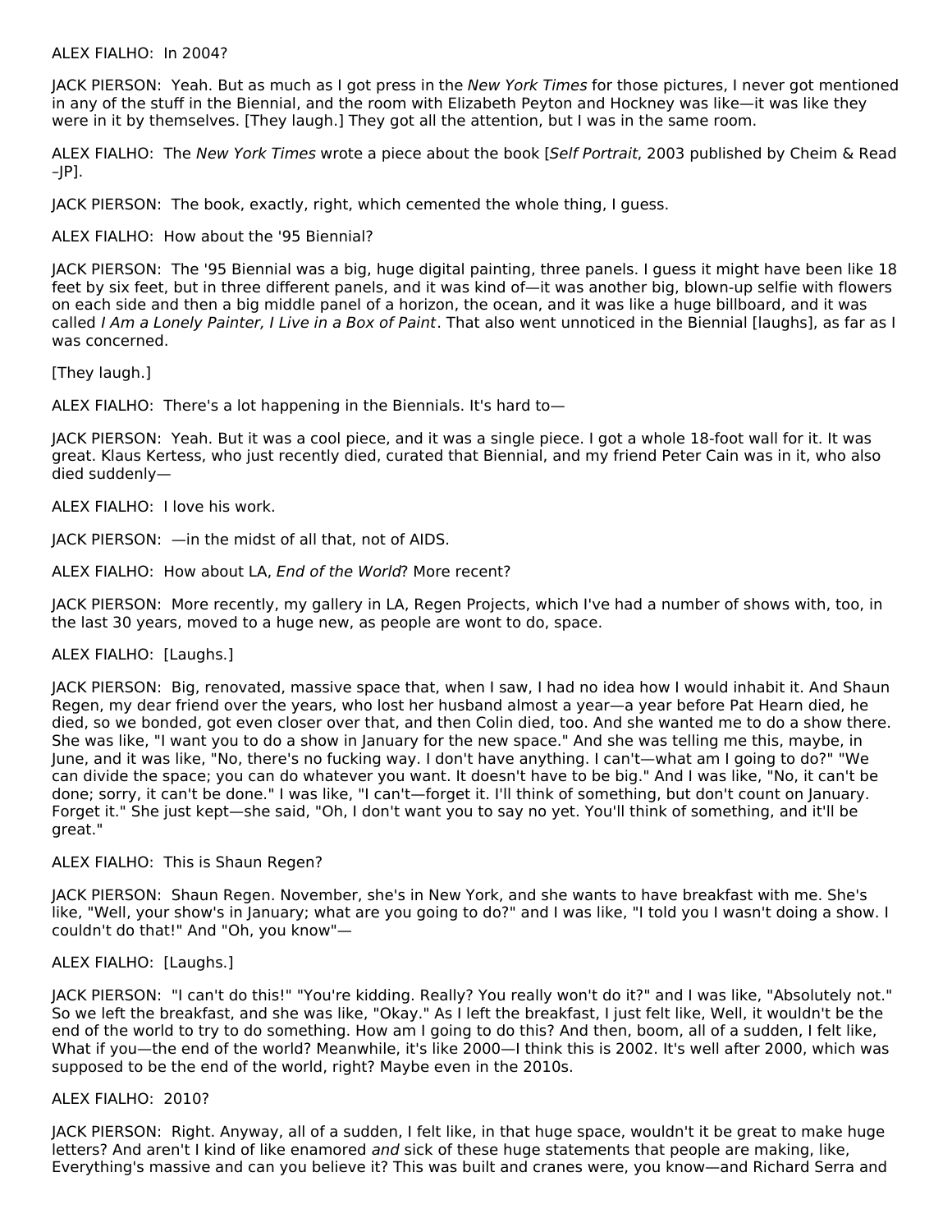ALEX FIALHO: In 2004?

JACK PIERSON: Yeah. But as much as I got press in the *New York Times* for those pictures, I never got mentioned in any of the stuff in the Biennial, and the room with Elizabeth Peyton and Hockney was like—it was like they were in it by themselves. [They laugh.] They got all the attention, but I was in the same room.

ALEX FIALHO: The *New York Times* wrote a piece about the book [*Self Portrait*, 2003 published by Cheim & Read –JP].

JACK PIERSON: The book, exactly, right, which cemented the whole thing, I guess.

ALEX FIALHO: How about the '95 Biennial?

JACK PIERSON: The '95 Biennial was a big, huge digital painting, three panels. I guess it might have been like 18 feet by six feet, but in three different panels, and it was kind of—it was another big, blown-up selfie with flowers on each side and then a big middle panel of a horizon, the ocean, and it was like a huge billboard, and it was called *I Am a Lonely Painter, I Live in a Box of Paint*. That also went unnoticed in the Biennial [laughs], as far as I was concerned.

[They laugh.]

ALEX FIALHO: There's a lot happening in the Biennials. It's hard to—

JACK PIERSON: Yeah. But it was a cool piece, and it was a single piece. I got a whole 18-foot wall for it. It was great. Klaus Kertess, who just recently died, curated that Biennial, and my friend Peter Cain was in it, who also died suddenly—

ALEX FIALHO: I love his work.

JACK PIERSON: —in the midst of all that, not of AIDS.

ALEX FIALHO: How about LA, *End of the World*? More recent?

JACK PIERSON: More recently, my gallery in LA, Regen Projects, which I've had a number of shows with, too, in the last 30 years, moved to a huge new, as people are wont to do, space.

ALEX FIALHO: [Laughs.]

JACK PIERSON: Big, renovated, massive space that, when I saw, I had no idea how I would inhabit it. And Shaun Regen, my dear friend over the years, who lost her husband almost a year—a year before Pat Hearn died, he died, so we bonded, got even closer over that, and then Colin died, too. And she wanted me to do a show there. She was like, "I want you to do a show in January for the new space." And she was telling me this, maybe, in June, and it was like, "No, there's no fucking way. I don't have anything. I can't—what am I going to do?" "We can divide the space; you can do whatever you want. It doesn't have to be big." And I was like, "No, it can't be done; sorry, it can't be done." I was like, "I can't—forget it. I'll think of something, but don't count on January. Forget it." She just kept—she said, "Oh, I don't want you to say no yet. You'll think of something, and it'll be great."

ALEX FIALHO: This is Shaun Regen?

JACK PIERSON: Shaun Regen. November, she's in New York, and she wants to have breakfast with me. She's like, "Well, your show's in January; what are you going to do?" and I was like, "I told you I wasn't doing a show. I couldn't do that!" And "Oh, you know"—

ALEX FIALHO: [Laughs.]

JACK PIERSON: "I can't do this!" "You're kidding. Really? You really won't do it?" and I was like, "Absolutely not." So we left the breakfast, and she was like, "Okay." As I left the breakfast, I just felt like, Well, it wouldn't be the end of the world to try to do something. How am I going to do this? And then, boom, all of a sudden, I felt like, What if you—the end of the world? Meanwhile, it's like 2000—I think this is 2002. It's well after 2000, which was supposed to be the end of the world, right? Maybe even in the 2010s.

ALEX FIALHO: 2010?

JACK PIERSON: Right. Anyway, all of a sudden, I felt like, in that huge space, wouldn't it be great to make huge letters? And aren't I kind of like enamored *and* sick of these huge statements that people are making, like, Everything's massive and can you believe it? This was built and cranes were, you know—and Richard Serra and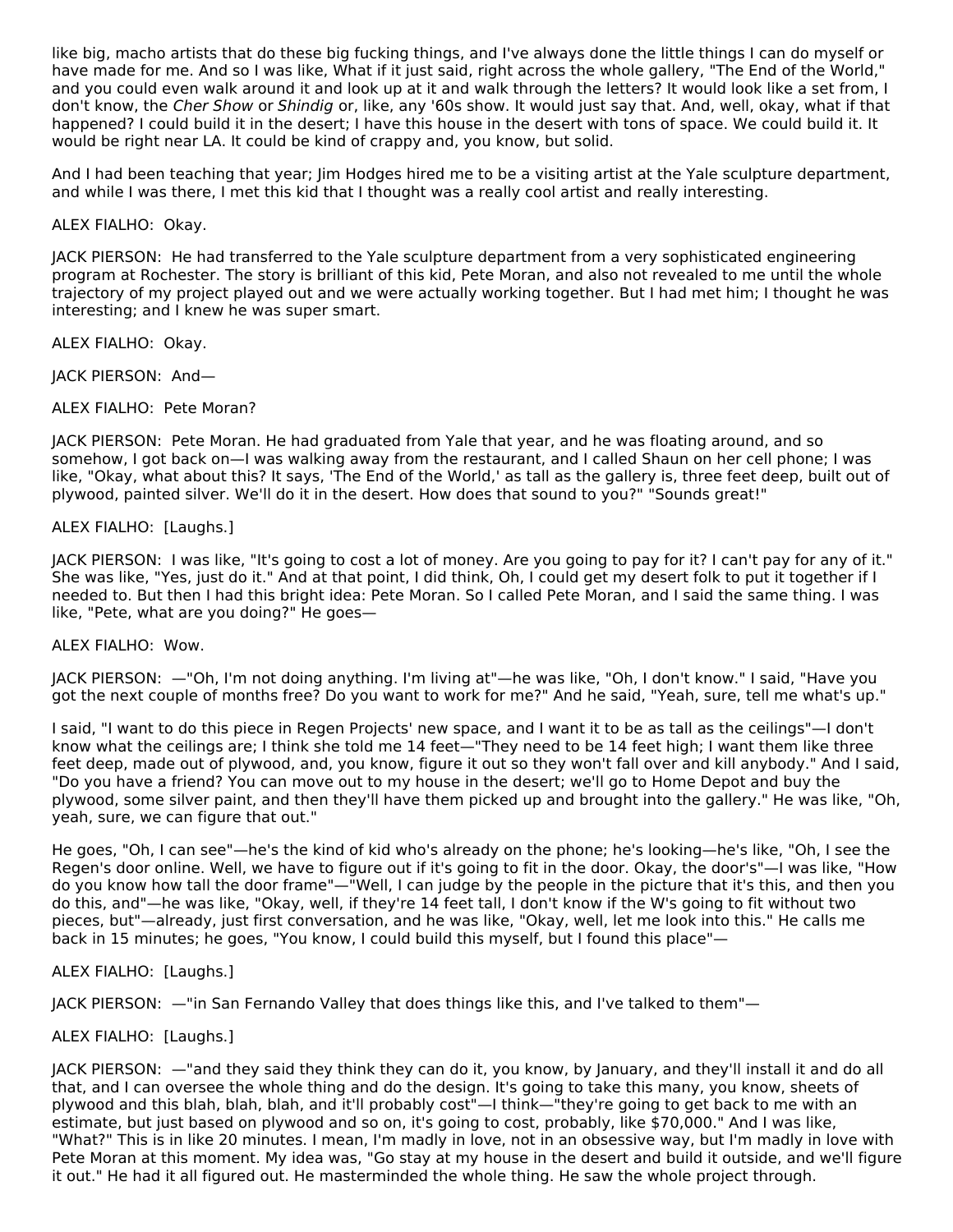like big, macho artists that do these big fucking things, and I've always done the little things I can do myself or have made for me. And so I was like, What if it just said, right across the whole gallery, "The End of the World," and you could even walk around it and look up at it and walk through the letters? It would look like a set from, I don't know, the *Cher Show* or *Shindig* or, like, any '60s show. It would just say that. And, well, okay, what if that happened? I could build it in the desert; I have this house in the desert with tons of space. We could build it. It would be right near LA. It could be kind of crappy and, you know, but solid.

And I had been teaching that year; Jim Hodges hired me to be a visiting artist at the Yale sculpture department, and while I was there, I met this kid that I thought was a really cool artist and really interesting.

ALEX FIALHO: Okay.

JACK PIERSON: He had transferred to the Yale sculpture department from a very sophisticated engineering program at Rochester. The story is brilliant of this kid, Pete Moran, and also not revealed to me until the whole trajectory of my project played out and we were actually working together. But I had met him; I thought he was interesting; and I knew he was super smart.

ALEX FIALHO: Okay.

JACK PIERSON: And—

ALEX FIALHO: Pete Moran?

JACK PIERSON: Pete Moran. He had graduated from Yale that year, and he was floating around, and so somehow, I got back on—I was walking away from the restaurant, and I called Shaun on her cell phone; I was like, "Okay, what about this? It says, 'The End of the World,' as tall as the gallery is, three feet deep, built out of plywood, painted silver. We'll do it in the desert. How does that sound to you?" "Sounds great!"

ALEX FIALHO: [Laughs.]

JACK PIERSON: I was like, "It's going to cost a lot of money. Are you going to pay for it? I can't pay for any of it." She was like, "Yes, just do it." And at that point, I did think, Oh, I could get my desert folk to put it together if I needed to. But then I had this bright idea: Pete Moran. So I called Pete Moran, and I said the same thing. I was like, "Pete, what are you doing?" He goes—

ALEX FIALHO: Wow.

JACK PIERSON: —"Oh, I'm not doing anything. I'm living at"—he was like, "Oh, I don't know." I said, "Have you got the next couple of months free? Do you want to work for me?" And he said, "Yeah, sure, tell me what's up."

I said, "I want to do this piece in Regen Projects' new space, and I want it to be as tall as the ceilings"—I don't know what the ceilings are; I think she told me 14 feet—"They need to be 14 feet high; I want them like three feet deep, made out of plywood, and, you know, figure it out so they won't fall over and kill anybody." And I said, "Do you have a friend? You can move out to my house in the desert; we'll go to Home Depot and buy the plywood, some silver paint, and then they'll have them picked up and brought into the gallery." He was like, "Oh, yeah, sure, we can figure that out."

He goes, "Oh, I can see"—he's the kind of kid who's already on the phone; he's looking—he's like, "Oh, I see the Regen's door online. Well, we have to figure out if it's going to fit in the door. Okay, the door's"—I was like, "How do you know how tall the door frame"—"Well, I can judge by the people in the picture that it's this, and then you do this, and"—he was like, "Okay, well, if they're 14 feet tall, I don't know if the W's going to fit without two pieces, but"—already, just first conversation, and he was like, "Okay, well, let me look into this." He calls me back in 15 minutes; he goes, "You know, I could build this myself, but I found this place"—

ALEX FIALHO: [Laughs.]

JACK PIERSON: —"in San Fernando Valley that does things like this, and I've talked to them"—

ALEX FIALHO: [Laughs.]

JACK PIERSON: —"and they said they think they can do it, you know, by January, and they'll install it and do all that, and I can oversee the whole thing and do the design. It's going to take this many, you know, sheets of plywood and this blah, blah, blah, and it'll probably cost"—I think—"they're going to get back to me with an estimate, but just based on plywood and so on, it's going to cost, probably, like $70,000." And I was like, "What?" This is in like 20 minutes. I mean, I'm madly in love, not in an obsessive way, but I'm madly in love with Pete Moran at this moment. My idea was, "Go stay at my house in the desert and build it outside, and we'll figure it out." He had it all figured out. He masterminded the whole thing. He saw the whole project through.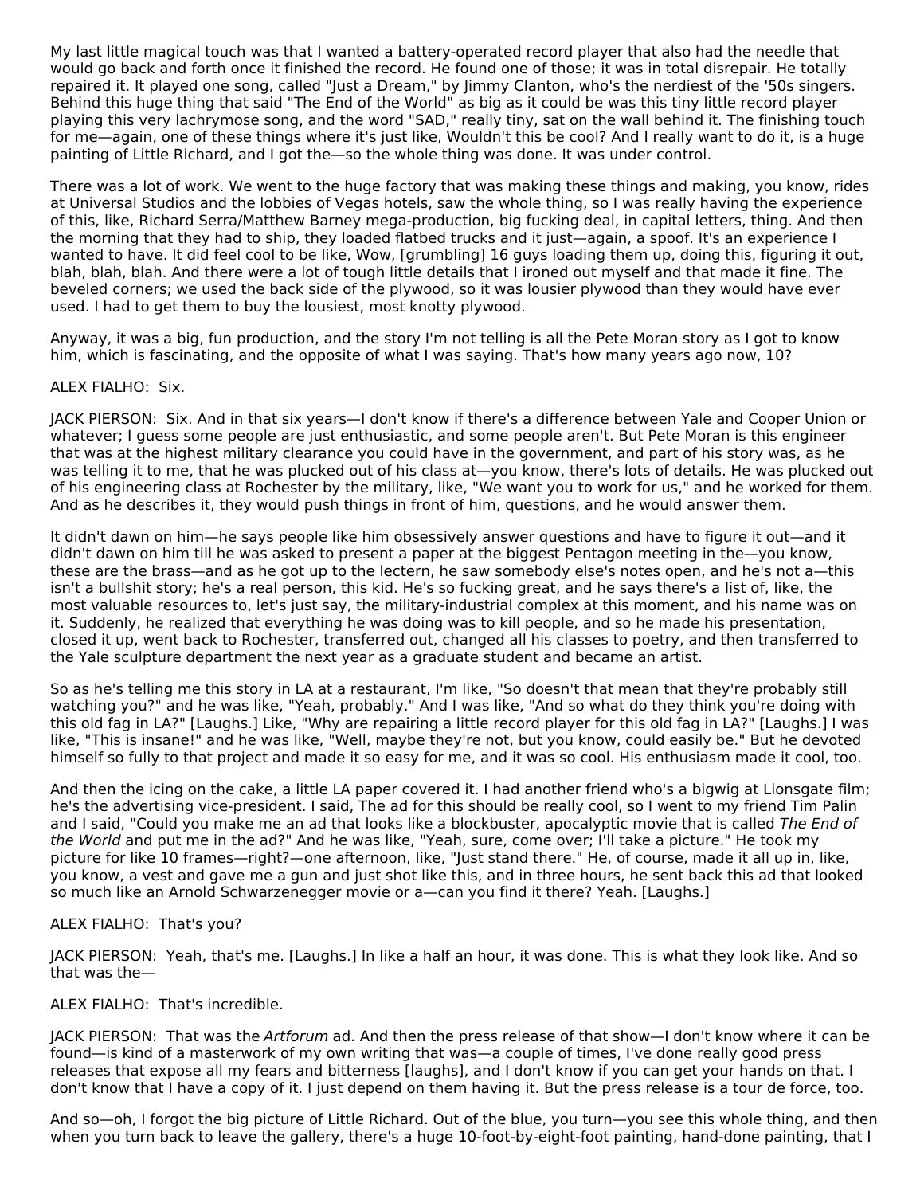My last little magical touch was that I wanted a battery-operated record player that also had the needle that would go back and forth once it finished the record. He found one of those; it was in total disrepair. He totally repaired it. It played one song, called "Just a Dream," by Jimmy Clanton, who's the nerdiest of the '50s singers. Behind this huge thing that said "The End of the World" as big as it could be was this tiny little record player playing this very lachrymose song, and the word "SAD," really tiny, sat on the wall behind it. The finishing touch for me—again, one of these things where it's just like, Wouldn't this be cool? And I really want to do it, is a huge painting of Little Richard, and I got the—so the whole thing was done. It was under control.

There was a lot of work. We went to the huge factory that was making these things and making, you know, rides at Universal Studios and the lobbies of Vegas hotels, saw the whole thing, so I was really having the experience of this, like, Richard Serra/Matthew Barney mega-production, big fucking deal, in capital letters, thing. And then the morning that they had to ship, they loaded flatbed trucks and it just—again, a spoof. It's an experience I wanted to have. It did feel cool to be like, Wow, [grumbling] 16 guys loading them up, doing this, figuring it out, blah, blah, blah. And there were a lot of tough little details that I ironed out myself and that made it fine. The beveled corners; we used the back side of the plywood, so it was lousier plywood than they would have ever used. I had to get them to buy the lousiest, most knotty plywood.

Anyway, it was a big, fun production, and the story I'm not telling is all the Pete Moran story as I got to know him, which is fascinating, and the opposite of what I was saying. That's how many years ago now, 10?

ALEX FIALHO: Six.

JACK PIERSON: Six. And in that six years—I don't know if there's a difference between Yale and Cooper Union or whatever; I guess some people are just enthusiastic, and some people aren't. But Pete Moran is this engineer that was at the highest military clearance you could have in the government, and part of his story was, as he was telling it to me, that he was plucked out of his class at—you know, there's lots of details. He was plucked out of his engineering class at Rochester by the military, like, "We want you to work for us," and he worked for them. And as he describes it, they would push things in front of him, questions, and he would answer them.

It didn't dawn on him—he says people like him obsessively answer questions and have to figure it out—and it didn't dawn on him till he was asked to present a paper at the biggest Pentagon meeting in the—you know, these are the brass—and as he got up to the lectern, he saw somebody else's notes open, and he's not a—this isn't a bullshit story; he's a real person, this kid. He's so fucking great, and he says there's a list of, like, the most valuable resources to, let's just say, the military-industrial complex at this moment, and his name was on it. Suddenly, he realized that everything he was doing was to kill people, and so he made his presentation, closed it up, went back to Rochester, transferred out, changed all his classes to poetry, and then transferred to the Yale sculpture department the next year as a graduate student and became an artist.

So as he's telling me this story in LA at a restaurant, I'm like, "So doesn't that mean that they're probably still watching you?" and he was like, "Yeah, probably." And I was like, "And so what do they think you're doing with this old fag in LA?" [Laughs.] Like, "Why are repairing a little record player for this old fag in LA?" [Laughs.] I was like, "This is insane!" and he was like, "Well, maybe they're not, but you know, could easily be." But he devoted himself so fully to that project and made it so easy for me, and it was so cool. His enthusiasm made it cool, too.

And then the icing on the cake, a little LA paper covered it. I had another friend who's a bigwig at Lionsgate film; he's the advertising vice-president. I said, The ad for this should be really cool, so I went to my friend Tim Palin and I said, "Could you make me an ad that looks like a blockbuster, apocalyptic movie that is called *The End of the World* and put me in the ad?" And he was like, "Yeah, sure, come over; I'll take a picture." He took my picture for like 10 frames—right?—one afternoon, like, "Just stand there." He, of course, made it all up in, like, you know, a vest and gave me a gun and just shot like this, and in three hours, he sent back this ad that looked so much like an Arnold Schwarzenegger movie or a—can you find it there? Yeah. [Laughs.]

ALEX FIALHO: That's you?

JACK PIERSON: Yeah, that's me. [Laughs.] In like a half an hour, it was done. This is what they look like. And so that was the—

ALEX FIALHO: That's incredible.

JACK PIERSON: That was the *Artforum* ad. And then the press release of that show—I don't know where it can be found—is kind of a masterwork of my own writing that was—a couple of times, I've done really good press releases that expose all my fears and bitterness [laughs], and I don't know if you can get your hands on that. I don't know that I have a copy of it. I just depend on them having it. But the press release is a tour de force, too.

And so—oh, I forgot the big picture of Little Richard. Out of the blue, you turn—you see this whole thing, and then when you turn back to leave the gallery, there's a huge 10-foot-by-eight-foot painting, hand-done painting, that I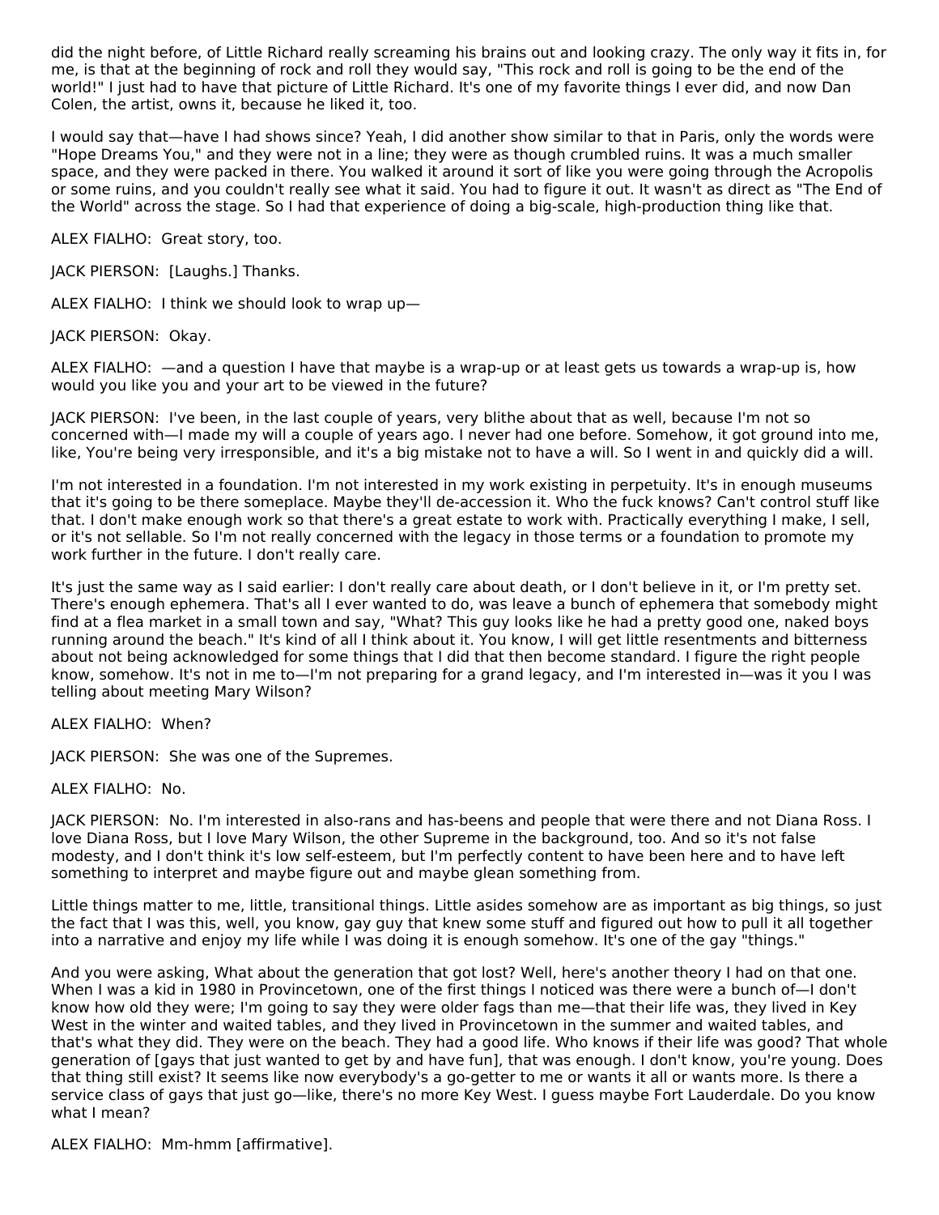did the night before, of Little Richard really screaming his brains out and looking crazy. The only way it fits in, for me, is that at the beginning of rock and roll they would say, "This rock and roll is going to be the end of the world!" I just had to have that picture of Little Richard. It's one of my favorite things I ever did, and now Dan Colen, the artist, owns it, because he liked it, too.

I would say that—have I had shows since? Yeah, I did another show similar to that in Paris, only the words were "Hope Dreams You," and they were not in a line; they were as though crumbled ruins. It was a much smaller space, and they were packed in there. You walked it around it sort of like you were going through the Acropolis or some ruins, and you couldn't really see what it said. You had to figure it out. It wasn't as direct as "The End of the World" across the stage. So I had that experience of doing a big-scale, high-production thing like that.

ALEX FIALHO: Great story, too.

JACK PIERSON: [Laughs.] Thanks.

ALEX FIALHO: I think we should look to wrap up—

JACK PIERSON: Okay.

ALEX FIALHO: —and a question I have that maybe is a wrap-up or at least gets us towards a wrap-up is, how would you like you and your art to be viewed in the future?

JACK PIERSON: I've been, in the last couple of years, very blithe about that as well, because I'm not so concerned with—I made my will a couple of years ago. I never had one before. Somehow, it got ground into me, like, You're being very irresponsible, and it's a big mistake not to have a will. So I went in and quickly did a will.

I'm not interested in a foundation. I'm not interested in my work existing in perpetuity. It's in enough museums that it's going to be there someplace. Maybe they'll de-accession it. Who the fuck knows? Can't control stuff like that. I don't make enough work so that there's a great estate to work with. Practically everything I make, I sell, or it's not sellable. So I'm not really concerned with the legacy in those terms or a foundation to promote my work further in the future. I don't really care.

It's just the same way as I said earlier: I don't really care about death, or I don't believe in it, or I'm pretty set. There's enough ephemera. That's all I ever wanted to do, was leave a bunch of ephemera that somebody might find at a flea market in a small town and say, "What? This guy looks like he had a pretty good one, naked boys running around the beach." It's kind of all I think about it. You know, I will get little resentments and bitterness about not being acknowledged for some things that I did that then become standard. I figure the right people know, somehow. It's not in me to—I'm not preparing for a grand legacy, and I'm interested in—was it you I was telling about meeting Mary Wilson?

ALEX FIALHO: When?

JACK PIERSON: She was one of the Supremes.

ALEX FIALHO: No.

JACK PIERSON: No. I'm interested in also-rans and has-beens and people that were there and not Diana Ross. I love Diana Ross, but I love Mary Wilson, the other Supreme in the background, too. And so it's not false modesty, and I don't think it's low self-esteem, but I'm perfectly content to have been here and to have left something to interpret and maybe figure out and maybe glean something from.

Little things matter to me, little, transitional things. Little asides somehow are as important as big things, so just the fact that I was this, well, you know, gay guy that knew some stuff and figured out how to pull it all together into a narrative and enjoy my life while I was doing it is enough somehow. It's one of the gay "things."

And you were asking, What about the generation that got lost? Well, here's another theory I had on that one. When I was a kid in 1980 in Provincetown, one of the first things I noticed was there were a bunch of—I don't know how old they were; I'm going to say they were older fags than me—that their life was, they lived in Key West in the winter and waited tables, and they lived in Provincetown in the summer and waited tables, and that's what they did. They were on the beach. They had a good life. Who knows if their life was good? That whole generation of [gays that just wanted to get by and have fun], that was enough. I don't know, you're young. Does that thing still exist? It seems like now everybody's a go-getter to me or wants it all or wants more. Is there a service class of gays that just go—like, there's no more Key West. I guess maybe Fort Lauderdale. Do you know what I mean?

ALEX FIALHO: Mm-hmm [affirmative].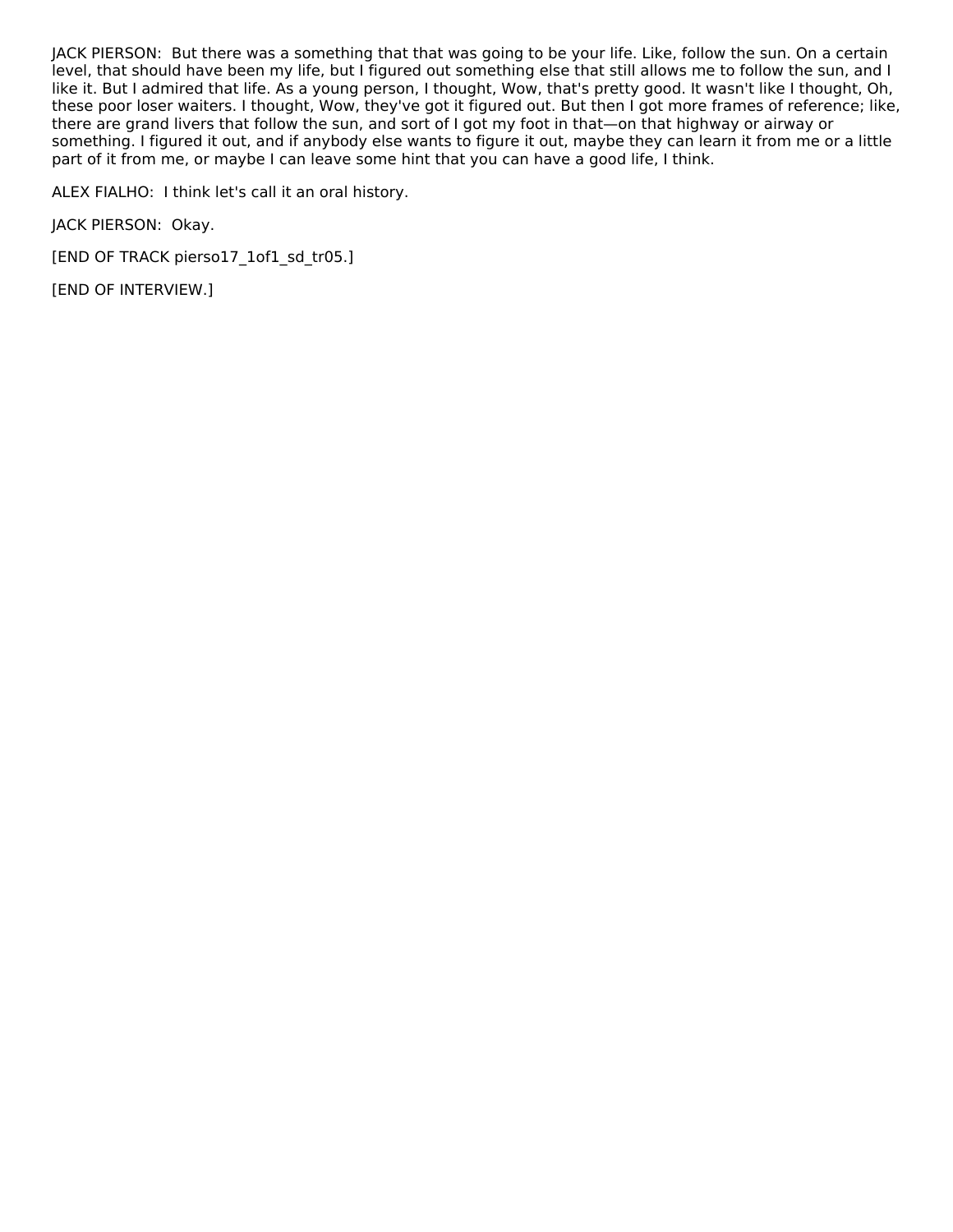JACK PIERSON:  But there was a something that that was going to be your life. Like, follow the sun. On a certain level, that should have been my life, but I figured out something else that still allows me to follow the sun, and I like it. But I admired that life. As a young person, I thought, Wow, that's pretty good. It wasn't like I thought, Oh, these poor loser waiters. I thought, Wow, they've got it figured out. But then I got more frames of reference; like, there are grand livers that follow the sun, and sort of I got my foot in that—on that highway or airway or something. I figured it out, and if anybody else wants to figure it out, maybe they can learn it from me or a little part of it from me, or maybe I can leave some hint that you can have a good life, I think.

ALEX FIALHO:  I think let's call it an oral history.

JACK PIERSON:  Okay.

[END OF TRACK pierso17_1of1_sd_tr05.]

[END OF INTERVIEW.]